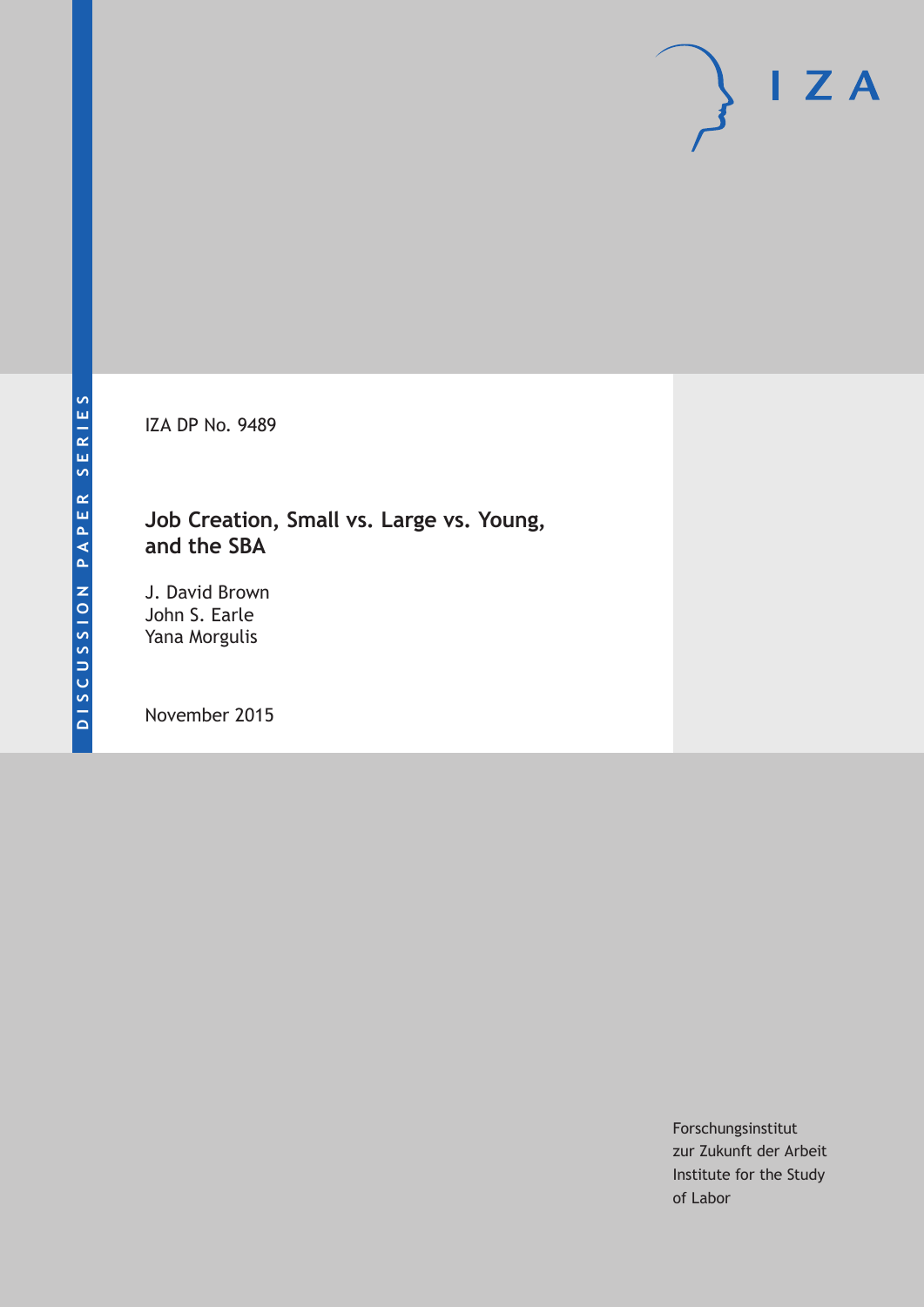DISCUSSION PAPER SERIES

IZA

IZA DP No. 9489

# Job Creation, Small vs. Large vs. Young, and the SBA

J. David Brown
John S. Earle
Yana Morgulis

November 2015

Forschungsinstitut
zur Zukunft der Arbeit
Institute for the Study
of Labor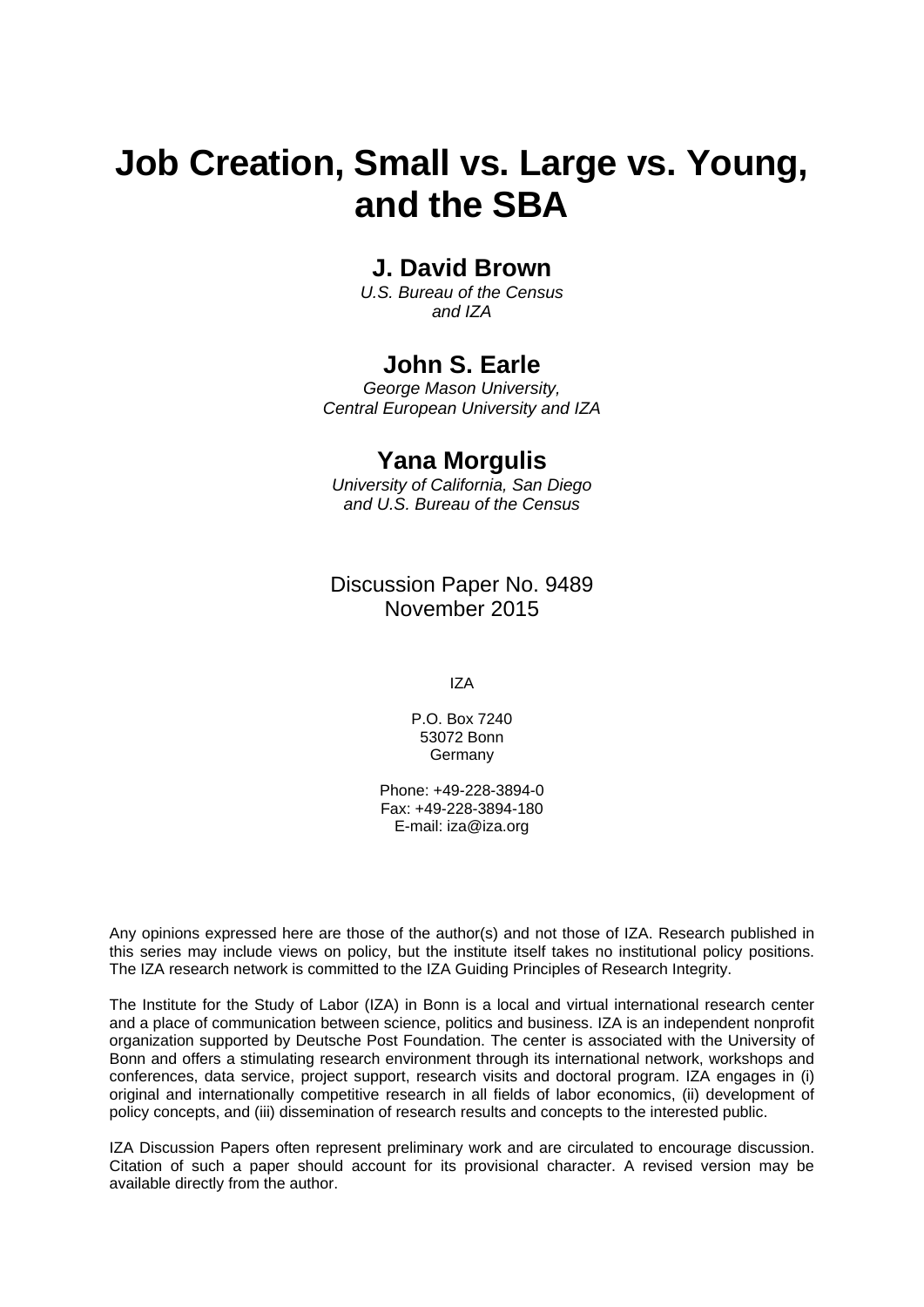# Job Creation, Small vs. Large vs. Young, and the SBA

## J. David Brown

*U.S. Bureau of the Census and IZA*

## John S. Earle

*George Mason University, Central European University and IZA*

## Yana Morgulis

*University of California, San Diego and U.S. Bureau of the Census*

Discussion Paper No. 9489
November 2015

IZA

P.O. Box 7240
53072 Bonn
Germany

Phone: +49-228-3894-0
Fax: +49-228-3894-180
E-mail: iza@iza.org

Any opinions expressed here are those of the author(s) and not those of IZA. Research published in this series may include views on policy, but the institute itself takes no institutional policy positions. The IZA research network is committed to the IZA Guiding Principles of Research Integrity.

The Institute for the Study of Labor (IZA) in Bonn is a local and virtual international research center and a place of communication between science, politics and business. IZA is an independent nonprofit organization supported by Deutsche Post Foundation. The center is associated with the University of Bonn and offers a stimulating research environment through its international network, workshops and conferences, data service, project support, research visits and doctoral program. IZA engages in (i) original and internationally competitive research in all fields of labor economics, (ii) development of policy concepts, and (iii) dissemination of research results and concepts to the interested public.

IZA Discussion Papers often represent preliminary work and are circulated to encourage discussion. Citation of such a paper should account for its provisional character. A revised version may be available directly from the author.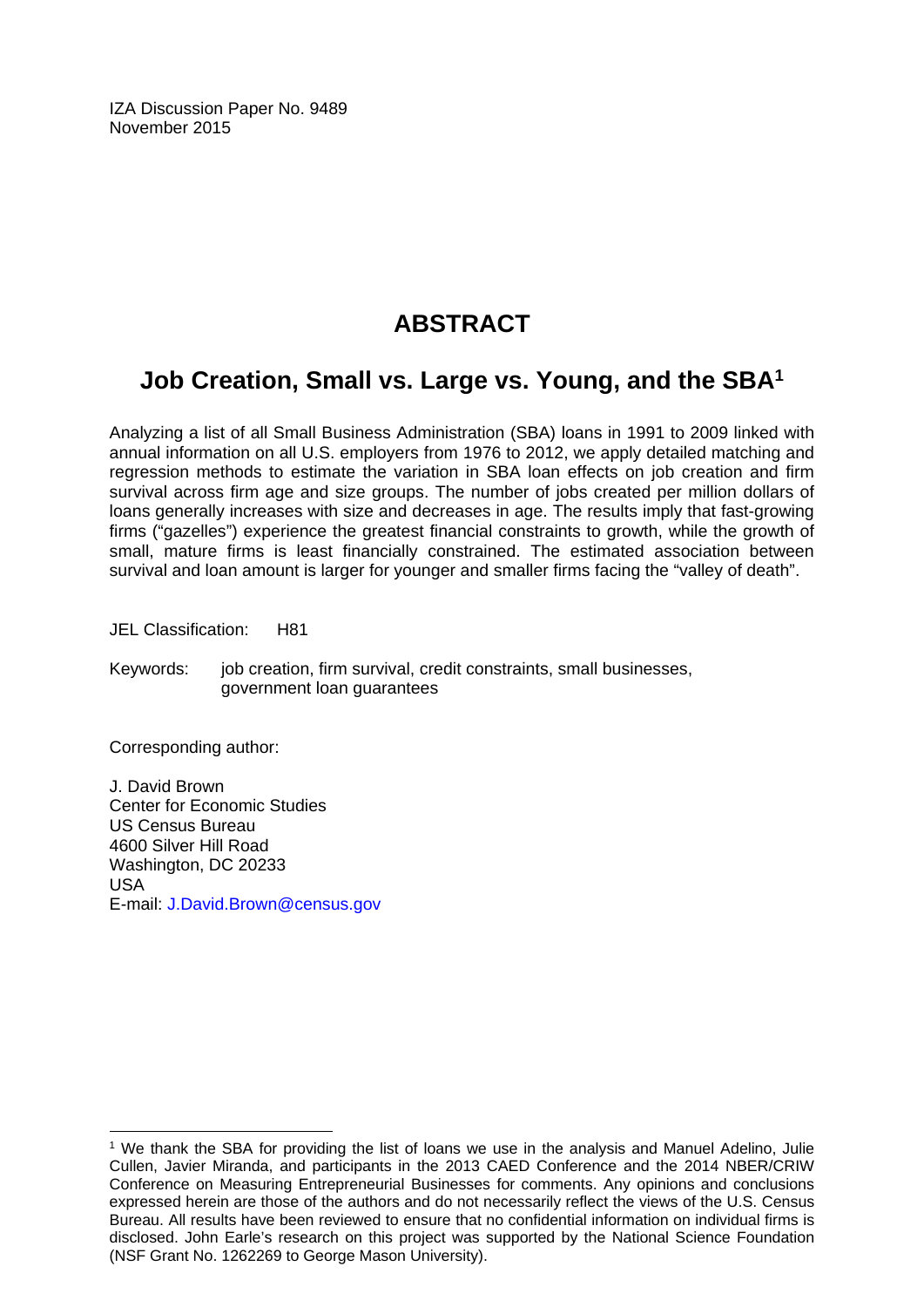IZA Discussion Paper No. 9489
November 2015

# ABSTRACT

## Job Creation, Small vs. Large vs. Young, and the SBA[1]

Analyzing a list of all Small Business Administration (SBA) loans in 1991 to 2009 linked with annual information on all U.S. employers from 1976 to 2012, we apply detailed matching and regression methods to estimate the variation in SBA loan effects on job creation and firm survival across firm age and size groups. The number of jobs created per million dollars of loans generally increases with size and decreases in age. The results imply that fast-growing firms ("gazelles") experience the greatest financial constraints to growth, while the growth of small, mature firms is least financially constrained. The estimated association between survival and loan amount is larger for younger and smaller firms facing the "valley of death".

JEL Classification: H81

Keywords: job creation, firm survival, credit constraints, small businesses, government loan guarantees

Corresponding author:

J. David Brown
Center for Economic Studies
US Census Bureau
4600 Silver Hill Road
Washington, DC 20233
USA
E-mail: J.David.Brown@census.gov

[1] We thank the SBA for providing the list of loans we use in the analysis and Manuel Adelino, Julie Cullen, Javier Miranda, and participants in the 2013 CAED Conference and the 2014 NBER/CRIW Conference on Measuring Entrepreneurial Businesses for comments. Any opinions and conclusions expressed herein are those of the authors and do not necessarily reflect the views of the U.S. Census Bureau. All results have been reviewed to ensure that no confidential information on individual firms is disclosed. John Earle's research on this project was supported by the National Science Foundation (NSF Grant No. 1262269 to George Mason University).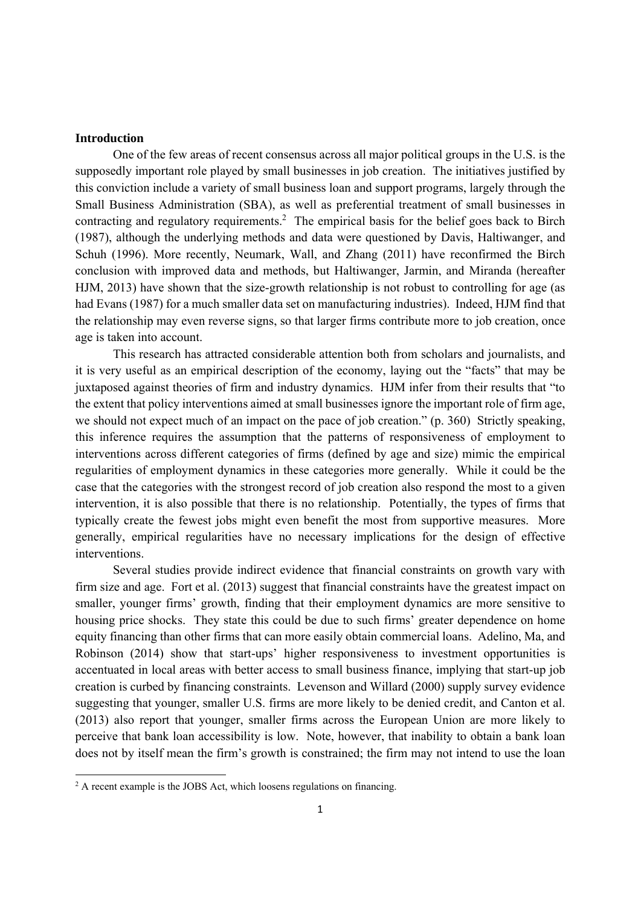**Introduction**

One of the few areas of recent consensus across all major political groups in the U.S. is the supposedly important role played by small businesses in job creation. The initiatives justified by this conviction include a variety of small business loan and support programs, largely through the Small Business Administration (SBA), as well as preferential treatment of small businesses in contracting and regulatory requirements.[2] The empirical basis for the belief goes back to Birch (1987), although the underlying methods and data were questioned by Davis, Haltiwanger, and Schuh (1996). More recently, Neumark, Wall, and Zhang (2011) have reconfirmed the Birch conclusion with improved data and methods, but Haltiwanger, Jarmin, and Miranda (hereafter HJM, 2013) have shown that the size-growth relationship is not robust to controlling for age (as had Evans (1987) for a much smaller data set on manufacturing industries). Indeed, HJM find that the relationship may even reverse signs, so that larger firms contribute more to job creation, once age is taken into account.

This research has attracted considerable attention both from scholars and journalists, and it is very useful as an empirical description of the economy, laying out the "facts" that may be juxtaposed against theories of firm and industry dynamics. HJM infer from their results that "to the extent that policy interventions aimed at small businesses ignore the important role of firm age, we should not expect much of an impact on the pace of job creation." (p. 360) Strictly speaking, this inference requires the assumption that the patterns of responsiveness of employment to interventions across different categories of firms (defined by age and size) mimic the empirical regularities of employment dynamics in these categories more generally. While it could be the case that the categories with the strongest record of job creation also respond the most to a given intervention, it is also possible that there is no relationship. Potentially, the types of firms that typically create the fewest jobs might even benefit the most from supportive measures. More generally, empirical regularities have no necessary implications for the design of effective interventions.

Several studies provide indirect evidence that financial constraints on growth vary with firm size and age. Fort et al. (2013) suggest that financial constraints have the greatest impact on smaller, younger firms' growth, finding that their employment dynamics are more sensitive to housing price shocks. They state this could be due to such firms' greater dependence on home equity financing than other firms that can more easily obtain commercial loans. Adelino, Ma, and Robinson (2014) show that start-ups' higher responsiveness to investment opportunities is accentuated in local areas with better access to small business finance, implying that start-up job creation is curbed by financing constraints. Levenson and Willard (2000) supply survey evidence suggesting that younger, smaller U.S. firms are more likely to be denied credit, and Canton et al. (2013) also report that younger, smaller firms across the European Union are more likely to perceive that bank loan accessibility is low. Note, however, that inability to obtain a bank loan does not by itself mean the firm's growth is constrained; the firm may not intend to use the loan

[2] A recent example is the JOBS Act, which loosens regulations on financing.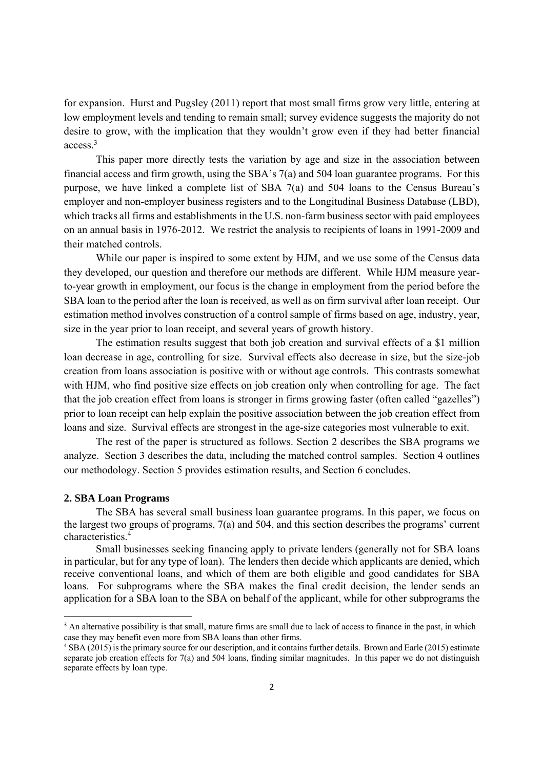for expansion. Hurst and Pugsley (2011) report that most small firms grow very little, entering at low employment levels and tending to remain small; survey evidence suggests the majority do not desire to grow, with the implication that they wouldn't grow even if they had better financial access.[3]

This paper more directly tests the variation by age and size in the association between financial access and firm growth, using the SBA's 7(a) and 504 loan guarantee programs. For this purpose, we have linked a complete list of SBA 7(a) and 504 loans to the Census Bureau's employer and non-employer business registers and to the Longitudinal Business Database (LBD), which tracks all firms and establishments in the U.S. non-farm business sector with paid employees on an annual basis in 1976-2012. We restrict the analysis to recipients of loans in 1991-2009 and their matched controls.

While our paper is inspired to some extent by HJM, and we use some of the Census data they developed, our question and therefore our methods are different. While HJM measure year-to-year growth in employment, our focus is the change in employment from the period before the SBA loan to the period after the loan is received, as well as on firm survival after loan receipt. Our estimation method involves construction of a control sample of firms based on age, industry, year, size in the year prior to loan receipt, and several years of growth history.

The estimation results suggest that both job creation and survival effects of a \$1 million loan decrease in age, controlling for size. Survival effects also decrease in size, but the size-job creation from loans association is positive with or without age controls. This contrasts somewhat with HJM, who find positive size effects on job creation only when controlling for age. The fact that the job creation effect from loans is stronger in firms growing faster (often called "gazelles") prior to loan receipt can help explain the positive association between the job creation effect from loans and size. Survival effects are strongest in the age-size categories most vulnerable to exit.

The rest of the paper is structured as follows. Section 2 describes the SBA programs we analyze. Section 3 describes the data, including the matched control samples. Section 4 outlines our methodology. Section 5 provides estimation results, and Section 6 concludes.

## 2. SBA Loan Programs

The SBA has several small business loan guarantee programs. In this paper, we focus on the largest two groups of programs, 7(a) and 504, and this section describes the programs' current characteristics.[4]

Small businesses seeking financing apply to private lenders (generally not for SBA loans in particular, but for any type of loan). The lenders then decide which applicants are denied, which receive conventional loans, and which of them are both eligible and good candidates for SBA loans. For subprograms where the SBA makes the final credit decision, the lender sends an application for a SBA loan to the SBA on behalf of the applicant, while for other subprograms the

---

[3] An alternative possibility is that small, mature firms are small due to lack of access to finance in the past, in which case they may benefit even more from SBA loans than other firms.

[4] SBA (2015) is the primary source for our description, and it contains further details. Brown and Earle (2015) estimate separate job creation effects for 7(a) and 504 loans, finding similar magnitudes. In this paper we do not distinguish separate effects by loan type.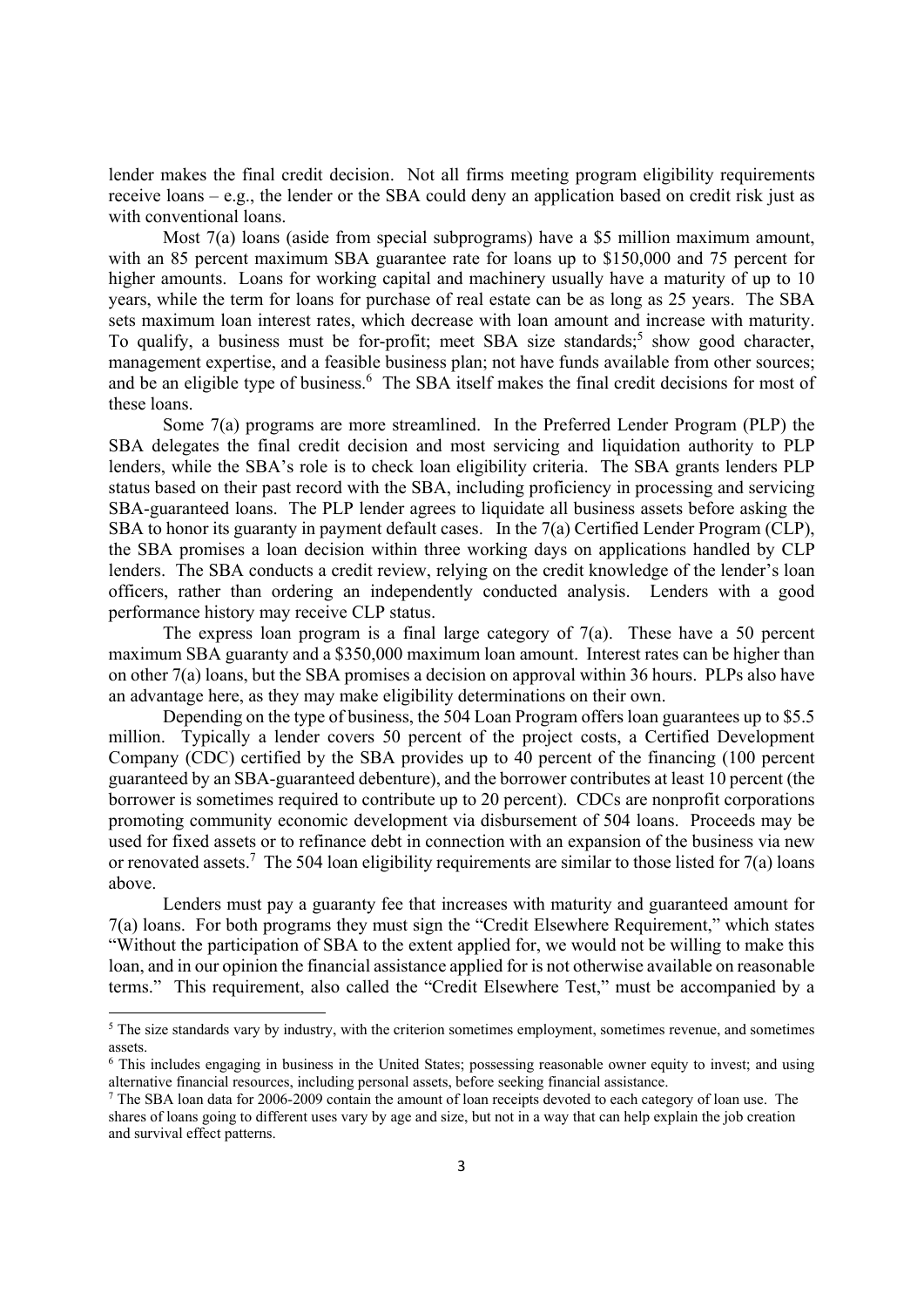lender makes the final credit decision. Not all firms meeting program eligibility requirements receive loans – e.g., the lender or the SBA could deny an application based on credit risk just as with conventional loans.

Most 7(a) loans (aside from special subprograms) have a $5 million maximum amount, with an 85 percent maximum SBA guarantee rate for loans up to $150,000 and 75 percent for higher amounts. Loans for working capital and machinery usually have a maturity of up to 10 years, while the term for loans for purchase of real estate can be as long as 25 years. The SBA sets maximum loan interest rates, which decrease with loan amount and increase with maturity. To qualify, a business must be for-profit; meet SBA size standards;[5] show good character, management expertise, and a feasible business plan; not have funds available from other sources; and be an eligible type of business.[6] The SBA itself makes the final credit decisions for most of these loans.

Some 7(a) programs are more streamlined. In the Preferred Lender Program (PLP) the SBA delegates the final credit decision and most servicing and liquidation authority to PLP lenders, while the SBA's role is to check loan eligibility criteria. The SBA grants lenders PLP status based on their past record with the SBA, including proficiency in processing and servicing SBA-guaranteed loans. The PLP lender agrees to liquidate all business assets before asking the SBA to honor its guaranty in payment default cases. In the 7(a) Certified Lender Program (CLP), the SBA promises a loan decision within three working days on applications handled by CLP lenders. The SBA conducts a credit review, relying on the credit knowledge of the lender's loan officers, rather than ordering an independently conducted analysis. Lenders with a good performance history may receive CLP status.

The express loan program is a final large category of 7(a). These have a 50 percent maximum SBA guaranty and a $350,000 maximum loan amount. Interest rates can be higher than on other 7(a) loans, but the SBA promises a decision on approval within 36 hours. PLPs also have an advantage here, as they may make eligibility determinations on their own.

Depending on the type of business, the 504 Loan Program offers loan guarantees up to $5.5 million. Typically a lender covers 50 percent of the project costs, a Certified Development Company (CDC) certified by the SBA provides up to 40 percent of the financing (100 percent guaranteed by an SBA-guaranteed debenture), and the borrower contributes at least 10 percent (the borrower is sometimes required to contribute up to 20 percent). CDCs are nonprofit corporations promoting community economic development via disbursement of 504 loans. Proceeds may be used for fixed assets or to refinance debt in connection with an expansion of the business via new or renovated assets.[7] The 504 loan eligibility requirements are similar to those listed for 7(a) loans above.

Lenders must pay a guaranty fee that increases with maturity and guaranteed amount for 7(a) loans. For both programs they must sign the "Credit Elsewhere Requirement," which states "Without the participation of SBA to the extent applied for, we would not be willing to make this loan, and in our opinion the financial assistance applied for is not otherwise available on reasonable terms." This requirement, also called the "Credit Elsewhere Test," must be accompanied by a

---

[5] The size standards vary by industry, with the criterion sometimes employment, sometimes revenue, and sometimes assets.

[6] This includes engaging in business in the United States; possessing reasonable owner equity to invest; and using alternative financial resources, including personal assets, before seeking financial assistance.

[7] The SBA loan data for 2006-2009 contain the amount of loan receipts devoted to each category of loan use. The shares of loans going to different uses vary by age and size, but not in a way that can help explain the job creation and survival effect patterns.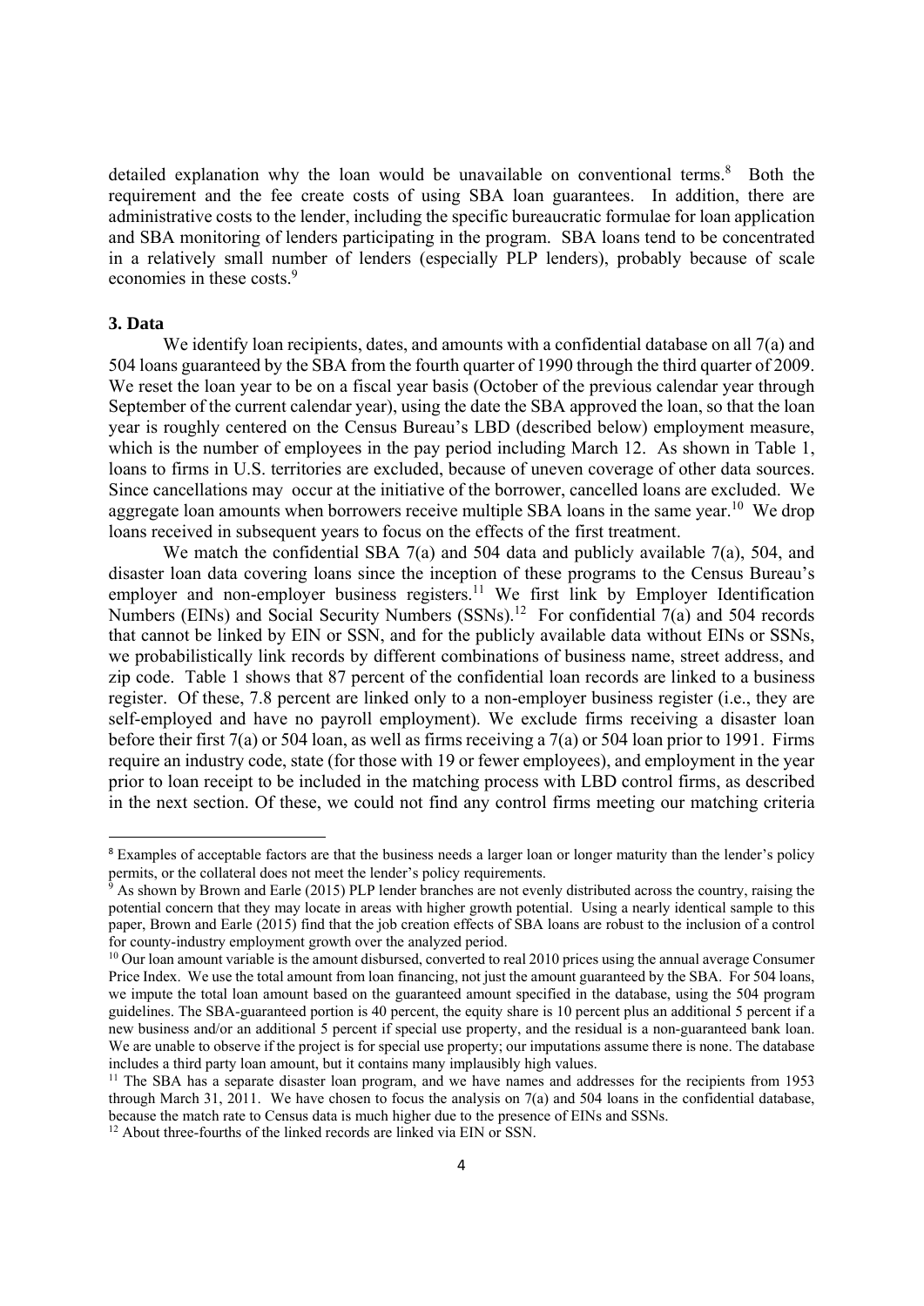detailed explanation why the loan would be unavailable on conventional terms.[8] Both the requirement and the fee create costs of using SBA loan guarantees. In addition, there are administrative costs to the lender, including the specific bureaucratic formulae for loan application and SBA monitoring of lenders participating in the program. SBA loans tend to be concentrated in a relatively small number of lenders (especially PLP lenders), probably because of scale economies in these costs.[9]

## 3. Data

We identify loan recipients, dates, and amounts with a confidential database on all 7(a) and 504 loans guaranteed by the SBA from the fourth quarter of 1990 through the third quarter of 2009. We reset the loan year to be on a fiscal year basis (October of the previous calendar year through September of the current calendar year), using the date the SBA approved the loan, so that the loan year is roughly centered on the Census Bureau's LBD (described below) employment measure, which is the number of employees in the pay period including March 12. As shown in Table 1, loans to firms in U.S. territories are excluded, because of uneven coverage of other data sources. Since cancellations may occur at the initiative of the borrower, cancelled loans are excluded. We aggregate loan amounts when borrowers receive multiple SBA loans in the same year.[10] We drop loans received in subsequent years to focus on the effects of the first treatment.

We match the confidential SBA 7(a) and 504 data and publicly available 7(a), 504, and disaster loan data covering loans since the inception of these programs to the Census Bureau's employer and non-employer business registers.[11] We first link by Employer Identification Numbers (EINs) and Social Security Numbers (SSNs).[12] For confidential 7(a) and 504 records that cannot be linked by EIN or SSN, and for the publicly available data without EINs or SSNs, we probabilistically link records by different combinations of business name, street address, and zip code. Table 1 shows that 87 percent of the confidential loan records are linked to a business register. Of these, 7.8 percent are linked only to a non-employer business register (i.e., they are self-employed and have no payroll employment). We exclude firms receiving a disaster loan before their first 7(a) or 504 loan, as well as firms receiving a 7(a) or 504 loan prior to 1991. Firms require an industry code, state (for those with 19 or fewer employees), and employment in the year prior to loan receipt to be included in the matching process with LBD control firms, as described in the next section. Of these, we could not find any control firms meeting our matching criteria

---

[8] Examples of acceptable factors are that the business needs a larger loan or longer maturity than the lender's policy permits, or the collateral does not meet the lender's policy requirements.

[9] As shown by Brown and Earle (2015) PLP lender branches are not evenly distributed across the country, raising the potential concern that they may locate in areas with higher growth potential. Using a nearly identical sample to this paper, Brown and Earle (2015) find that the job creation effects of SBA loans are robust to the inclusion of a control for county-industry employment growth over the analyzed period.

[10] Our loan amount variable is the amount disbursed, converted to real 2010 prices using the annual average Consumer Price Index. We use the total amount from loan financing, not just the amount guaranteed by the SBA. For 504 loans, we impute the total loan amount based on the guaranteed amount specified in the database, using the 504 program guidelines. The SBA-guaranteed portion is 40 percent, the equity share is 10 percent plus an additional 5 percent if a new business and/or an additional 5 percent if special use property, and the residual is a non-guaranteed bank loan. We are unable to observe if the project is for special use property; our imputations assume there is none. The database includes a third party loan amount, but it contains many implausibly high values.

[11] The SBA has a separate disaster loan program, and we have names and addresses for the recipients from 1953 through March 31, 2011. We have chosen to focus the analysis on 7(a) and 504 loans in the confidential database, because the match rate to Census data is much higher due to the presence of EINs and SSNs.

[12] About three-fourths of the linked records are linked via EIN or SSN.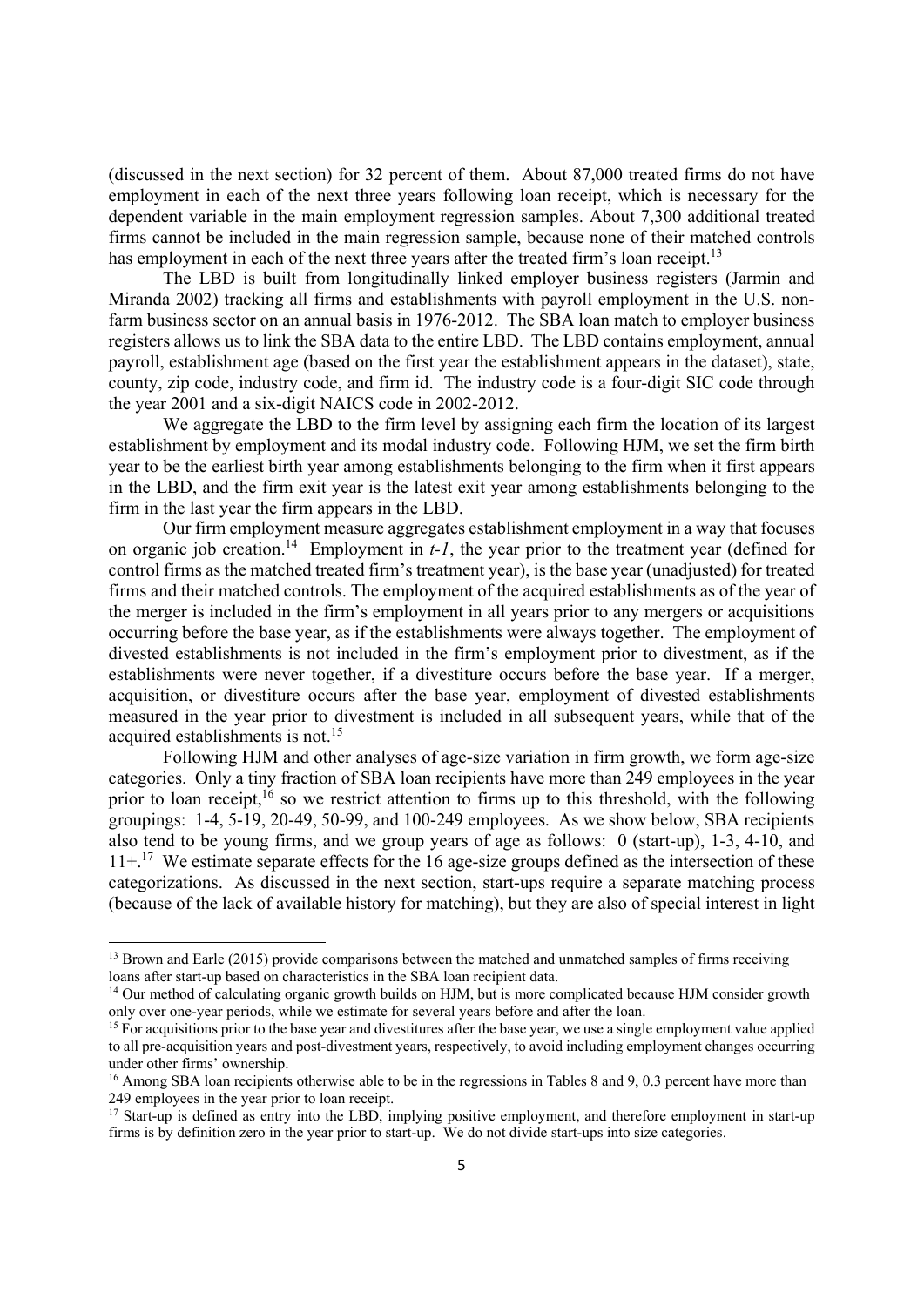(discussed in the next section) for 32 percent of them. About 87,000 treated firms do not have employment in each of the next three years following loan receipt, which is necessary for the dependent variable in the main employment regression samples. About 7,300 additional treated firms cannot be included in the main regression sample, because none of their matched controls has employment in each of the next three years after the treated firm's loan receipt.[13]

The LBD is built from longitudinally linked employer business registers (Jarmin and Miranda 2002) tracking all firms and establishments with payroll employment in the U.S. non-farm business sector on an annual basis in 1976-2012. The SBA loan match to employer business registers allows us to link the SBA data to the entire LBD. The LBD contains employment, annual payroll, establishment age (based on the first year the establishment appears in the dataset), state, county, zip code, industry code, and firm id. The industry code is a four-digit SIC code through the year 2001 and a six-digit NAICS code in 2002-2012.

We aggregate the LBD to the firm level by assigning each firm the location of its largest establishment by employment and its modal industry code. Following HJM, we set the firm birth year to be the earliest birth year among establishments belonging to the firm when it first appears in the LBD, and the firm exit year is the latest exit year among establishments belonging to the firm in the last year the firm appears in the LBD.

Our firm employment measure aggregates establishment employment in a way that focuses on organic job creation.[14] Employment in $t$-$1$, the year prior to the treatment year (defined for control firms as the matched treated firm's treatment year), is the base year (unadjusted) for treated firms and their matched controls. The employment of the acquired establishments as of the year of the merger is included in the firm's employment in all years prior to any mergers or acquisitions occurring before the base year, as if the establishments were always together. The employment of divested establishments is not included in the firm's employment prior to divestment, as if the establishments were never together, if a divestiture occurs before the base year. If a merger, acquisition, or divestiture occurs after the base year, employment of divested establishments measured in the year prior to divestment is included in all subsequent years, while that of the acquired establishments is not.[15]

Following HJM and other analyses of age-size variation in firm growth, we form age-size categories. Only a tiny fraction of SBA loan recipients have more than 249 employees in the year prior to loan receipt,[16] so we restrict attention to firms up to this threshold, with the following groupings: 1-4, 5-19, 20-49, 50-99, and 100-249 employees. As we show below, SBA recipients also tend to be young firms, and we group years of age as follows: 0 (start-up), 1-3, 4-10, and 11+.[17] We estimate separate effects for the 16 age-size groups defined as the intersection of these categorizations. As discussed in the next section, start-ups require a separate matching process (because of the lack of available history for matching), but they are also of special interest in light

[13] Brown and Earle (2015) provide comparisons between the matched and unmatched samples of firms receiving loans after start-up based on characteristics in the SBA loan recipient data.

[14] Our method of calculating organic growth builds on HJM, but is more complicated because HJM consider growth only over one-year periods, while we estimate for several years before and after the loan.

[15] For acquisitions prior to the base year and divestitures after the base year, we use a single employment value applied to all pre-acquisition years and post-divestment years, respectively, to avoid including employment changes occurring under other firms' ownership.

[16] Among SBA loan recipients otherwise able to be in the regressions in Tables 8 and 9, 0.3 percent have more than 249 employees in the year prior to loan receipt.

[17] Start-up is defined as entry into the LBD, implying positive employment, and therefore employment in start-up firms is by definition zero in the year prior to start-up. We do not divide start-ups into size categories.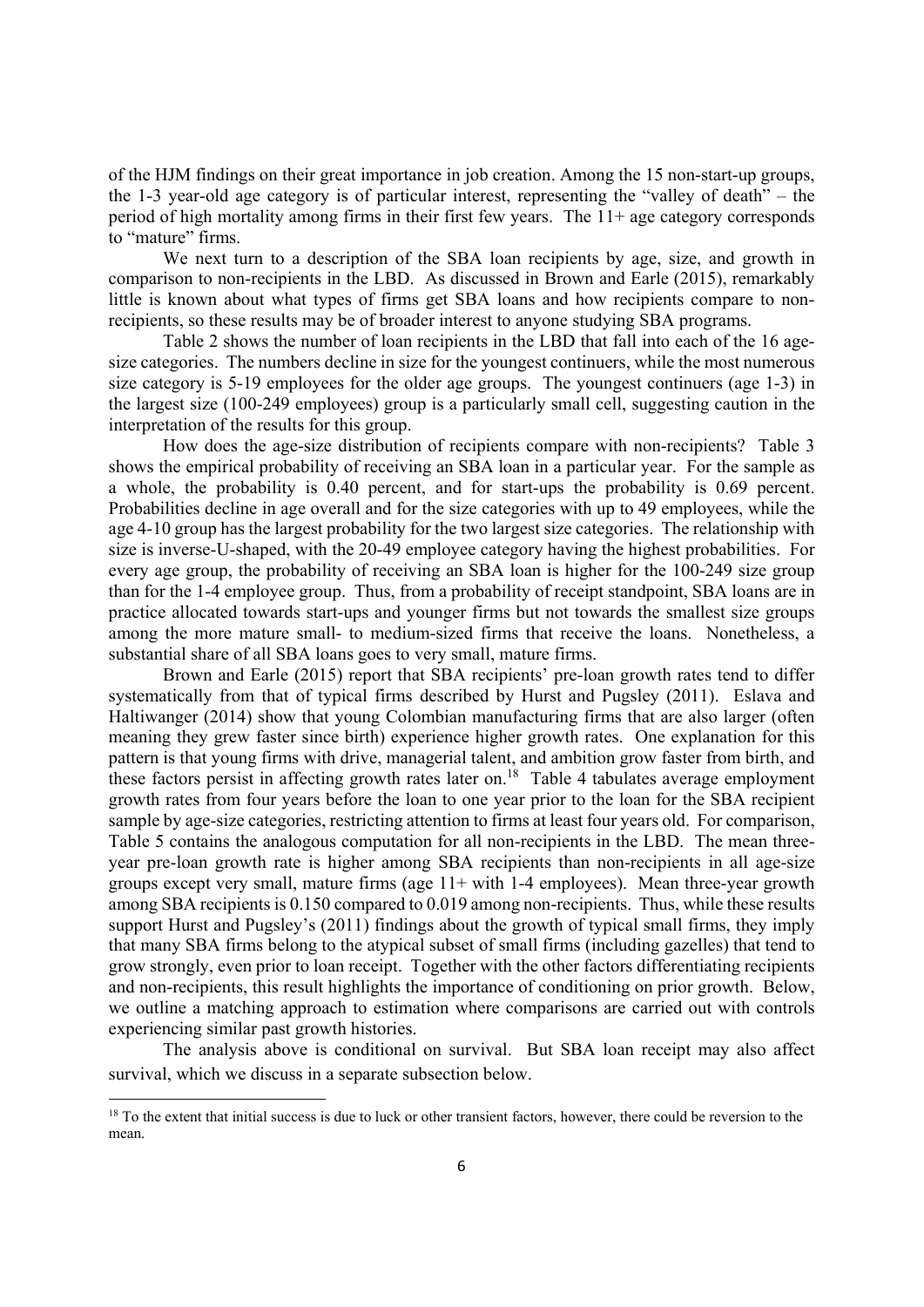of the HJM findings on their great importance in job creation. Among the 15 non-start-up groups, the 1-3 year-old age category is of particular interest, representing the "valley of death" – the period of high mortality among firms in their first few years. The 11+ age category corresponds to "mature" firms.

We next turn to a description of the SBA loan recipients by age, size, and growth in comparison to non-recipients in the LBD. As discussed in Brown and Earle (2015), remarkably little is known about what types of firms get SBA loans and how recipients compare to non-recipients, so these results may be of broader interest to anyone studying SBA programs.

Table 2 shows the number of loan recipients in the LBD that fall into each of the 16 age-size categories. The numbers decline in size for the youngest continuers, while the most numerous size category is 5-19 employees for the older age groups. The youngest continuers (age 1-3) in the largest size (100-249 employees) group is a particularly small cell, suggesting caution in the interpretation of the results for this group.

How does the age-size distribution of recipients compare with non-recipients? Table 3 shows the empirical probability of receiving an SBA loan in a particular year. For the sample as a whole, the probability is 0.40 percent, and for start-ups the probability is 0.69 percent. Probabilities decline in age overall and for the size categories with up to 49 employees, while the age 4-10 group has the largest probability for the two largest size categories. The relationship with size is inverse-U-shaped, with the 20-49 employee category having the highest probabilities. For every age group, the probability of receiving an SBA loan is higher for the 100-249 size group than for the 1-4 employee group. Thus, from a probability of receipt standpoint, SBA loans are in practice allocated towards start-ups and younger firms but not towards the smallest size groups among the more mature small- to medium-sized firms that receive the loans. Nonetheless, a substantial share of all SBA loans goes to very small, mature firms.

Brown and Earle (2015) report that SBA recipients' pre-loan growth rates tend to differ systematically from that of typical firms described by Hurst and Pugsley (2011). Eslava and Haltiwanger (2014) show that young Colombian manufacturing firms that are also larger (often meaning they grew faster since birth) experience higher growth rates. One explanation for this pattern is that young firms with drive, managerial talent, and ambition grow faster from birth, and these factors persist in affecting growth rates later on.[18] Table 4 tabulates average employment growth rates from four years before the loan to one year prior to the loan for the SBA recipient sample by age-size categories, restricting attention to firms at least four years old. For comparison, Table 5 contains the analogous computation for all non-recipients in the LBD. The mean three-year pre-loan growth rate is higher among SBA recipients than non-recipients in all age-size groups except very small, mature firms (age 11+ with 1-4 employees). Mean three-year growth among SBA recipients is 0.150 compared to 0.019 among non-recipients. Thus, while these results support Hurst and Pugsley's (2011) findings about the growth of typical small firms, they imply that many SBA firms belong to the atypical subset of small firms (including gazelles) that tend to grow strongly, even prior to loan receipt. Together with the other factors differentiating recipients and non-recipients, this result highlights the importance of conditioning on prior growth. Below, we outline a matching approach to estimation where comparisons are carried out with controls experiencing similar past growth histories.

The analysis above is conditional on survival. But SBA loan receipt may also affect survival, which we discuss in a separate subsection below.

[18] To the extent that initial success is due to luck or other transient factors, however, there could be reversion to the mean.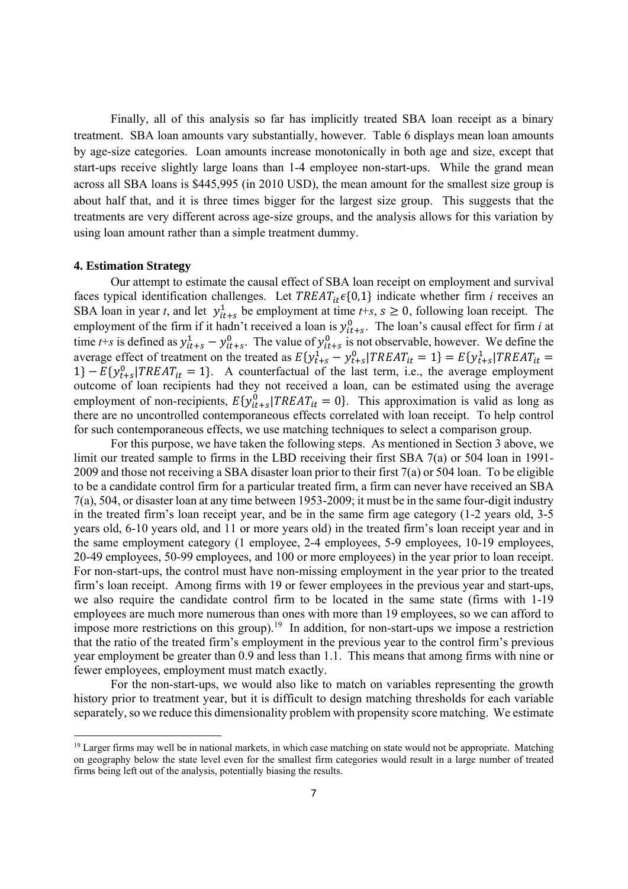Finally, all of this analysis so far has implicitly treated SBA loan receipt as a binary treatment. SBA loan amounts vary substantially, however. Table 6 displays mean loan amounts by age-size categories. Loan amounts increase monotonically in both age and size, except that start-ups receive slightly large loans than 1-4 employee non-start-ups. While the grand mean across all SBA loans is \$445,995 (in 2010 USD), the mean amount for the smallest size group is about half that, and it is three times bigger for the largest size group. This suggests that the treatments are very different across age-size groups, and the analysis allows for this variation by using loan amount rather than a simple treatment dummy.

### 4. Estimation Strategy

Our attempt to estimate the causal effect of SBA loan receipt on employment and survival faces typical identification challenges. Let $TREAT_{it} \epsilon \{0,1\}$ indicate whether firm *i* receives an SBA loan in year *t*, and let $y^1_{it+s}$ be employment at time *t*+*s*, $s \geq 0$, following loan receipt. The employment of the firm if it hadn't received a loan is $y^0_{it+s}$. The loan's causal effect for firm *i* at time *t*+*s* is defined as $y^1_{it+s} - y^0_{it+s}$. The value of $y^0_{it+s}$ is not observable, however. We define the average effect of treatment on the treated as $E\{y^1_{t+s} - y^0_{t+s}|TREAT_{it} = 1\} = E\{y^1_{t+s}|TREAT_{it} = 1\} - E\{y^0_{t+s}|TREAT_{it} = 1\}$. A counterfactual of the last term, i.e., the average employment outcome of loan recipients had they not received a loan, can be estimated using the average employment of non-recipients, $E\{y^0_{it+s}|TREAT_{it} = 0\}$. This approximation is valid as long as there are no uncontrolled contemporaneous effects correlated with loan receipt. To help control for such contemporaneous effects, we use matching techniques to select a comparison group.

For this purpose, we have taken the following steps. As mentioned in Section 3 above, we limit our treated sample to firms in the LBD receiving their first SBA 7(a) or 504 loan in 1991-2009 and those not receiving a SBA disaster loan prior to their first 7(a) or 504 loan. To be eligible to be a candidate control firm for a particular treated firm, a firm can never have received an SBA 7(a), 504, or disaster loan at any time between 1953-2009; it must be in the same four-digit industry in the treated firm's loan receipt year, and be in the same firm age category (1-2 years old, 3-5 years old, 6-10 years old, and 11 or more years old) in the treated firm's loan receipt year and in the same employment category (1 employee, 2-4 employees, 5-9 employees, 10-19 employees, 20-49 employees, 50-99 employees, and 100 or more employees) in the year prior to loan receipt. For non-start-ups, the control must have non-missing employment in the year prior to the treated firm's loan receipt. Among firms with 19 or fewer employees in the previous year and start-ups, we also require the candidate control firm to be located in the same state (firms with 1-19 employees are much more numerous than ones with more than 19 employees, so we can afford to impose more restrictions on this group).[19] In addition, for non-start-ups we impose a restriction that the ratio of the treated firm's employment in the previous year to the control firm's previous year employment be greater than 0.9 and less than 1.1. This means that among firms with nine or fewer employees, employment must match exactly.

For the non-start-ups, we would also like to match on variables representing the growth history prior to treatment year, but it is difficult to design matching thresholds for each variable separately, so we reduce this dimensionality problem with propensity score matching. We estimate

[19] Larger firms may well be in national markets, in which case matching on state would not be appropriate. Matching on geography below the state level even for the smallest firm categories would result in a large number of treated firms being left out of the analysis, potentially biasing the results.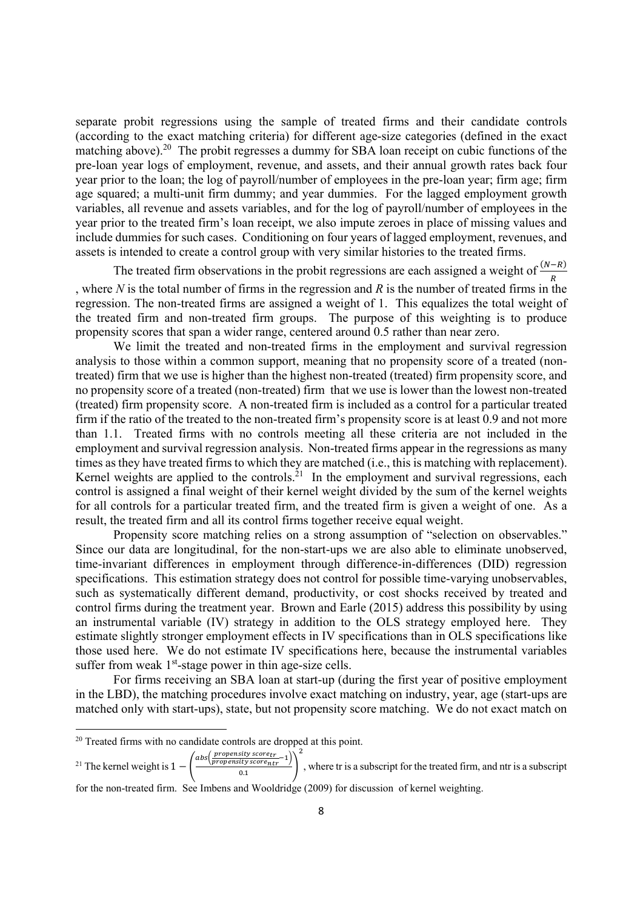separate probit regressions using the sample of treated firms and their candidate controls (according to the exact matching criteria) for different age-size categories (defined in the exact matching above).[20] The probit regresses a dummy for SBA loan receipt on cubic functions of the pre-loan year logs of employment, revenue, and assets, and their annual growth rates back four year prior to the loan; the log of payroll/number of employees in the pre-loan year; firm age; firm age squared; a multi-unit firm dummy; and year dummies. For the lagged employment growth variables, all revenue and assets variables, and for the log of payroll/number of employees in the year prior to the treated firm's loan receipt, we also impute zeroes in place of missing values and include dummies for such cases. Conditioning on four years of lagged employment, revenues, and assets is intended to create a control group with very similar histories to the treated firms.

The treated firm observations in the probit regressions are each assigned a weight of $\frac{(N-R)}{R}$, where $N$ is the total number of firms in the regression and $R$ is the number of treated firms in the regression. The non-treated firms are assigned a weight of 1. This equalizes the total weight of the treated firm and non-treated firm groups. The purpose of this weighting is to produce propensity scores that span a wider range, centered around 0.5 rather than near zero.

We limit the treated and non-treated firms in the employment and survival regression analysis to those within a common support, meaning that no propensity score of a treated (non-treated) firm that we use is higher than the highest non-treated (treated) firm propensity score, and no propensity score of a treated (non-treated) firm that we use is lower than the lowest non-treated (treated) firm propensity score. A non-treated firm is included as a control for a particular treated firm if the ratio of the treated to the non-treated firm's propensity score is at least 0.9 and not more than 1.1. Treated firms with no controls meeting all these criteria are not included in the employment and survival regression analysis. Non-treated firms appear in the regressions as many times as they have treated firms to which they are matched (i.e., this is matching with replacement). Kernel weights are applied to the controls.[21] In the employment and survival regressions, each control is assigned a final weight of their kernel weight divided by the sum of the kernel weights for all controls for a particular treated firm, and the treated firm is given a weight of one. As a result, the treated firm and all its control firms together receive equal weight.

Propensity score matching relies on a strong assumption of "selection on observables." Since our data are longitudinal, for the non-start-ups we are also able to eliminate unobserved, time-invariant differences in employment through difference-in-differences (DID) regression specifications. This estimation strategy does not control for possible time-varying unobservables, such as systematically different demand, productivity, or cost shocks received by treated and control firms during the treatment year. Brown and Earle (2015) address this possibility by using an instrumental variable (IV) strategy in addition to the OLS strategy employed here. They estimate slightly stronger employment effects in IV specifications than in OLS specifications like those used here. We do not estimate IV specifications here, because the instrumental variables suffer from weak 1st-stage power in thin age-size cells.

For firms receiving an SBA loan at start-up (during the first year of positive employment in the LBD), the matching procedures involve exact matching on industry, year, age (start-ups are matched only with start-ups), state, but not propensity score matching. We do not exact match on

---

[20] Treated firms with no candidate controls are dropped at this point.

[21] The kernel weight is $1-\left(\frac{abs\left(\frac{propensity\ score_{tr}}{propensity\ score_{ntr}}-1\right)}{0.1}\right)^2$, where tr is a subscript for the treated firm, and ntr is a subscript for the non-treated firm. See Imbens and Wooldridge (2009) for discussion of kernel weighting.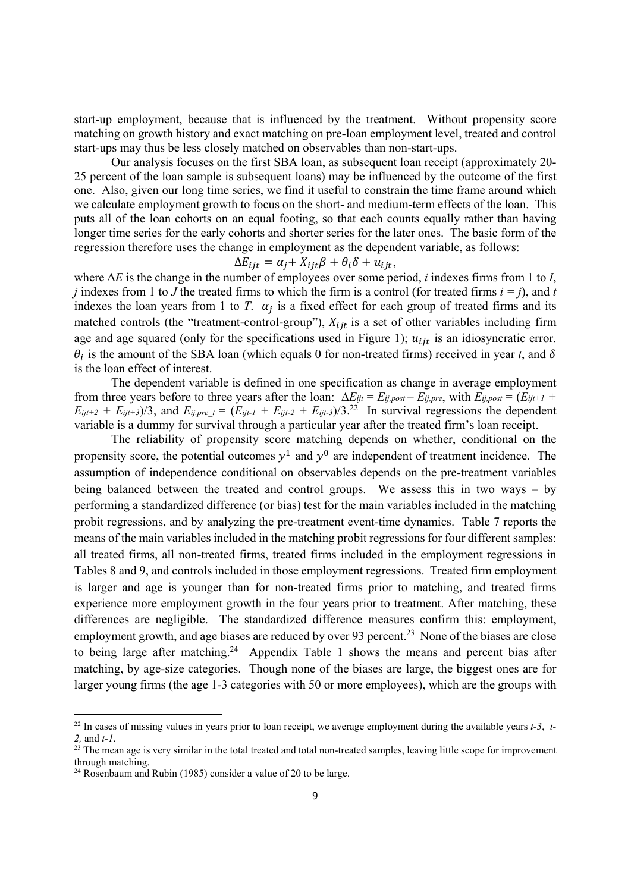start-up employment, because that is influenced by the treatment. Without propensity score matching on growth history and exact matching on pre-loan employment level, treated and control start-ups may thus be less closely matched on observables than non-start-ups.

Our analysis focuses on the first SBA loan, as subsequent loan receipt (approximately 20-25 percent of the loan sample is subsequent loans) may be influenced by the outcome of the first one. Also, given our long time series, we find it useful to constrain the time frame around which we calculate employment growth to focus on the short- and medium-term effects of the loan. This puts all of the loan cohorts on an equal footing, so that each counts equally rather than having longer time series for the early cohorts and shorter series for the later ones. The basic form of the regression therefore uses the change in employment as the dependent variable, as follows:

$$\Delta E_{ijt} = \alpha_j + X_{ijt}\beta + \theta_i\delta + u_{ijt},$$

where $\Delta E$ is the change in the number of employees over some period, $i$ indexes firms from 1 to $I$, $j$ indexes from 1 to $J$ the treated firms to which the firm is a control (for treated firms $i = j$), and $t$ indexes the loan years from 1 to $T$. $\alpha_j$ is a fixed effect for each group of treated firms and its matched controls (the "treatment-control-group"), $X_{ijt}$ is a set of other variables including firm age and age squared (only for the specifications used in Figure 1); $u_{ijt}$ is an idiosyncratic error. $\theta_i$ is the amount of the SBA loan (which equals 0 for non-treated firms) received in year $t$, and $\delta$ is the loan effect of interest.

The dependent variable is defined in one specification as change in average employment from three years before to three years after the loan: $\Delta E_{ijt} = E_{ij,post} - E_{ij,pre}$, with $E_{ij,post} = (E_{ijt+1} + E_{ijt+2} + E_{ijt+3})/3$, and $E_{ij,pre\_t} = (E_{ijt-1} + E_{ijt-2} + E_{ijt-3})/3$.[22] In survival regressions the dependent variable is a dummy for survival through a particular year after the treated firm's loan receipt.

The reliability of propensity score matching depends on whether, conditional on the propensity score, the potential outcomes $y^1$ and $y^0$ are independent of treatment incidence. The assumption of independence conditional on observables depends on the pre-treatment variables being balanced between the treated and control groups. We assess this in two ways – by performing a standardized difference (or bias) test for the main variables included in the matching probit regressions, and by analyzing the pre-treatment event-time dynamics. Table 7 reports the means of the main variables included in the matching probit regressions for four different samples: all treated firms, all non-treated firms, treated firms included in the employment regressions in Tables 8 and 9, and controls included in those employment regressions. Treated firm employment is larger and age is younger than for non-treated firms prior to matching, and treated firms experience more employment growth in the four years prior to treatment. After matching, these differences are negligible. The standardized difference measures confirm this: employment, employment growth, and age biases are reduced by over 93 percent.[23] None of the biases are close to being large after matching.[24] Appendix Table 1 shows the means and percent bias after matching, by age-size categories. Though none of the biases are large, the biggest ones are for larger young firms (the age 1-3 categories with 50 or more employees), which are the groups with

---

[22] In cases of missing values in years prior to loan receipt, we average employment during the available years $t$-3, $t$-2, and $t$-1.

[23] The mean age is very similar in the total treated and total non-treated samples, leaving little scope for improvement through matching.

[24] Rosenbaum and Rubin (1985) consider a value of 20 to be large.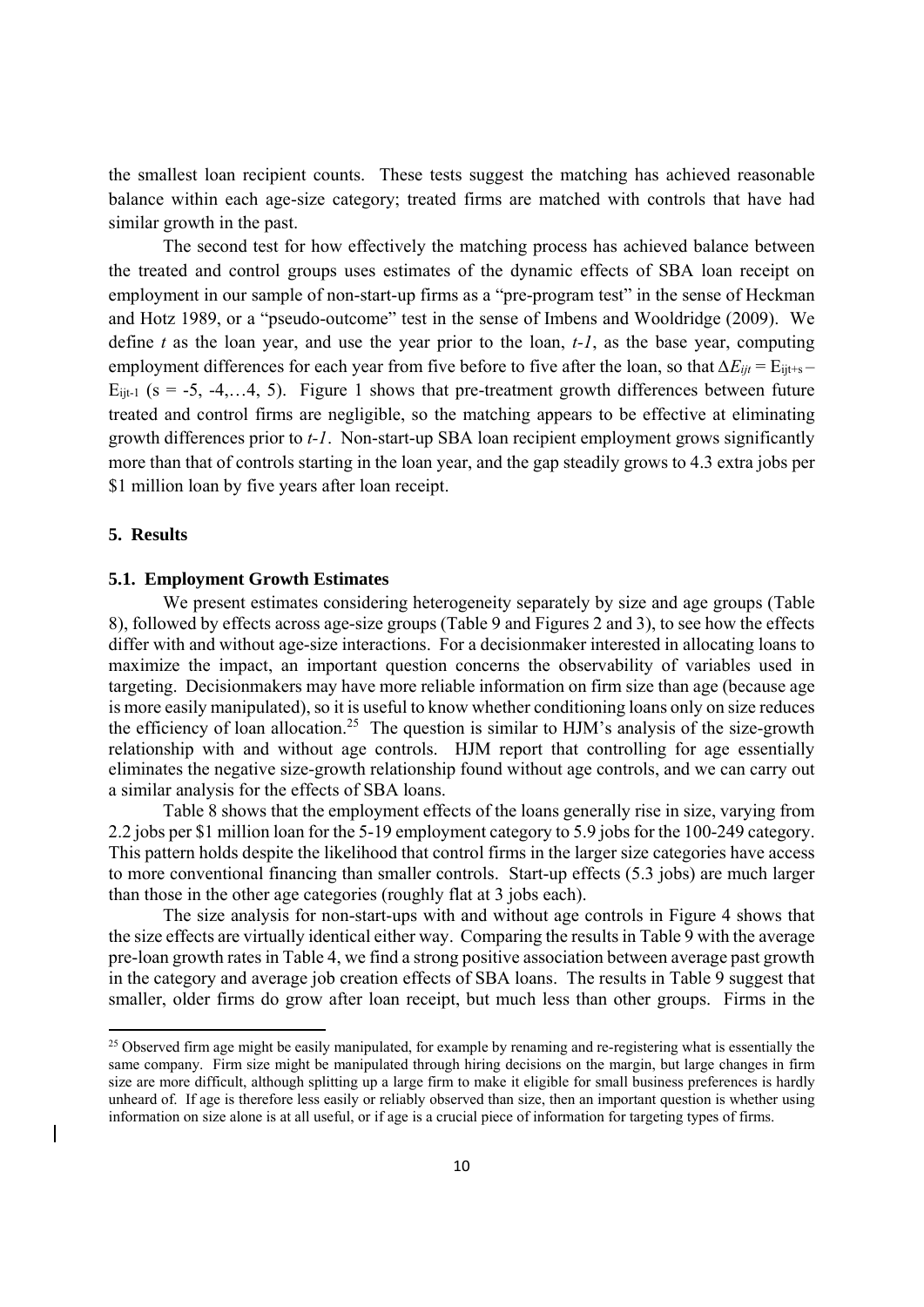the smallest loan recipient counts. These tests suggest the matching has achieved reasonable balance within each age-size category; treated firms are matched with controls that have had similar growth in the past.

The second test for how effectively the matching process has achieved balance between the treated and control groups uses estimates of the dynamic effects of SBA loan receipt on employment in our sample of non-start-up firms as a "pre-program test" in the sense of Heckman and Hotz 1989, or a "pseudo-outcome" test in the sense of Imbens and Wooldridge (2009). We define $t$ as the loan year, and use the year prior to the loan, $t$-$1$, as the base year, computing employment differences for each year from five before to five after the loan, so that $\Delta E_{ijt} = E_{ijt+s} - E_{ijt-1}$ ($s$ = -5, -4,…4, 5). Figure 1 shows that pre-treatment growth differences between future treated and control firms are negligible, so the matching appears to be effective at eliminating growth differences prior to $t$-$1$. Non-start-up SBA loan recipient employment grows significantly more than that of controls starting in the loan year, and the gap steadily grows to 4.3 extra jobs per \$1 million loan by five years after loan receipt.

## 5. Results

### 5.1. Employment Growth Estimates

We present estimates considering heterogeneity separately by size and age groups (Table 8), followed by effects across age-size groups (Table 9 and Figures 2 and 3), to see how the effects differ with and without age-size interactions. For a decisionmaker interested in allocating loans to maximize the impact, an important question concerns the observability of variables used in targeting. Decisionmakers may have more reliable information on firm size than age (because age is more easily manipulated), so it is useful to know whether conditioning loans only on size reduces the efficiency of loan allocation.[25] The question is similar to HJM's analysis of the size-growth relationship with and without age controls. HJM report that controlling for age essentially eliminates the negative size-growth relationship found without age controls, and we can carry out a similar analysis for the effects of SBA loans.

Table 8 shows that the employment effects of the loans generally rise in size, varying from 2.2 jobs per \$1 million loan for the 5-19 employment category to 5.9 jobs for the 100-249 category. This pattern holds despite the likelihood that control firms in the larger size categories have access to more conventional financing than smaller controls. Start-up effects (5.3 jobs) are much larger than those in the other age categories (roughly flat at 3 jobs each).

The size analysis for non-start-ups with and without age controls in Figure 4 shows that the size effects are virtually identical either way. Comparing the results in Table 9 with the average pre-loan growth rates in Table 4, we find a strong positive association between average past growth in the category and average job creation effects of SBA loans. The results in Table 9 suggest that smaller, older firms do grow after loan receipt, but much less than other groups. Firms in the

[25] Observed firm age might be easily manipulated, for example by renaming and re-registering what is essentially the same company. Firm size might be manipulated through hiring decisions on the margin, but large changes in firm size are more difficult, although splitting up a large firm to make it eligible for small business preferences is hardly unheard of. If age is therefore less easily or reliably observed than size, then an important question is whether using information on size alone is at all useful, or if age is a crucial piece of information for targeting types of firms.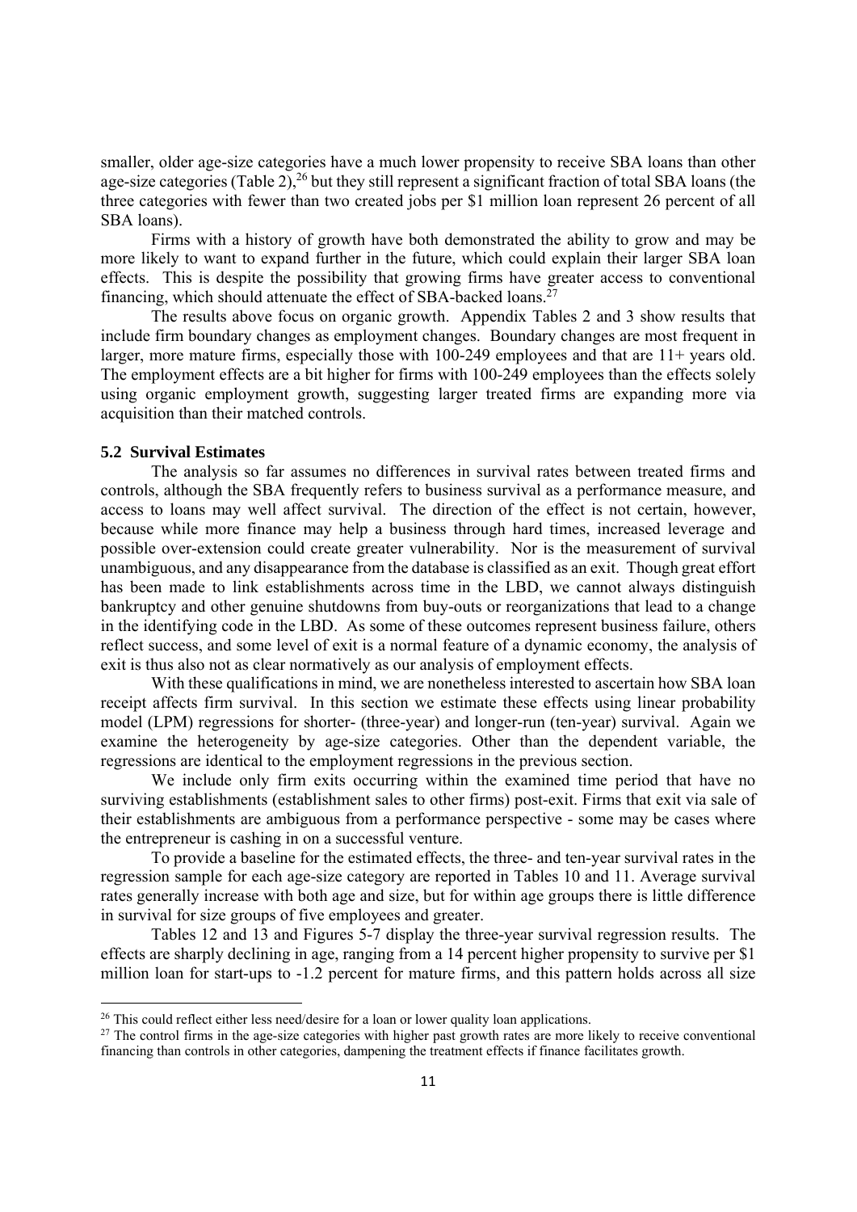smaller, older age-size categories have a much lower propensity to receive SBA loans than other age-size categories (Table 2),[26] but they still represent a significant fraction of total SBA loans (the three categories with fewer than two created jobs per $1 million loan represent 26 percent of all SBA loans).

Firms with a history of growth have both demonstrated the ability to grow and may be more likely to want to expand further in the future, which could explain their larger SBA loan effects. This is despite the possibility that growing firms have greater access to conventional financing, which should attenuate the effect of SBA-backed loans.[27]

The results above focus on organic growth. Appendix Tables 2 and 3 show results that include firm boundary changes as employment changes. Boundary changes are most frequent in larger, more mature firms, especially those with 100-249 employees and that are 11+ years old. The employment effects are a bit higher for firms with 100-249 employees than the effects solely using organic employment growth, suggesting larger treated firms are expanding more via acquisition than their matched controls.

### 5.2 Survival Estimates

The analysis so far assumes no differences in survival rates between treated firms and controls, although the SBA frequently refers to business survival as a performance measure, and access to loans may well affect survival. The direction of the effect is not certain, however, because while more finance may help a business through hard times, increased leverage and possible over-extension could create greater vulnerability. Nor is the measurement of survival unambiguous, and any disappearance from the database is classified as an exit. Though great effort has been made to link establishments across time in the LBD, we cannot always distinguish bankruptcy and other genuine shutdowns from buy-outs or reorganizations that lead to a change in the identifying code in the LBD. As some of these outcomes represent business failure, others reflect success, and some level of exit is a normal feature of a dynamic economy, the analysis of exit is thus also not as clear normatively as our analysis of employment effects.

With these qualifications in mind, we are nonetheless interested to ascertain how SBA loan receipt affects firm survival. In this section we estimate these effects using linear probability model (LPM) regressions for shorter- (three-year) and longer-run (ten-year) survival. Again we examine the heterogeneity by age-size categories. Other than the dependent variable, the regressions are identical to the employment regressions in the previous section.

We include only firm exits occurring within the examined time period that have no surviving establishments (establishment sales to other firms) post-exit. Firms that exit via sale of their establishments are ambiguous from a performance perspective - some may be cases where the entrepreneur is cashing in on a successful venture.

To provide a baseline for the estimated effects, the three- and ten-year survival rates in the regression sample for each age-size category are reported in Tables 10 and 11. Average survival rates generally increase with both age and size, but for within age groups there is little difference in survival for size groups of five employees and greater.

Tables 12 and 13 and Figures 5-7 display the three-year survival regression results. The effects are sharply declining in age, ranging from a 14 percent higher propensity to survive per $1 million loan for start-ups to -1.2 percent for mature firms, and this pattern holds across all size

---

[26] This could reflect either less need/desire for a loan or lower quality loan applications.

[27] The control firms in the age-size categories with higher past growth rates are more likely to receive conventional financing than controls in other categories, dampening the treatment effects if finance facilitates growth.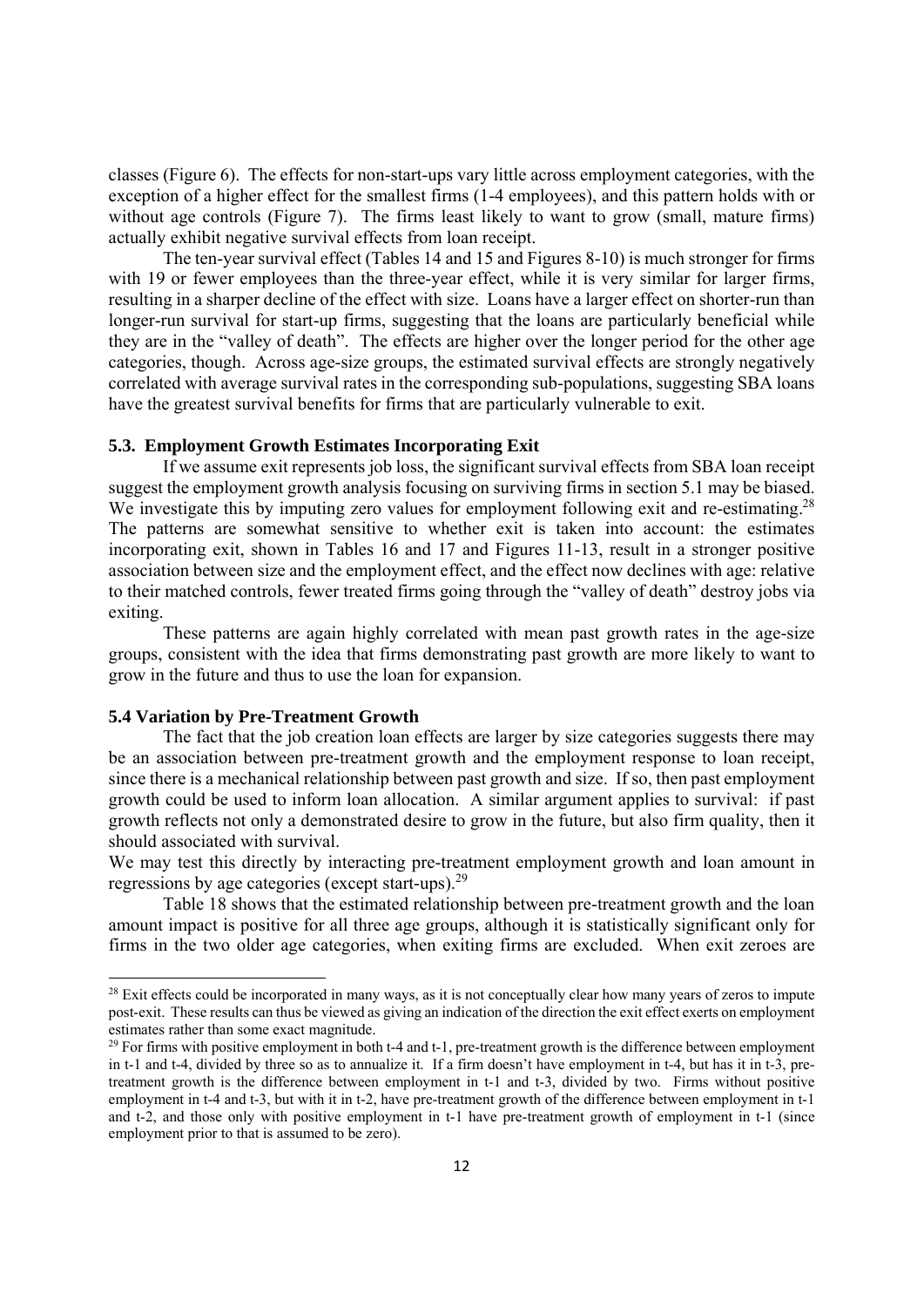classes (Figure 6). The effects for non-start-ups vary little across employment categories, with the exception of a higher effect for the smallest firms (1-4 employees), and this pattern holds with or without age controls (Figure 7). The firms least likely to want to grow (small, mature firms) actually exhibit negative survival effects from loan receipt.

The ten-year survival effect (Tables 14 and 15 and Figures 8-10) is much stronger for firms with 19 or fewer employees than the three-year effect, while it is very similar for larger firms, resulting in a sharper decline of the effect with size. Loans have a larger effect on shorter-run than longer-run survival for start-up firms, suggesting that the loans are particularly beneficial while they are in the "valley of death". The effects are higher over the longer period for the other age categories, though. Across age-size groups, the estimated survival effects are strongly negatively correlated with average survival rates in the corresponding sub-populations, suggesting SBA loans have the greatest survival benefits for firms that are particularly vulnerable to exit.

### 5.3. Employment Growth Estimates Incorporating Exit

If we assume exit represents job loss, the significant survival effects from SBA loan receipt suggest the employment growth analysis focusing on surviving firms in section 5.1 may be biased. We investigate this by imputing zero values for employment following exit and re-estimating.[28] The patterns are somewhat sensitive to whether exit is taken into account: the estimates incorporating exit, shown in Tables 16 and 17 and Figures 11-13, result in a stronger positive association between size and the employment effect, and the effect now declines with age: relative to their matched controls, fewer treated firms going through the "valley of death" destroy jobs via exiting.

These patterns are again highly correlated with mean past growth rates in the age-size groups, consistent with the idea that firms demonstrating past growth are more likely to want to grow in the future and thus to use the loan for expansion.

### 5.4 Variation by Pre-Treatment Growth

The fact that the job creation loan effects are larger by size categories suggests there may be an association between pre-treatment growth and the employment response to loan receipt, since there is a mechanical relationship between past growth and size. If so, then past employment growth could be used to inform loan allocation. A similar argument applies to survival: if past growth reflects not only a demonstrated desire to grow in the future, but also firm quality, then it should associated with survival.

We may test this directly by interacting pre-treatment employment growth and loan amount in regressions by age categories (except start-ups).[29]

Table 18 shows that the estimated relationship between pre-treatment growth and the loan amount impact is positive for all three age groups, although it is statistically significant only for firms in the two older age categories, when exiting firms are excluded. When exit zeroes are

---

[28] Exit effects could be incorporated in many ways, as it is not conceptually clear how many years of zeros to impute post-exit. These results can thus be viewed as giving an indication of the direction the exit effect exerts on employment estimates rather than some exact magnitude.

[29] For firms with positive employment in both t-4 and t-1, pre-treatment growth is the difference between employment in t-1 and t-4, divided by three so as to annualize it. If a firm doesn't have employment in t-4, but has it in t-3, pre-treatment growth is the difference between employment in t-1 and t-3, divided by two. Firms without positive employment in t-4 and t-3, but with it in t-2, have pre-treatment growth of the difference between employment in t-1 and t-2, and those only with positive employment in t-1 have pre-treatment growth of employment in t-1 (since employment prior to that is assumed to be zero).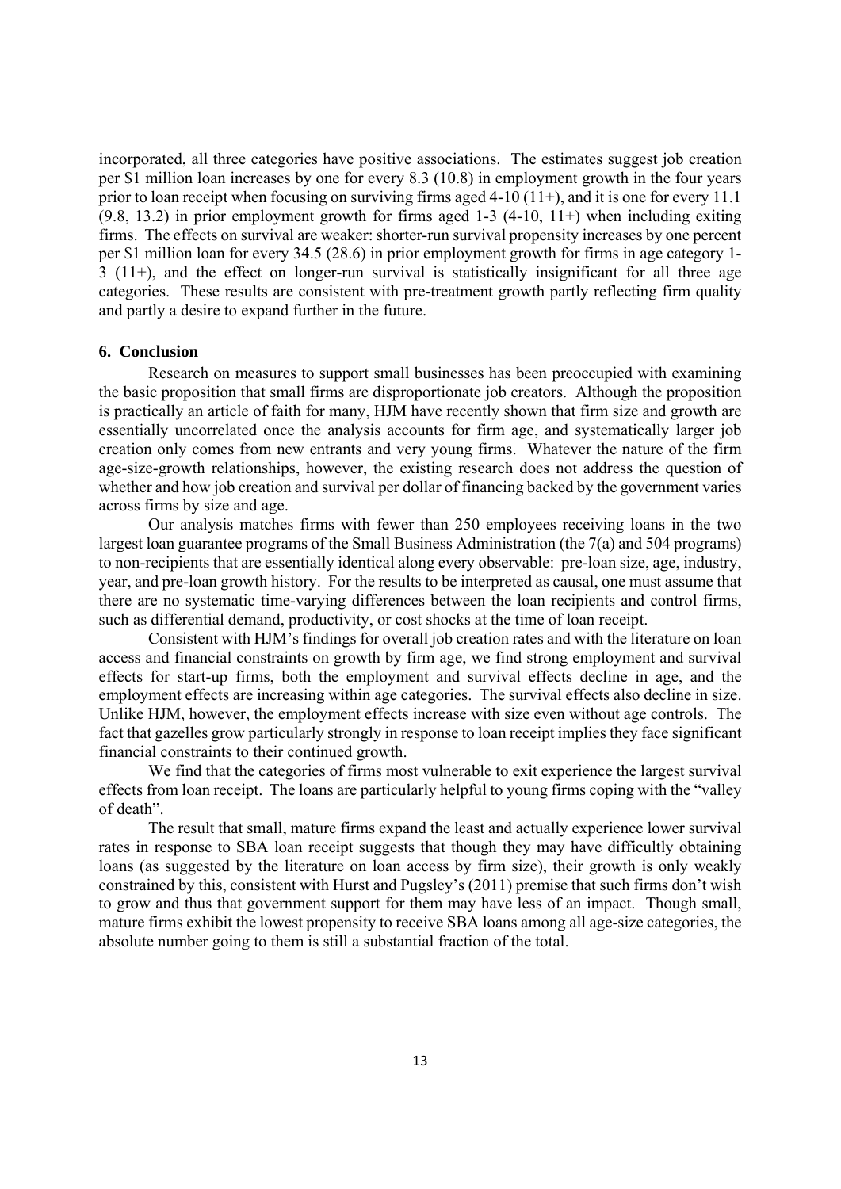incorporated, all three categories have positive associations. The estimates suggest job creation per $1 million loan increases by one for every 8.3 (10.8) in employment growth in the four years prior to loan receipt when focusing on surviving firms aged 4-10 (11+), and it is one for every 11.1 (9.8, 13.2) in prior employment growth for firms aged 1-3 (4-10, 11+) when including exiting firms. The effects on survival are weaker: shorter-run survival propensity increases by one percent per $1 million loan for every 34.5 (28.6) in prior employment growth for firms in age category 1-3 (11+), and the effect on longer-run survival is statistically insignificant for all three age categories. These results are consistent with pre-treatment growth partly reflecting firm quality and partly a desire to expand further in the future.

## 6. Conclusion

Research on measures to support small businesses has been preoccupied with examining the basic proposition that small firms are disproportionate job creators. Although the proposition is practically an article of faith for many, HJM have recently shown that firm size and growth are essentially uncorrelated once the analysis accounts for firm age, and systematically larger job creation only comes from new entrants and very young firms. Whatever the nature of the firm age-size-growth relationships, however, the existing research does not address the question of whether and how job creation and survival per dollar of financing backed by the government varies across firms by size and age.

Our analysis matches firms with fewer than 250 employees receiving loans in the two largest loan guarantee programs of the Small Business Administration (the 7(a) and 504 programs) to non-recipients that are essentially identical along every observable: pre-loan size, age, industry, year, and pre-loan growth history. For the results to be interpreted as causal, one must assume that there are no systematic time-varying differences between the loan recipients and control firms, such as differential demand, productivity, or cost shocks at the time of loan receipt.

Consistent with HJM's findings for overall job creation rates and with the literature on loan access and financial constraints on growth by firm age, we find strong employment and survival effects for start-up firms, both the employment and survival effects decline in age, and the employment effects are increasing within age categories. The survival effects also decline in size. Unlike HJM, however, the employment effects increase with size even without age controls. The fact that gazelles grow particularly strongly in response to loan receipt implies they face significant financial constraints to their continued growth.

We find that the categories of firms most vulnerable to exit experience the largest survival effects from loan receipt. The loans are particularly helpful to young firms coping with the "valley of death".

The result that small, mature firms expand the least and actually experience lower survival rates in response to SBA loan receipt suggests that though they may have difficultly obtaining loans (as suggested by the literature on loan access by firm size), their growth is only weakly constrained by this, consistent with Hurst and Pugsley's (2011) premise that such firms don't wish to grow and thus that government support for them may have less of an impact. Though small, mature firms exhibit the lowest propensity to receive SBA loans among all age-size categories, the absolute number going to them is still a substantial fraction of the total.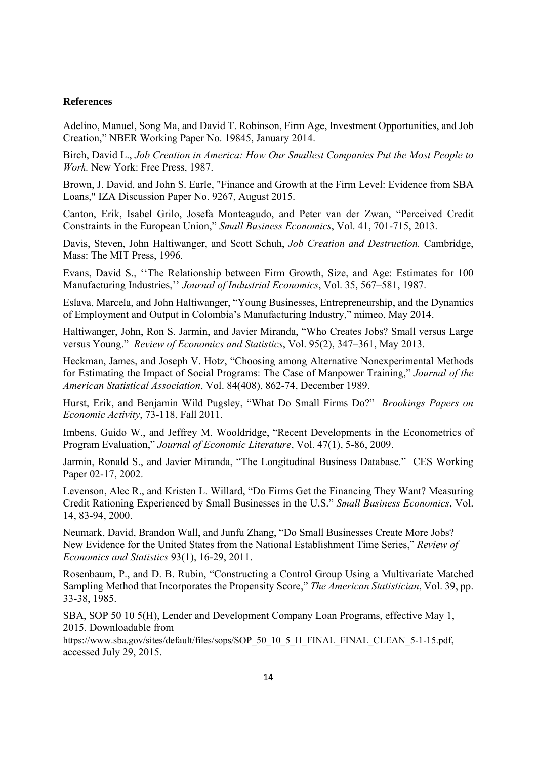**References**

Adelino, Manuel, Song Ma, and David T. Robinson, Firm Age, Investment Opportunities, and Job Creation," NBER Working Paper No. 19845, January 2014.

Birch, David L., *Job Creation in America: How Our Smallest Companies Put the Most People to Work.* New York: Free Press, 1987.

Brown, J. David, and John S. Earle, "Finance and Growth at the Firm Level: Evidence from SBA Loans," IZA Discussion Paper No. 9267, August 2015.

Canton, Erik, Isabel Grilo, Josefa Monteagudo, and Peter van der Zwan, "Perceived Credit Constraints in the European Union," *Small Business Economics*, Vol. 41, 701-715, 2013.

Davis, Steven, John Haltiwanger, and Scott Schuh, *Job Creation and Destruction.* Cambridge, Mass: The MIT Press, 1996.

Evans, David S., ''The Relationship between Firm Growth, Size, and Age: Estimates for 100 Manufacturing Industries,'' *Journal of Industrial Economics*, Vol. 35, 567–581, 1987.

Eslava, Marcela, and John Haltiwanger, "Young Businesses, Entrepreneurship, and the Dynamics of Employment and Output in Colombia's Manufacturing Industry," mimeo, May 2014.

Haltiwanger, John, Ron S. Jarmin, and Javier Miranda, "Who Creates Jobs? Small versus Large versus Young." *Review of Economics and Statistics*, Vol. 95(2), 347–361, May 2013.

Heckman, James, and Joseph V. Hotz, "Choosing among Alternative Nonexperimental Methods for Estimating the Impact of Social Programs: The Case of Manpower Training," *Journal of the American Statistical Association*, Vol. 84(408), 862-74, December 1989.

Hurst, Erik, and Benjamin Wild Pugsley, "What Do Small Firms Do?" *Brookings Papers on Economic Activity*, 73-118, Fall 2011.

Imbens, Guido W., and Jeffrey M. Wooldridge, "Recent Developments in the Econometrics of Program Evaluation," *Journal of Economic Literature*, Vol. 47(1), 5-86, 2009.

Jarmin, Ronald S., and Javier Miranda, "The Longitudinal Business Database." CES Working Paper 02-17, 2002.

Levenson, Alec R., and Kristen L. Willard, "Do Firms Get the Financing They Want? Measuring Credit Rationing Experienced by Small Businesses in the U.S." *Small Business Economics*, Vol. 14, 83-94, 2000.

Neumark, David, Brandon Wall, and Junfu Zhang, "Do Small Businesses Create More Jobs? New Evidence for the United States from the National Establishment Time Series," *Review of Economics and Statistics* 93(1), 16-29, 2011.

Rosenbaum, P., and D. B. Rubin, "Constructing a Control Group Using a Multivariate Matched Sampling Method that Incorporates the Propensity Score," *The American Statistician*, Vol. 39, pp. 33-38, 1985.

SBA, SOP 50 10 5(H), Lender and Development Company Loan Programs, effective May 1, 2015. Downloadable from https://www.sba.gov/sites/default/files/sops/SOP_50_10_5_H_FINAL_FINAL_CLEAN_5-1-15.pdf, accessed July 29, 2015.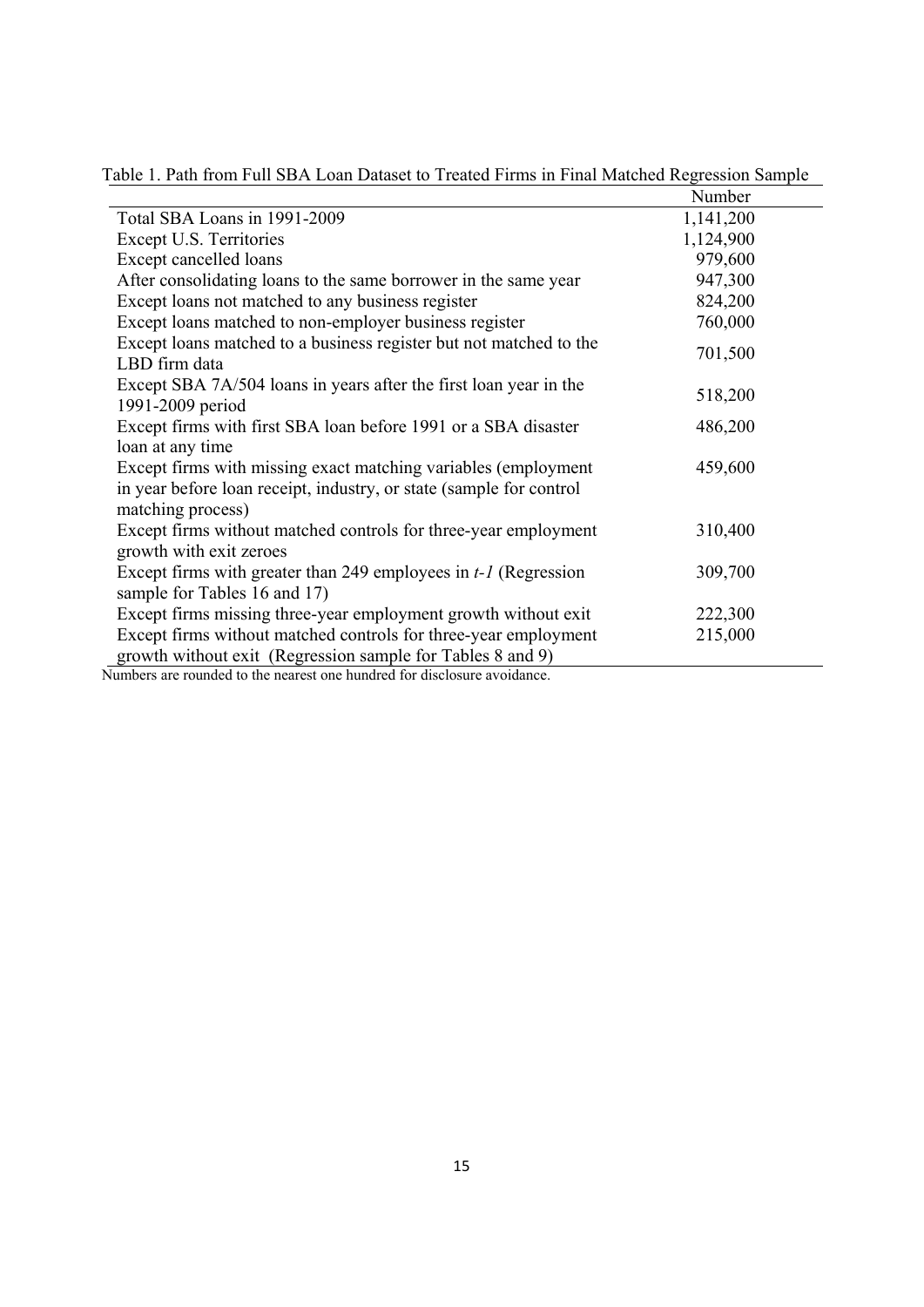Table 1. Path from Full SBA Loan Dataset to Treated Firms in Final Matched Regression Sample

| | Number |
|---|---|
| Total SBA Loans in 1991-2009 | 1,141,200 |
| Except U.S. Territories | 1,124,900 |
| Except cancelled loans | 979,600 |
| After consolidating loans to the same borrower in the same year | 947,300 |
| Except loans not matched to any business register | 824,200 |
| Except loans matched to non-employer business register | 760,000 |
| Except loans matched to a business register but not matched to the LBD firm data | 701,500 |
| Except SBA 7A/504 loans in years after the first loan year in the 1991-2009 period | 518,200 |
| Except firms with first SBA loan before 1991 or a SBA disaster loan at any time | 486,200 |
| Except firms with missing exact matching variables (employment in year before loan receipt, industry, or state (sample for control matching process) | 459,600 |
| Except firms without matched controls for three-year employment growth with exit zeroes | 310,400 |
| Except firms with greater than 249 employees in *t-1* (Regression sample for Tables 16 and 17) | 309,700 |
| Except firms missing three-year employment growth without exit | 222,300 |
| Except firms without matched controls for three-year employment growth without exit (Regression sample for Tables 8 and 9) | 215,000 |

Numbers are rounded to the nearest one hundred for disclosure avoidance.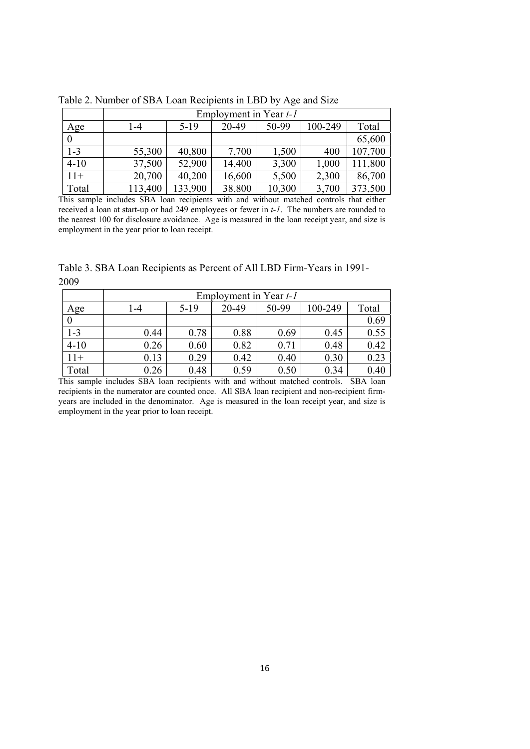Table 2. Number of SBA Loan Recipients in LBD by Age and Size

| | Employment in Year *t-1* | | | | | |
|---|---|---|---|---|---|---|
| Age | 1-4 | 5-19 | 20-49 | 50-99 | 100-249 | Total |
| 0 | | | | | | 65,600 |
| 1-3 | 55,300 | 40,800 | 7,700 | 1,500 | 400 | 107,700 |
| 4-10 | 37,500 | 52,900 | 14,400 | 3,300 | 1,000 | 111,800 |
| 11+ | 20,700 | 40,200 | 16,600 | 5,500 | 2,300 | 86,700 |
| Total | 113,400 | 133,900 | 38,800 | 10,300 | 3,700 | 373,500 |

This sample includes SBA loan recipients with and without matched controls that either received a loan at start-up or had 249 employees or fewer in *t-1*. The numbers are rounded to the nearest 100 for disclosure avoidance. Age is measured in the loan receipt year, and size is employment in the year prior to loan receipt.

Table 3. SBA Loan Recipients as Percent of All LBD Firm-Years in 1991-2009

| | Employment in Year *t-1* | | | | | |
|---|---|---|---|---|---|---|
| Age | 1-4 | 5-19 | 20-49 | 50-99 | 100-249 | Total |
| 0 | | | | | | 0.69 |
| 1-3 | 0.44 | 0.78 | 0.88 | 0.69 | 0.45 | 0.55 |
| 4-10 | 0.26 | 0.60 | 0.82 | 0.71 | 0.48 | 0.42 |
| 11+ | 0.13 | 0.29 | 0.42 | 0.40 | 0.30 | 0.23 |
| Total | 0.26 | 0.48 | 0.59 | 0.50 | 0.34 | 0.40 |

This sample includes SBA loan recipients with and without matched controls. SBA loan recipients in the numerator are counted once. All SBA loan recipient and non-recipient firm-years are included in the denominator. Age is measured in the loan receipt year, and size is employment in the year prior to loan receipt.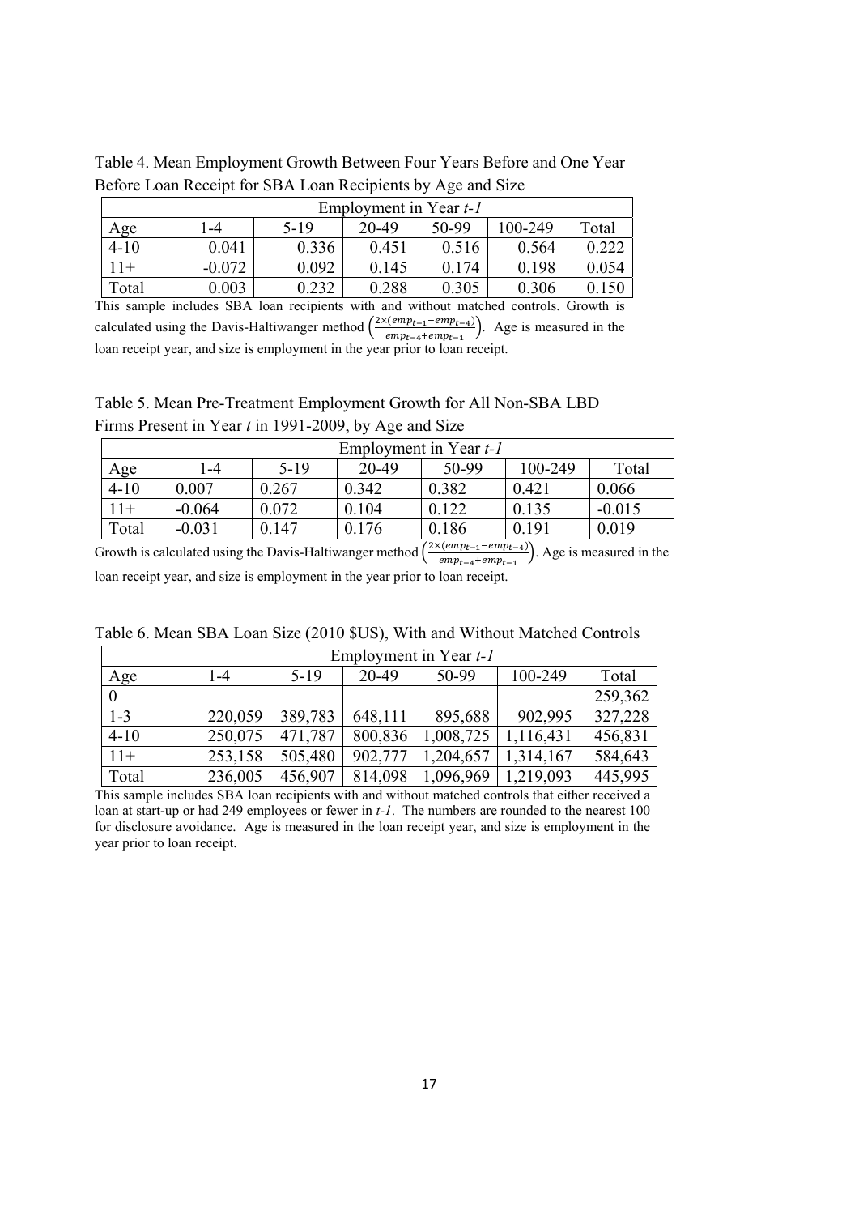Table 4. Mean Employment Growth Between Four Years Before and One Year Before Loan Receipt for SBA Loan Recipients by Age and Size

| | Employment in Year *t-1* | | | | | |
|---|---|---|---|---|---|---|
| Age | 1-4 | 5-19 | 20-49 | 50-99 | 100-249 | Total |
| 4-10 | 0.041 | 0.336 | 0.451 | 0.516 | 0.564 | 0.222 |
| 11+ | -0.072 | 0.092 | 0.145 | 0.174 | 0.198 | 0.054 |
| Total | 0.003 | 0.232 | 0.288 | 0.305 | 0.306 | 0.150 |

This sample includes SBA loan recipients with and without matched controls. Growth is calculated using the Davis-Haltiwanger method $\left(\frac{2\times(emp_{t-1}-emp_{t-4})}{emp_{t-4}+emp_{t-1}}\right)$. Age is measured in the loan receipt year, and size is employment in the year prior to loan receipt.

Table 5. Mean Pre-Treatment Employment Growth for All Non-SBA LBD Firms Present in Year *t* in 1991-2009, by Age and Size

| | Employment in Year *t-1* | | | | | |
|---|---|---|---|---|---|---|
| Age | 1-4 | 5-19 | 20-49 | 50-99 | 100-249 | Total |
| 4-10 | 0.007 | 0.267 | 0.342 | 0.382 | 0.421 | 0.066 |
| 11+ | -0.064 | 0.072 | 0.104 | 0.122 | 0.135 | -0.015 |
| Total | -0.031 | 0.147 | 0.176 | 0.186 | 0.191 | 0.019 |

Growth is calculated using the Davis-Haltiwanger method $\left(\frac{2\times(emp_{t-1}-emp_{t-4})}{emp_{t-4}+emp_{t-1}}\right)$. Age is measured in the loan receipt year, and size is employment in the year prior to loan receipt.

Table 6. Mean SBA Loan Size (2010 $US), With and Without Matched Controls

| | Employment in Year *t-1* | | | | | |
|---|---|---|---|---|---|---|
| Age | 1-4 | 5-19 | 20-49 | 50-99 | 100-249 | Total |
| 0 | | | | | | 259,362 |
| 1-3 | 220,059 | 389,783 | 648,111 | 895,688 | 902,995 | 327,228 |
| 4-10 | 250,075 | 471,787 | 800,836 | 1,008,725 | 1,116,431 | 456,831 |
| 11+ | 253,158 | 505,480 | 902,777 | 1,204,657 | 1,314,167 | 584,643 |
| Total | 236,005 | 456,907 | 814,098 | 1,096,969 | 1,219,093 | 445,995 |

This sample includes SBA loan recipients with and without matched controls that either received a loan at start-up or had 249 employees or fewer in *t-1*. The numbers are rounded to the nearest 100 for disclosure avoidance. Age is measured in the loan receipt year, and size is employment in the year prior to loan receipt.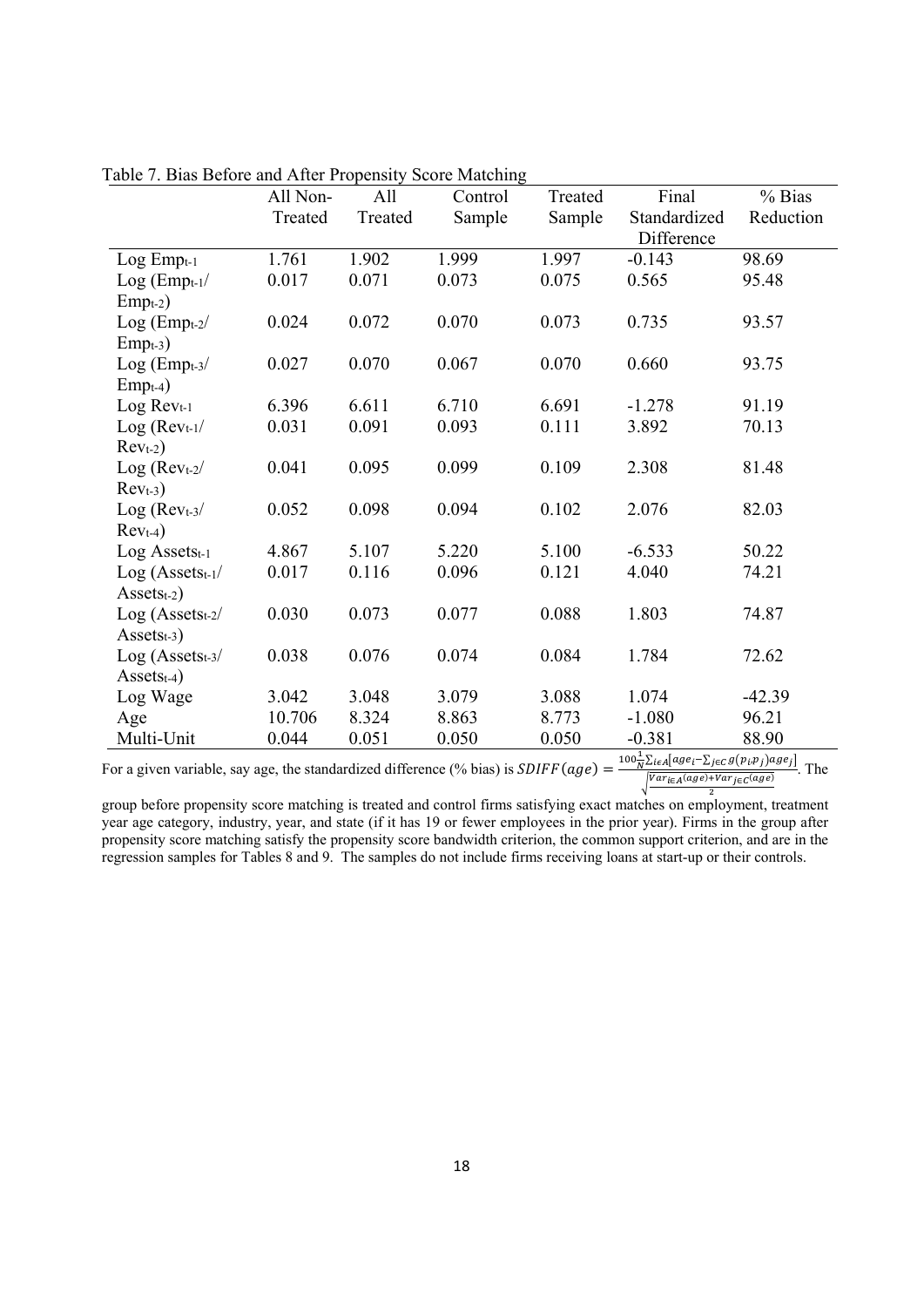Table 7. Bias Before and After Propensity Score Matching

|  | All Non-Treated | All Treated | Control Sample | Treated Sample | Final Standardized Difference | % Bias Reduction |
|---|---|---|---|---|---|---|
| Log $Emp_{t-1}$ | 1.761 | 1.902 | 1.999 | 1.997 | -0.143 | 98.69 |
| Log ($Emp_{t-1}$/ $Emp_{t-2}$) | 0.017 | 0.071 | 0.073 | 0.075 | 0.565 | 95.48 |
| Log ($Emp_{t-2}$/ $Emp_{t-3}$) | 0.024 | 0.072 | 0.070 | 0.073 | 0.735 | 93.57 |
| Log ($Emp_{t-3}$/ $Emp_{t-4}$) | 0.027 | 0.070 | 0.067 | 0.070 | 0.660 | 93.75 |
| Log $Rev_{t-1}$ | 6.396 | 6.611 | 6.710 | 6.691 | -1.278 | 91.19 |
| Log ($Rev_{t-1}$/ $Rev_{t-2}$) | 0.031 | 0.091 | 0.093 | 0.111 | 3.892 | 70.13 |
| Log ($Rev_{t-2}$/ $Rev_{t-3}$) | 0.041 | 0.095 | 0.099 | 0.109 | 2.308 | 81.48 |
| Log ($Rev_{t-3}$/ $Rev_{t-4}$) | 0.052 | 0.098 | 0.094 | 0.102 | 2.076 | 82.03 |
| Log $Assets_{t-1}$ | 4.867 | 5.107 | 5.220 | 5.100 | -6.533 | 50.22 |
| Log ($Assets_{t-1}$/ $Assets_{t-2}$) | 0.017 | 0.116 | 0.096 | 0.121 | 4.040 | 74.21 |
| Log ($Assets_{t-2}$/ $Assets_{t-3}$) | 0.030 | 0.073 | 0.077 | 0.088 | 1.803 | 74.87 |
| Log ($Assets_{t-3}$/ $Assets_{t-4}$) | 0.038 | 0.076 | 0.074 | 0.084 | 1.784 | 72.62 |
| Log Wage | 3.042 | 3.048 | 3.079 | 3.088 | 1.074 | -42.39 |
| Age | 10.706 | 8.324 | 8.863 | 8.773 | -1.080 | 96.21 |
| Multi-Unit | 0.044 | 0.051 | 0.050 | 0.050 | -0.381 | 88.90 |

For a given variable, say age, the standardized difference (% bias) is $SDIFF(age) = \frac{100\frac{1}{N}\sum_{i\in A}[age_i - \sum_{j\in C} g(p_i p_j)age_j]}{\sqrt{\frac{Var_{i\in A}(age)+Var_{j\in C}(age)}{2}}}$. The group before propensity score matching is treated and control firms satisfying exact matches on employment, treatment year age category, industry, year, and state (if it has 19 or fewer employees in the prior year). Firms in the group after propensity score matching satisfy the propensity score bandwidth criterion, the common support criterion, and are in the regression samples for Tables 8 and 9. The samples do not include firms receiving loans at start-up or their controls.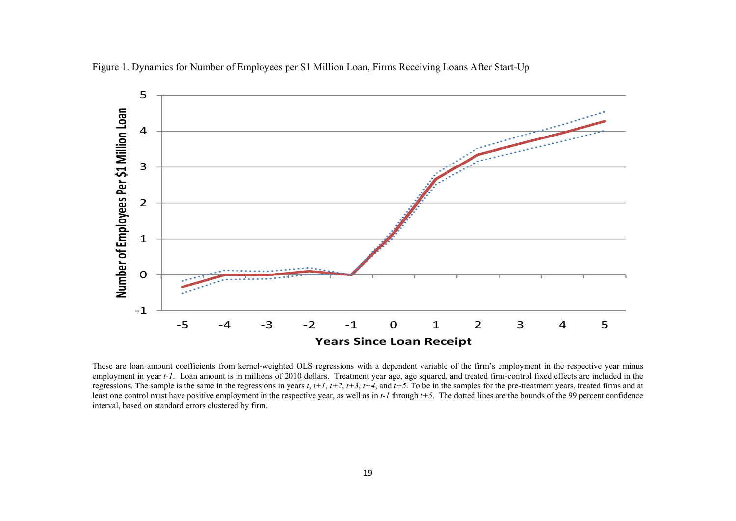Figure 1. Dynamics for Number of Employees per $1 Million Loan, Firms Receiving Loans After Start-Up

These are loan amount coefficients from kernel-weighted OLS regressions with a dependent variable of the firm's employment in the respective year minus employment in year *t-1*. Loan amount is in millions of 2010 dollars. Treatment year age, age squared, and treated firm-control fixed effects are included in the regressions. The sample is the same in the regressions in years *t*, *t+1*, *t+2*, *t+3*, *t+4*, and *t+5*. To be in the samples for the pre-treatment years, treated firms and at least one control must have positive employment in the respective year, as well as in *t-1* through *t+5*. The dotted lines are the bounds of the 99 percent confidence interval, based on standard errors clustered by firm.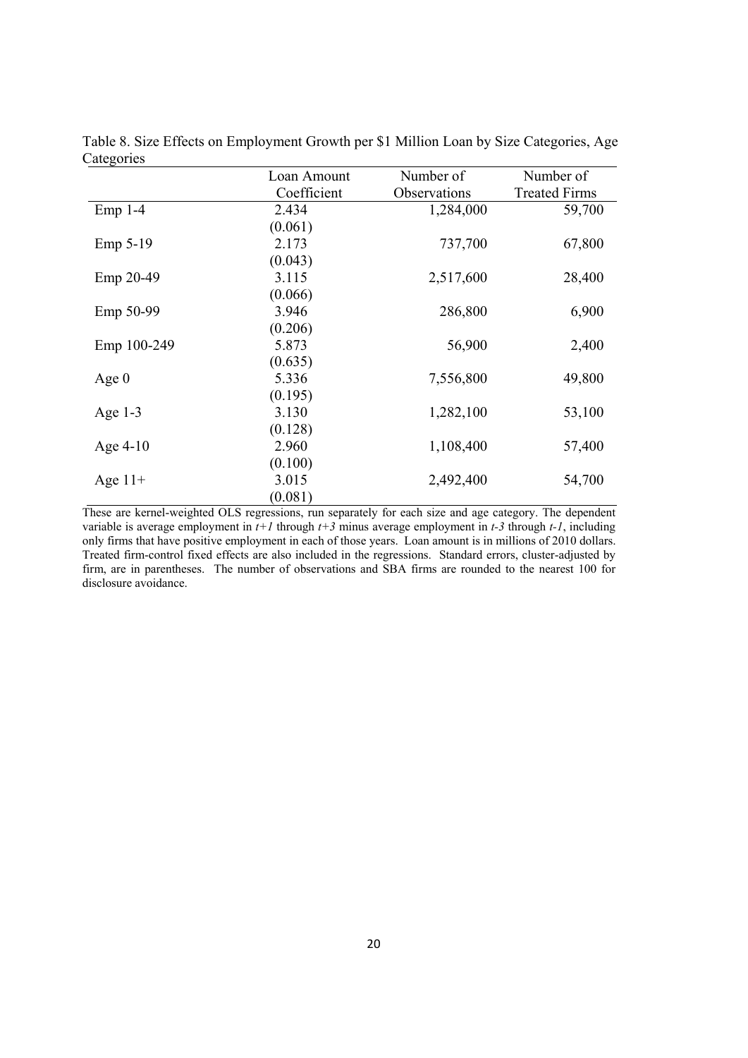Table 8. Size Effects on Employment Growth per \$1 Million Loan by Size Categories, Age Categories

| | Loan Amount Coefficient | Number of Observations | Number of Treated Firms |
|---|---|---|---|
| Emp 1-4 | 2.434 | 1,284,000 | 59,700 |
| | (0.061) | | |
| Emp 5-19 | 2.173 | 737,700 | 67,800 |
| | (0.043) | | |
| Emp 20-49 | 3.115 | 2,517,600 | 28,400 |
| | (0.066) | | |
| Emp 50-99 | 3.946 | 286,800 | 6,900 |
| | (0.206) | | |
| Emp 100-249 | 5.873 | 56,900 | 2,400 |
| | (0.635) | | |
| Age 0 | 5.336 | 7,556,800 | 49,800 |
| | (0.195) | | |
| Age 1-3 | 3.130 | 1,282,100 | 53,100 |
| | (0.128) | | |
| Age 4-10 | 2.960 | 1,108,400 | 57,400 |
| | (0.100) | | |
| Age 11+ | 3.015 | 2,492,400 | 54,700 |
| | (0.081) | | |

These are kernel-weighted OLS regressions, run separately for each size and age category. The dependent variable is average employment in $t+1$ through $t+3$ minus average employment in $t-3$ through $t-1$, including only firms that have positive employment in each of those years. Loan amount is in millions of 2010 dollars. Treated firm-control fixed effects are also included in the regressions. Standard errors, cluster-adjusted by firm, are in parentheses. The number of observations and SBA firms are rounded to the nearest 100 for disclosure avoidance.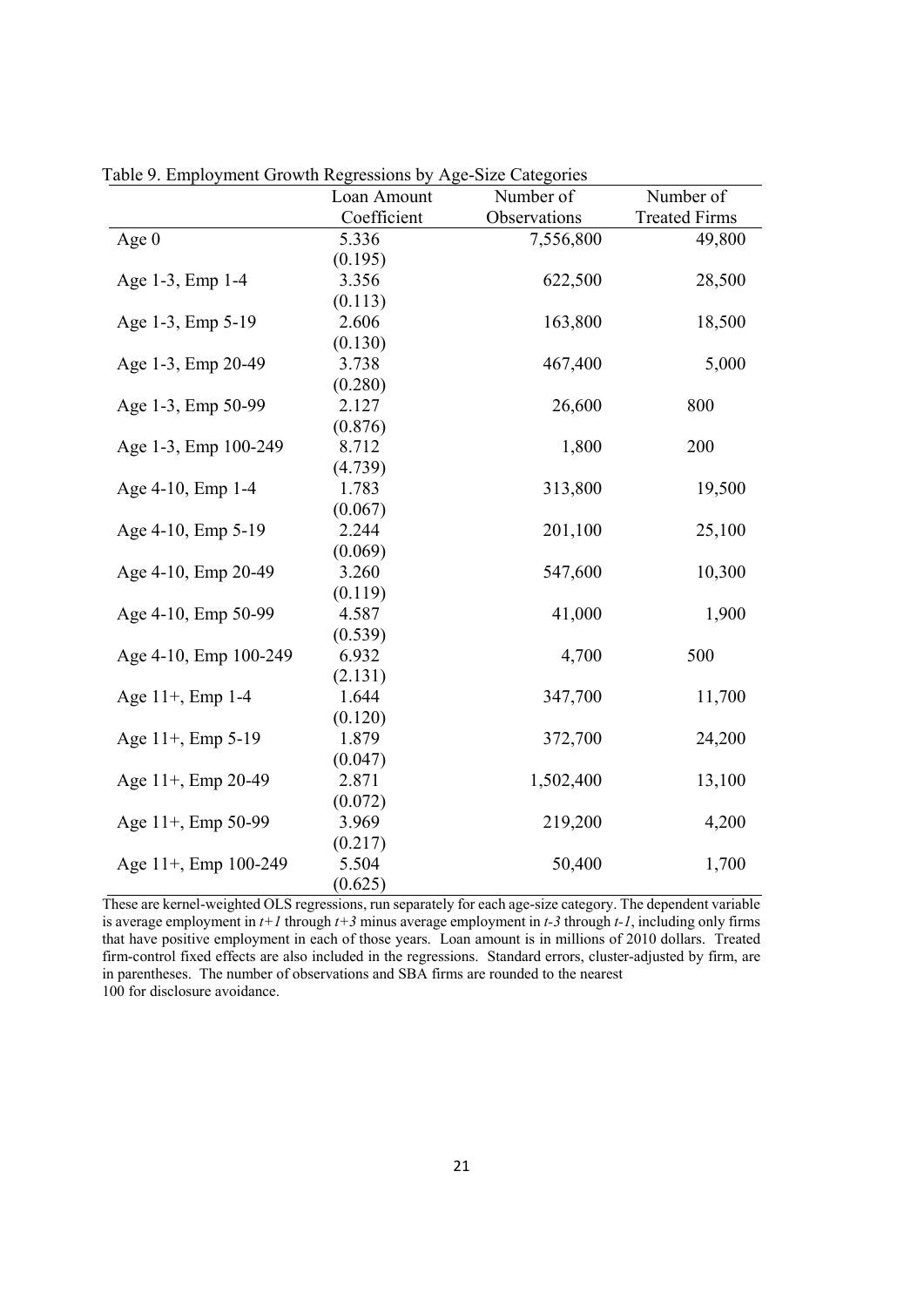Table 9. Employment Growth Regressions by Age-Size Categories

| | Loan Amount Coefficient | Number of Observations | Number of Treated Firms |
|---|---|---|---|
| Age 0 | 5.336 | 7,556,800 | 49,800 |
| | (0.195) | | |
| Age 1-3, Emp 1-4 | 3.356 | 622,500 | 28,500 |
| | (0.113) | | |
| Age 1-3, Emp 5-19 | 2.606 | 163,800 | 18,500 |
| | (0.130) | | |
| Age 1-3, Emp 20-49 | 3.738 | 467,400 | 5,000 |
| | (0.280) | | |
| Age 1-3, Emp 50-99 | 2.127 | 26,600 | 800 |
| | (0.876) | | |
| Age 1-3, Emp 100-249 | 8.712 | 1,800 | 200 |
| | (4.739) | | |
| Age 4-10, Emp 1-4 | 1.783 | 313,800 | 19,500 |
| | (0.067) | | |
| Age 4-10, Emp 5-19 | 2.244 | 201,100 | 25,100 |
| | (0.069) | | |
| Age 4-10, Emp 20-49 | 3.260 | 547,600 | 10,300 |
| | (0.119) | | |
| Age 4-10, Emp 50-99 | 4.587 | 41,000 | 1,900 |
| | (0.539) | | |
| Age 4-10, Emp 100-249 | 6.932 | 4,700 | 500 |
| | (2.131) | | |
| Age 11+, Emp 1-4 | 1.644 | 347,700 | 11,700 |
| | (0.120) | | |
| Age 11+, Emp 5-19 | 1.879 | 372,700 | 24,200 |
| | (0.047) | | |
| Age 11+, Emp 20-49 | 2.871 | 1,502,400 | 13,100 |
| | (0.072) | | |
| Age 11+, Emp 50-99 | 3.969 | 219,200 | 4,200 |
| | (0.217) | | |
| Age 11+, Emp 100-249 | 5.504 | 50,400 | 1,700 |
| | (0.625) | | |

These are kernel-weighted OLS regressions, run separately for each age-size category. The dependent variable is average employment in $t+1$ through $t+3$ minus average employment in $t-3$ through $t-1$, including only firms that have positive employment in each of those years. Loan amount is in millions of 2010 dollars. Treated firm-control fixed effects are also included in the regressions. Standard errors, cluster-adjusted by firm, are in parentheses. The number of observations and SBA firms are rounded to the nearest 100 for disclosure avoidance.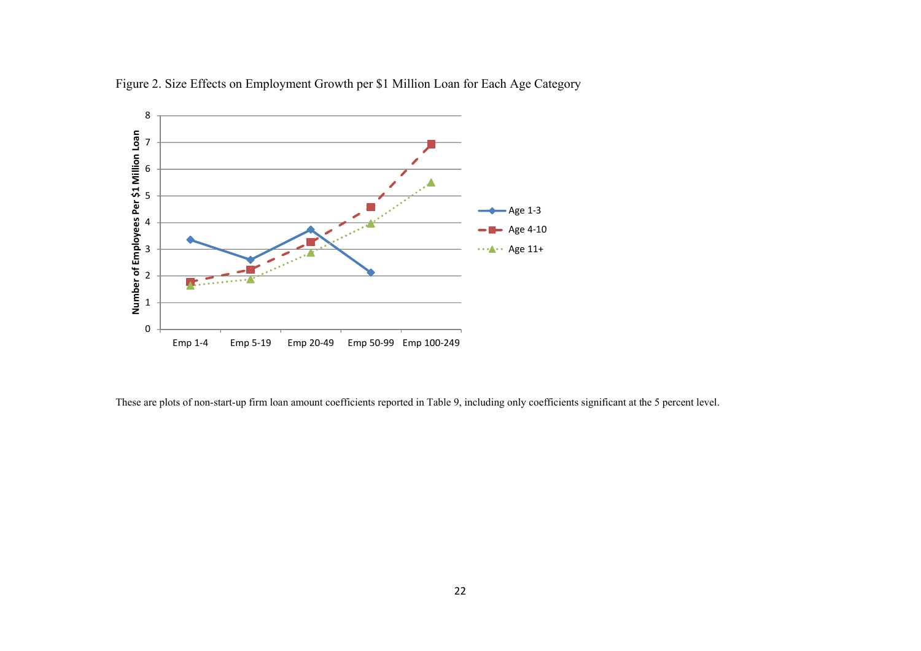Figure 2. Size Effects on Employment Growth per $1 Million Loan for Each Age Category

These are plots of non-start-up firm loan amount coefficients reported in Table 9, including only coefficients significant at the 5 percent level.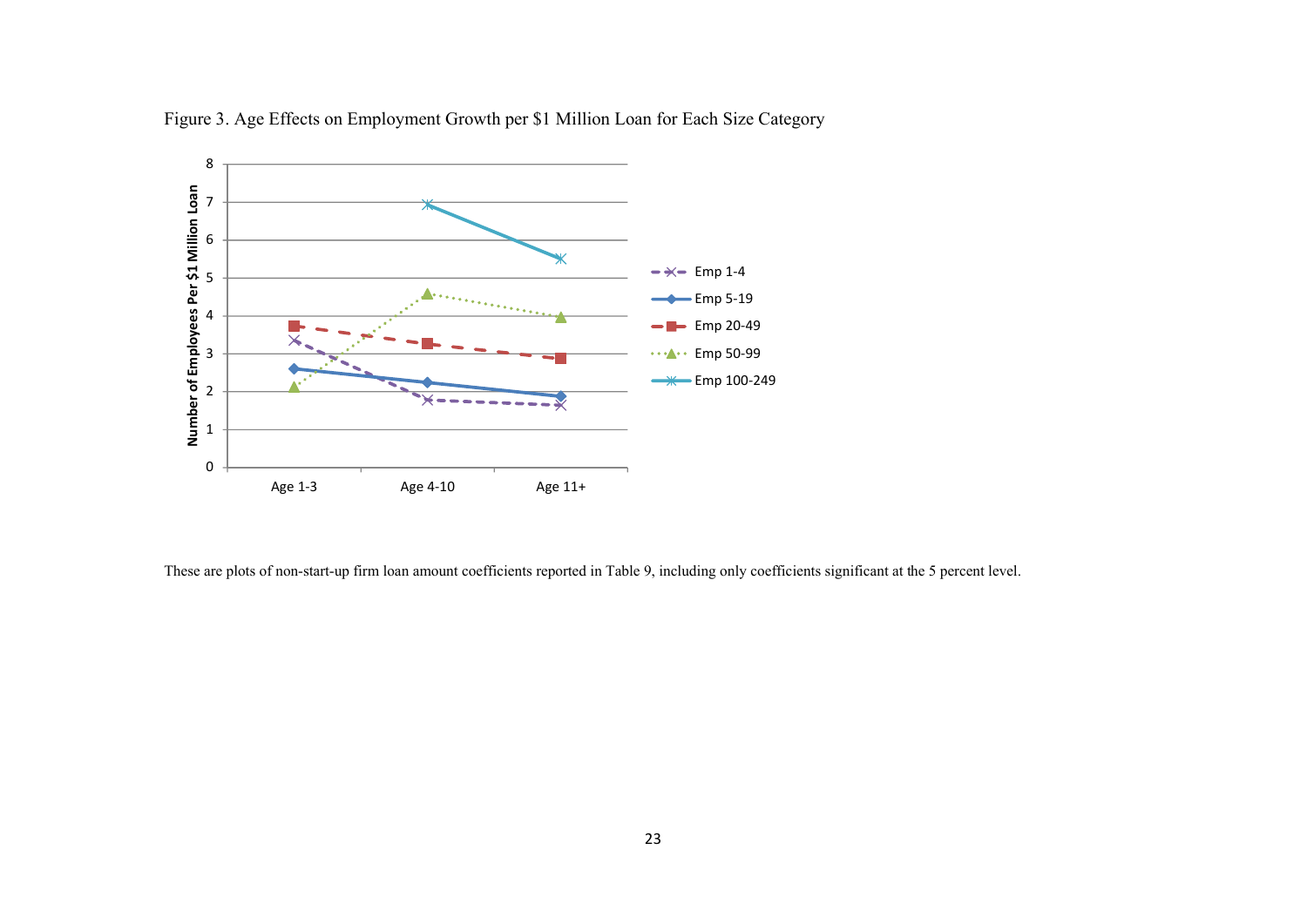Figure 3. Age Effects on Employment Growth per $1 Million Loan for Each Size Category

These are plots of non-start-up firm loan amount coefficients reported in Table 9, including only coefficients significant at the 5 percent level.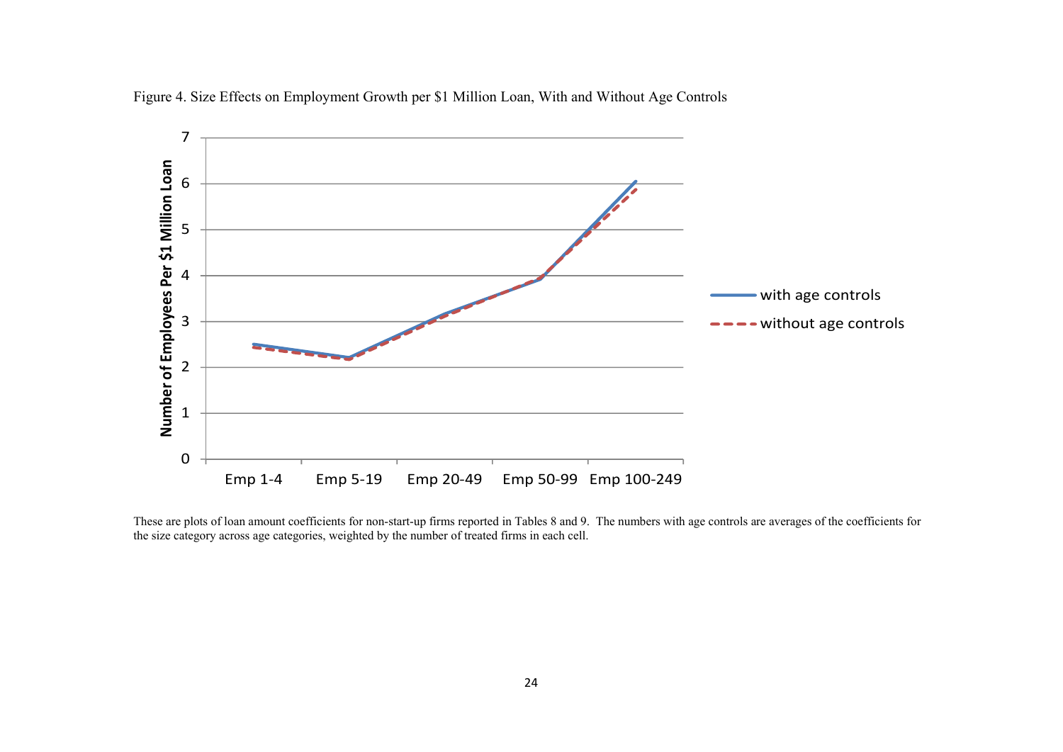Figure 4. Size Effects on Employment Growth per $1 Million Loan, With and Without Age Controls

These are plots of loan amount coefficients for non-start-up firms reported in Tables 8 and 9. The numbers with age controls are averages of the coefficients for the size category across age categories, weighted by the number of treated firms in each cell.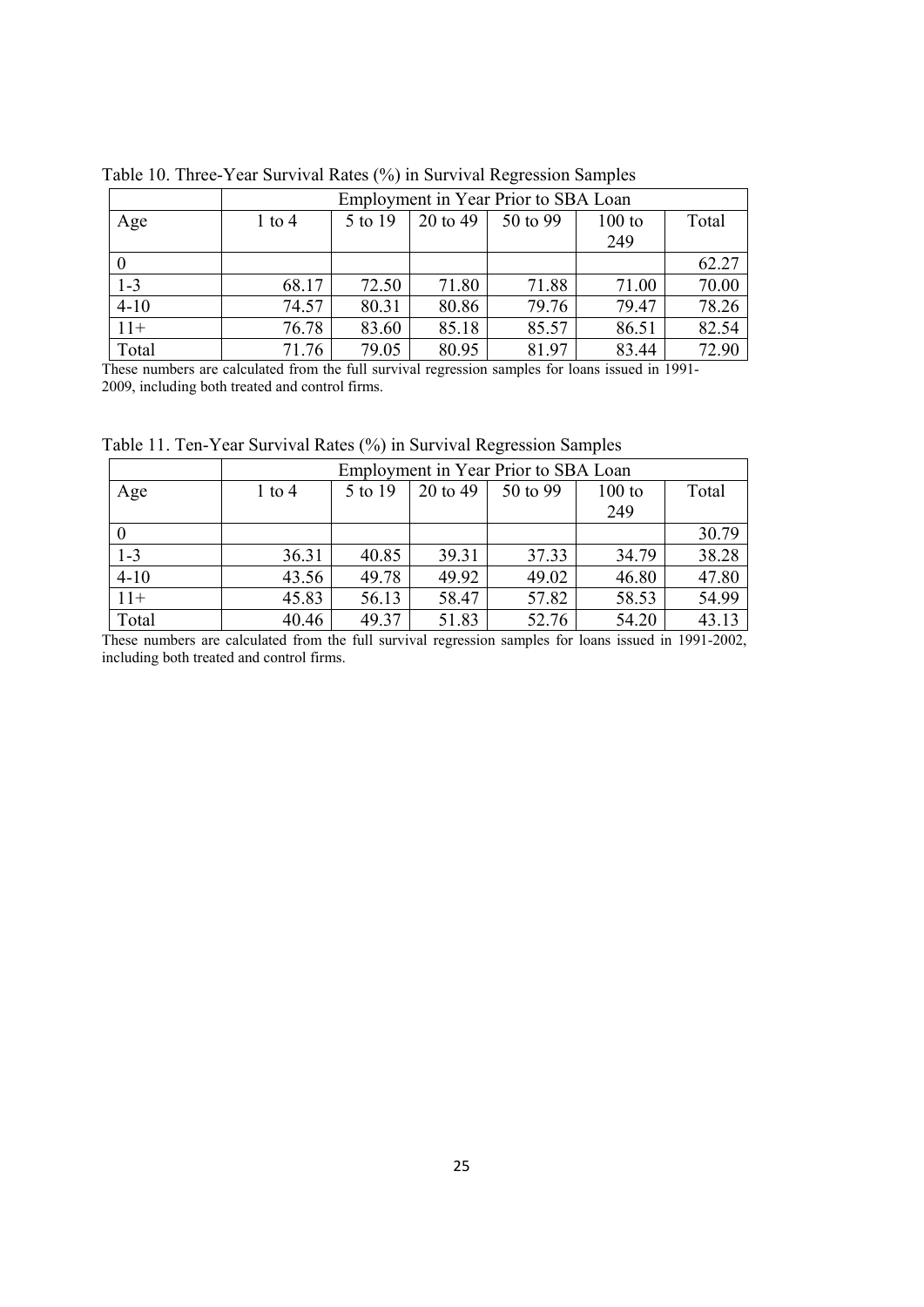Table 10. Three-Year Survival Rates (%) in Survival Regression Samples

| | Employment in Year Prior to SBA Loan | | | | | |
|---|---|---|---|---|---|---|
| Age | 1 to 4 | 5 to 19 | 20 to 49 | 50 to 99 | 100 to 249 | Total |
| 0 | | | | | | 62.27 |
| 1-3 | 68.17 | 72.50 | 71.80 | 71.88 | 71.00 | 70.00 |
| 4-10 | 74.57 | 80.31 | 80.86 | 79.76 | 79.47 | 78.26 |
| 11+ | 76.78 | 83.60 | 85.18 | 85.57 | 86.51 | 82.54 |
| Total | 71.76 | 79.05 | 80.95 | 81.97 | 83.44 | 72.90 |

These numbers are calculated from the full survival regression samples for loans issued in 1991-2009, including both treated and control firms.

Table 11. Ten-Year Survival Rates (%) in Survival Regression Samples

| | Employment in Year Prior to SBA Loan | | | | | |
|---|---|---|---|---|---|---|
| Age | 1 to 4 | 5 to 19 | 20 to 49 | 50 to 99 | 100 to 249 | Total |
| 0 | | | | | | 30.79 |
| 1-3 | 36.31 | 40.85 | 39.31 | 37.33 | 34.79 | 38.28 |
| 4-10 | 43.56 | 49.78 | 49.92 | 49.02 | 46.80 | 47.80 |
| 11+ | 45.83 | 56.13 | 58.47 | 57.82 | 58.53 | 54.99 |
| Total | 40.46 | 49.37 | 51.83 | 52.76 | 54.20 | 43.13 |

These numbers are calculated from the full survival regression samples for loans issued in 1991-2002, including both treated and control firms.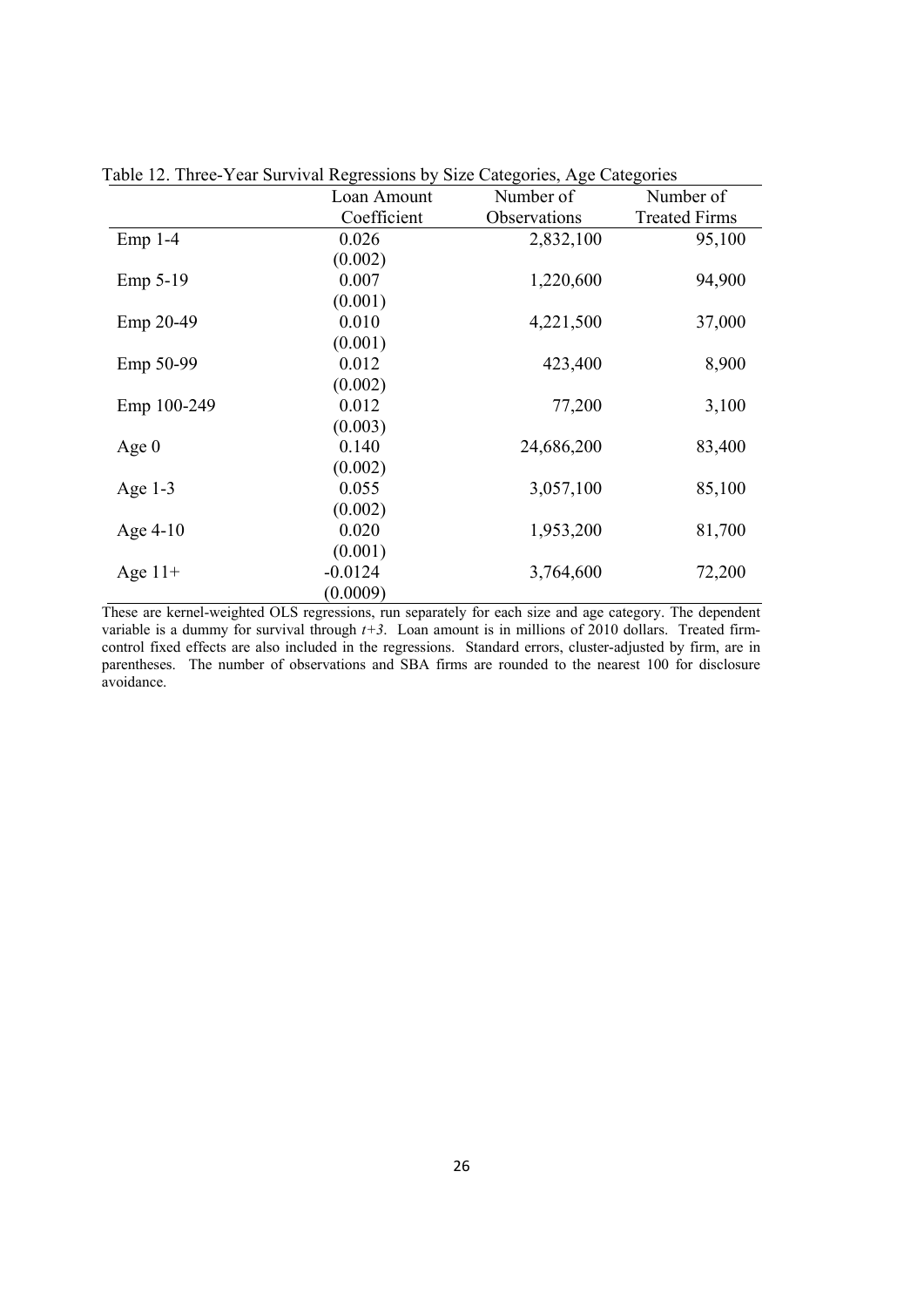Table 12. Three-Year Survival Regressions by Size Categories, Age Categories

| | Loan Amount Coefficient | Number of Observations | Number of Treated Firms |
|---|---|---|---|
| Emp 1-4 | 0.026 | 2,832,100 | 95,100 |
| | (0.002) | | |
| Emp 5-19 | 0.007 | 1,220,600 | 94,900 |
| | (0.001) | | |
| Emp 20-49 | 0.010 | 4,221,500 | 37,000 |
| | (0.001) | | |
| Emp 50-99 | 0.012 | 423,400 | 8,900 |
| | (0.002) | | |
| Emp 100-249 | 0.012 | 77,200 | 3,100 |
| | (0.003) | | |
| Age 0 | 0.140 | 24,686,200 | 83,400 |
| | (0.002) | | |
| Age 1-3 | 0.055 | 3,057,100 | 85,100 |
| | (0.002) | | |
| Age 4-10 | 0.020 | 1,953,200 | 81,700 |
| | (0.001) | | |
| Age 11+ | -0.0124 | 3,764,600 | 72,200 |
| | (0.0009) | | |

These are kernel-weighted OLS regressions, run separately for each size and age category. The dependent variable is a dummy for survival through $t+3$. Loan amount is in millions of 2010 dollars. Treated firm-control fixed effects are also included in the regressions. Standard errors, cluster-adjusted by firm, are in parentheses. The number of observations and SBA firms are rounded to the nearest 100 for disclosure avoidance.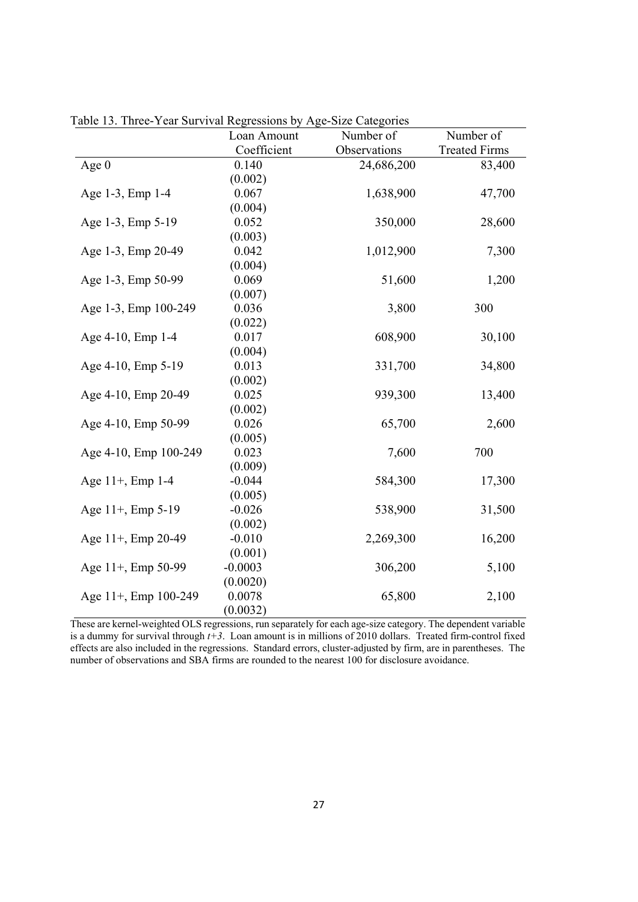Table 13. Three-Year Survival Regressions by Age-Size Categories

| | Loan Amount Coefficient | Number of Observations | Number of Treated Firms |
|---|---|---|---|
| Age 0 | 0.140 | 24,686,200 | 83,400 |
| | (0.002) | | |
| Age 1-3, Emp 1-4 | 0.067 | 1,638,900 | 47,700 |
| | (0.004) | | |
| Age 1-3, Emp 5-19 | 0.052 | 350,000 | 28,600 |
| | (0.003) | | |
| Age 1-3, Emp 20-49 | 0.042 | 1,012,900 | 7,300 |
| | (0.004) | | |
| Age 1-3, Emp 50-99 | 0.069 | 51,600 | 1,200 |
| | (0.007) | | |
| Age 1-3, Emp 100-249 | 0.036 | 3,800 | 300 |
| | (0.022) | | |
| Age 4-10, Emp 1-4 | 0.017 | 608,900 | 30,100 |
| | (0.004) | | |
| Age 4-10, Emp 5-19 | 0.013 | 331,700 | 34,800 |
| | (0.002) | | |
| Age 4-10, Emp 20-49 | 0.025 | 939,300 | 13,400 |
| | (0.002) | | |
| Age 4-10, Emp 50-99 | 0.026 | 65,700 | 2,600 |
| | (0.005) | | |
| Age 4-10, Emp 100-249 | 0.023 | 7,600 | 700 |
| | (0.009) | | |
| Age 11+, Emp 1-4 | -0.044 | 584,300 | 17,300 |
| | (0.005) | | |
| Age 11+, Emp 5-19 | -0.026 | 538,900 | 31,500 |
| | (0.002) | | |
| Age 11+, Emp 20-49 | -0.010 | 2,269,300 | 16,200 |
| | (0.001) | | |
| Age 11+, Emp 50-99 | -0.0003 | 306,200 | 5,100 |
| | (0.0020) | | |
| Age 11+, Emp 100-249 | 0.0078 | 65,800 | 2,100 |
| | (0.0032) | | |

These are kernel-weighted OLS regressions, run separately for each age-size category. The dependent variable is a dummy for survival through $t+3$. Loan amount is in millions of 2010 dollars. Treated firm-control fixed effects are also included in the regressions. Standard errors, cluster-adjusted by firm, are in parentheses. The number of observations and SBA firms are rounded to the nearest 100 for disclosure avoidance.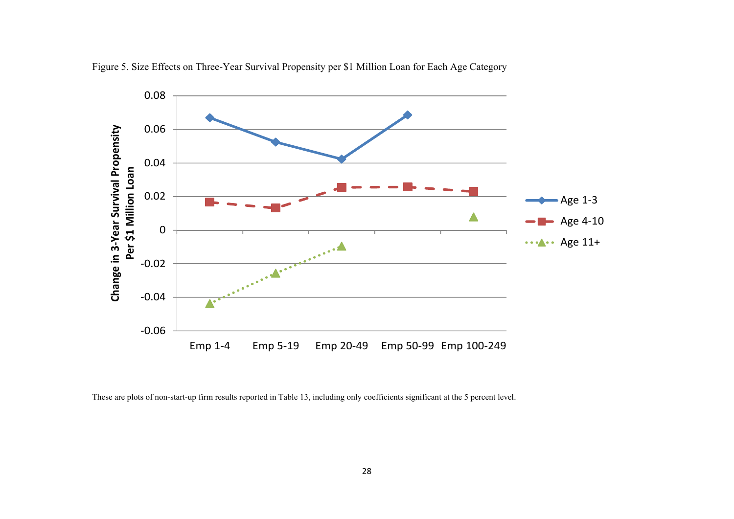Figure 5. Size Effects on Three-Year Survival Propensity per $1 Million Loan for Each Age Category

These are plots of non-start-up firm results reported in Table 13, including only coefficients significant at the 5 percent level.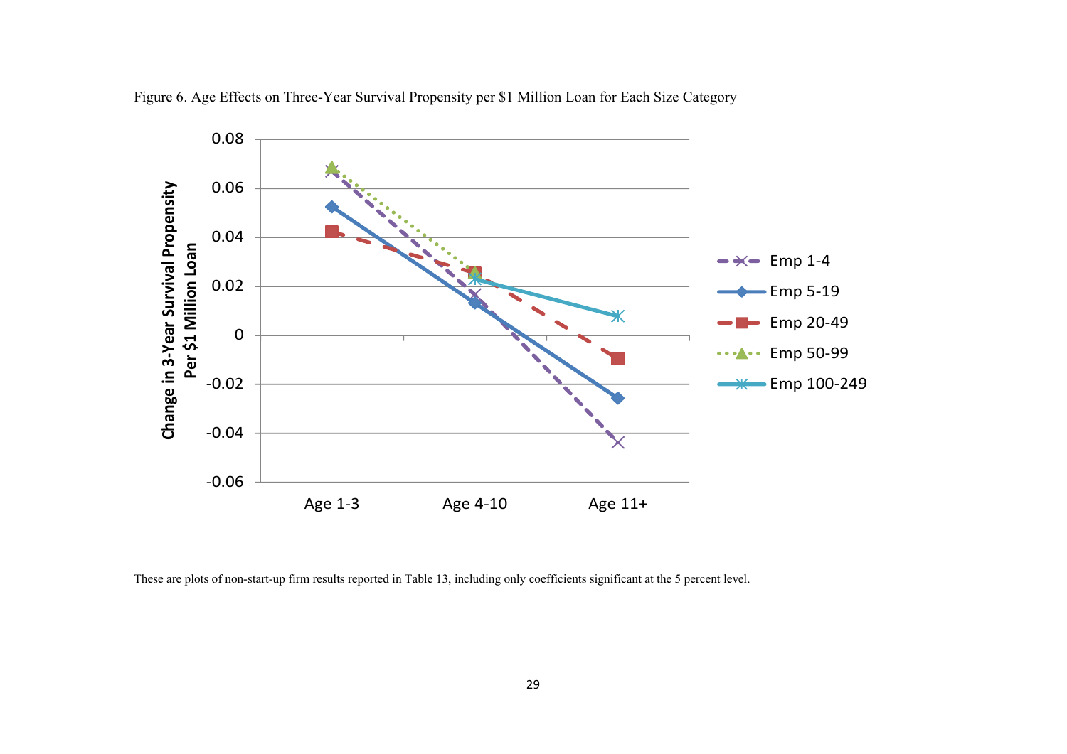Figure 6. Age Effects on Three-Year Survival Propensity per $1 Million Loan for Each Size Category

These are plots of non-start-up firm results reported in Table 13, including only coefficients significant at the 5 percent level.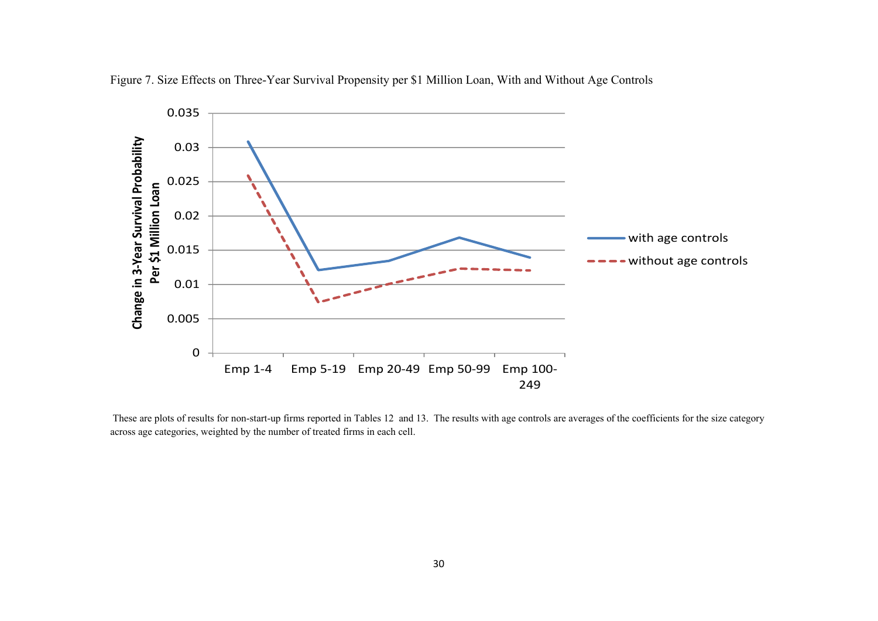Figure 7. Size Effects on Three-Year Survival Propensity per $1 Million Loan, With and Without Age Controls

These are plots of results for non-start-up firms reported in Tables 12 and 13. The results with age controls are averages of the coefficients for the size category across age categories, weighted by the number of treated firms in each cell.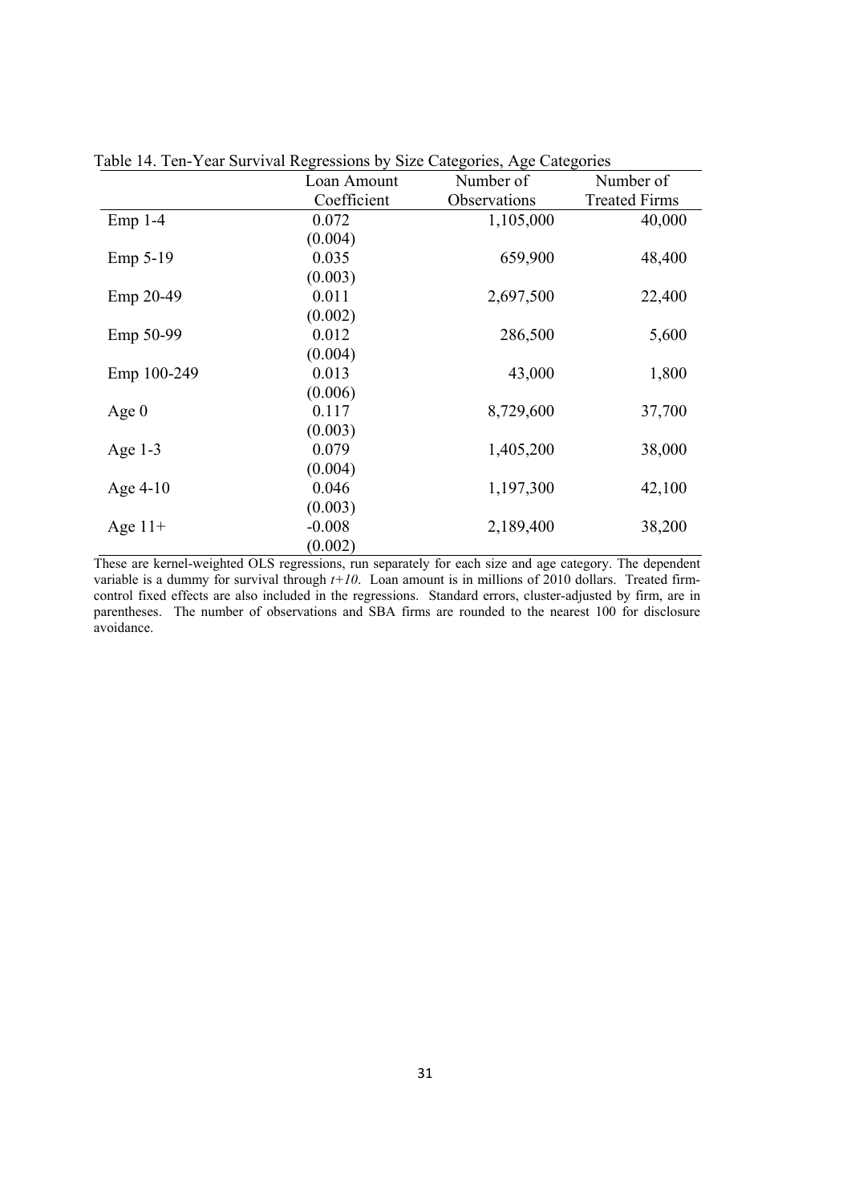Table 14. Ten-Year Survival Regressions by Size Categories, Age Categories

| | Loan Amount Coefficient | Number of Observations | Number of Treated Firms |
|---|---|---|---|
| Emp 1-4 | 0.072 | 1,105,000 | 40,000 |
| | (0.004) | | |
| Emp 5-19 | 0.035 | 659,900 | 48,400 |
| | (0.003) | | |
| Emp 20-49 | 0.011 | 2,697,500 | 22,400 |
| | (0.002) | | |
| Emp 50-99 | 0.012 | 286,500 | 5,600 |
| | (0.004) | | |
| Emp 100-249 | 0.013 | 43,000 | 1,800 |
| | (0.006) | | |
| Age 0 | 0.117 | 8,729,600 | 37,700 |
| | (0.003) | | |
| Age 1-3 | 0.079 | 1,405,200 | 38,000 |
| | (0.004) | | |
| Age 4-10 | 0.046 | 1,197,300 | 42,100 |
| | (0.003) | | |
| Age 11+ | -0.008 | 2,189,400 | 38,200 |
| | (0.002) | | |

These are kernel-weighted OLS regressions, run separately for each size and age category. The dependent variable is a dummy for survival through *t+10*. Loan amount is in millions of 2010 dollars. Treated firm-control fixed effects are also included in the regressions. Standard errors, cluster-adjusted by firm, are in parentheses. The number of observations and SBA firms are rounded to the nearest 100 for disclosure avoidance.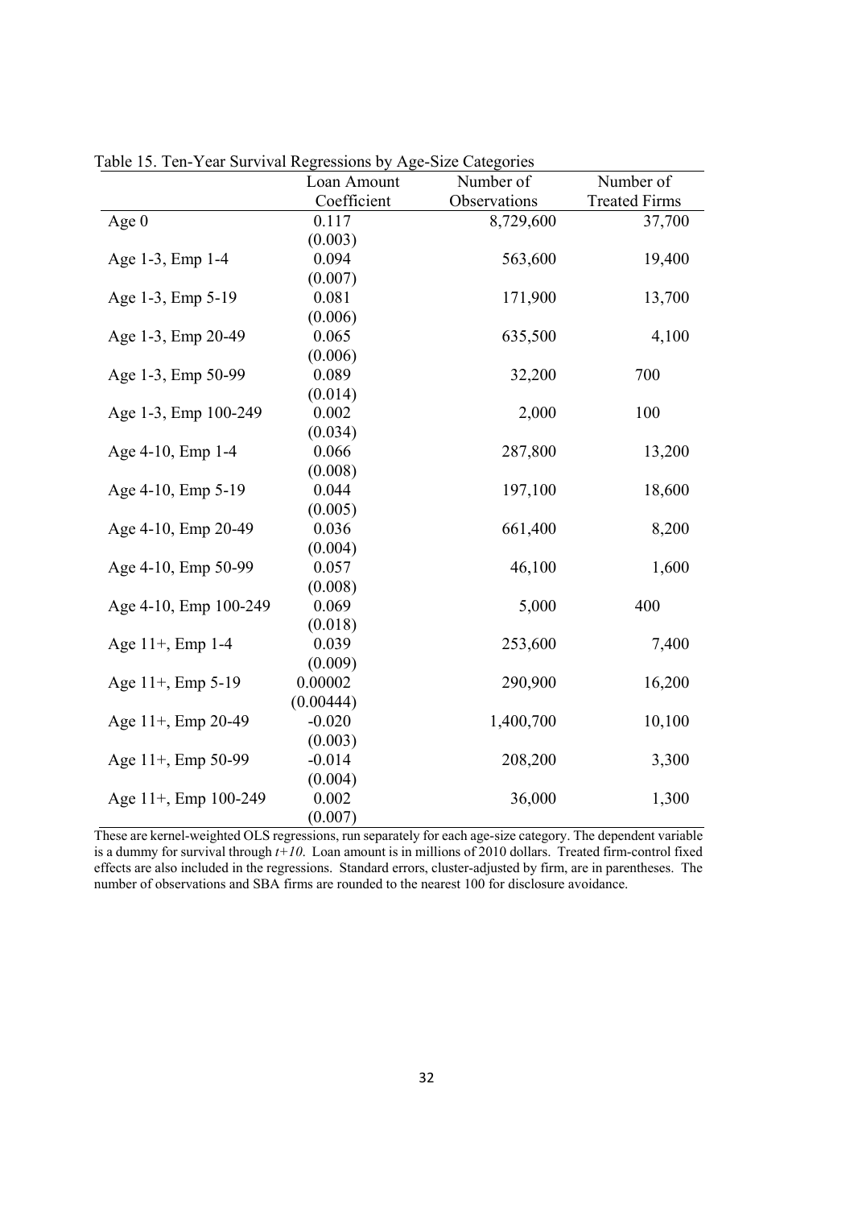Table 15. Ten-Year Survival Regressions by Age-Size Categories

| | Loan Amount Coefficient | Number of Observations | Number of Treated Firms |
|---|---|---|---|
| Age 0 | 0.117 | 8,729,600 | 37,700 |
| | (0.003) | | |
| Age 1-3, Emp 1-4 | 0.094 | 563,600 | 19,400 |
| | (0.007) | | |
| Age 1-3, Emp 5-19 | 0.081 | 171,900 | 13,700 |
| | (0.006) | | |
| Age 1-3, Emp 20-49 | 0.065 | 635,500 | 4,100 |
| | (0.006) | | |
| Age 1-3, Emp 50-99 | 0.089 | 32,200 | 700 |
| | (0.014) | | |
| Age 1-3, Emp 100-249 | 0.002 | 2,000 | 100 |
| | (0.034) | | |
| Age 4-10, Emp 1-4 | 0.066 | 287,800 | 13,200 |
| | (0.008) | | |
| Age 4-10, Emp 5-19 | 0.044 | 197,100 | 18,600 |
| | (0.005) | | |
| Age 4-10, Emp 20-49 | 0.036 | 661,400 | 8,200 |
| | (0.004) | | |
| Age 4-10, Emp 50-99 | 0.057 | 46,100 | 1,600 |
| | (0.008) | | |
| Age 4-10, Emp 100-249 | 0.069 | 5,000 | 400 |
| | (0.018) | | |
| Age 11+, Emp 1-4 | 0.039 | 253,600 | 7,400 |
| | (0.009) | | |
| Age 11+, Emp 5-19 | 0.00002 | 290,900 | 16,200 |
| | (0.00444) | | |
| Age 11+, Emp 20-49 | -0.020 | 1,400,700 | 10,100 |
| | (0.003) | | |
| Age 11+, Emp 50-99 | -0.014 | 208,200 | 3,300 |
| | (0.004) | | |
| Age 11+, Emp 100-249 | 0.002 | 36,000 | 1,300 |
| | (0.007) | | |

These are kernel-weighted OLS regressions, run separately for each age-size category. The dependent variable is a dummy for survival through *t+10*. Loan amount is in millions of 2010 dollars. Treated firm-control fixed effects are also included in the regressions. Standard errors, cluster-adjusted by firm, are in parentheses. The number of observations and SBA firms are rounded to the nearest 100 for disclosure avoidance.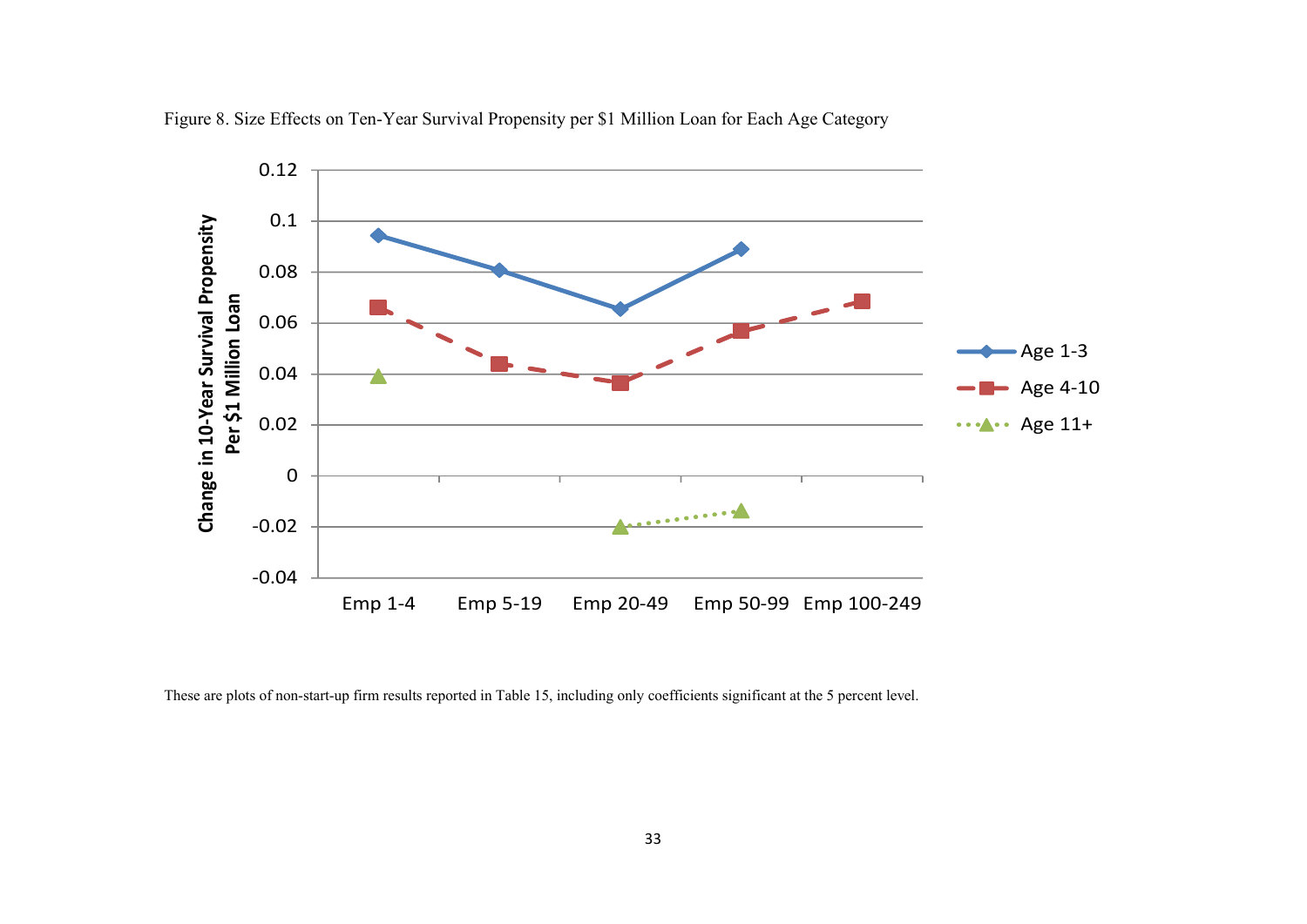Figure 8. Size Effects on Ten-Year Survival Propensity per $1 Million Loan for Each Age Category

These are plots of non-start-up firm results reported in Table 15, including only coefficients significant at the 5 percent level.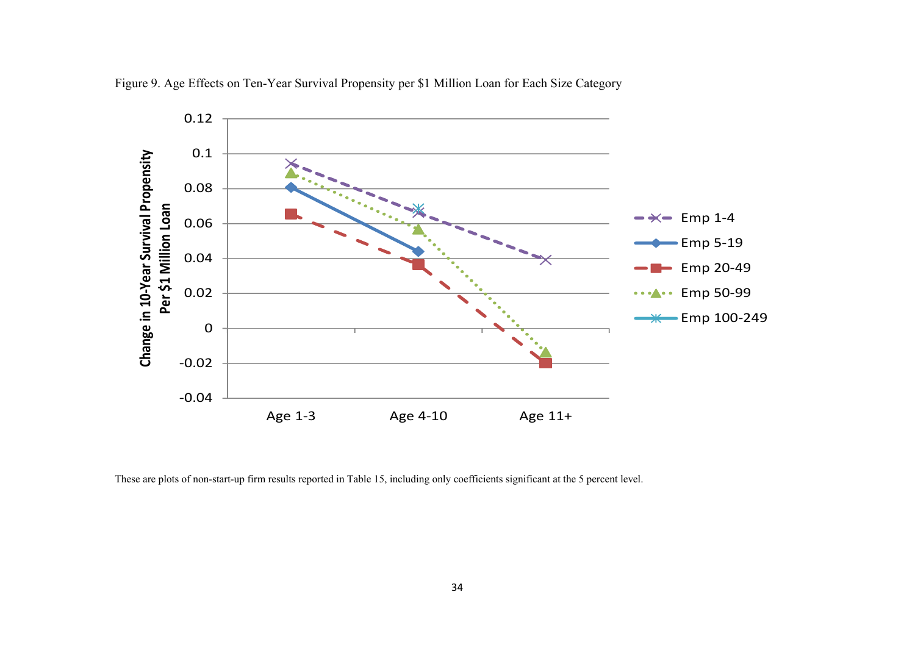Figure 9. Age Effects on Ten-Year Survival Propensity per $1 Million Loan for Each Size Category

These are plots of non-start-up firm results reported in Table 15, including only coefficients significant at the 5 percent level.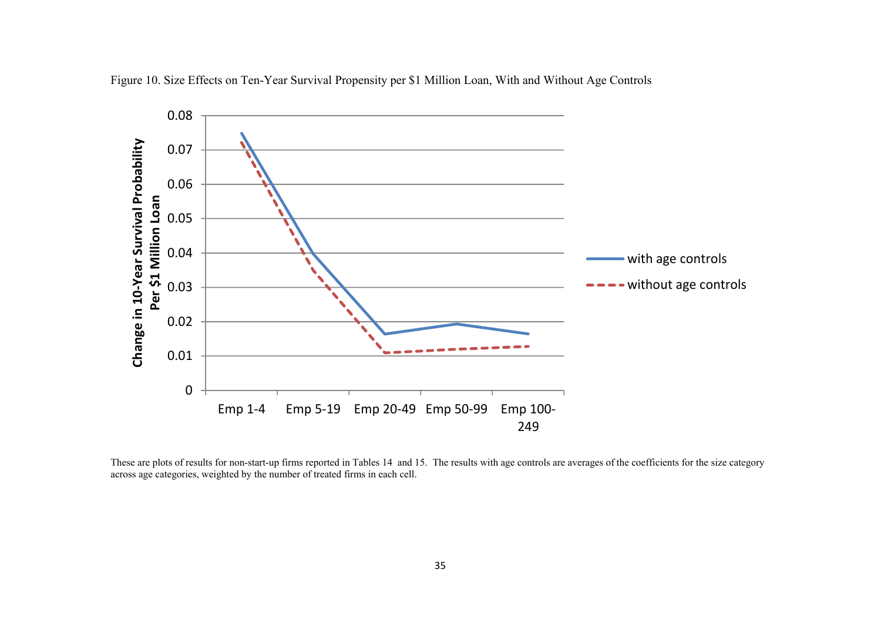Figure 10. Size Effects on Ten-Year Survival Propensity per $1 Million Loan, With and Without Age Controls

These are plots of results for non-start-up firms reported in Tables 14 and 15. The results with age controls are averages of the coefficients for the size category across age categories, weighted by the number of treated firms in each cell.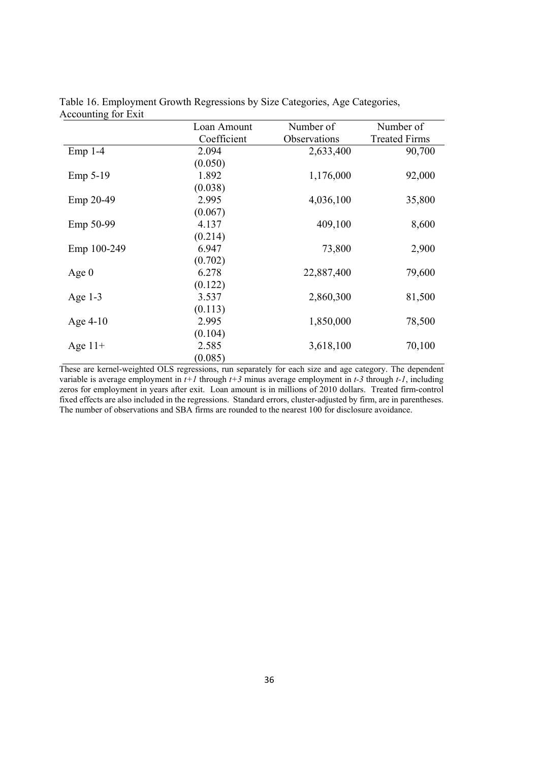Table 16. Employment Growth Regressions by Size Categories, Age Categories, Accounting for Exit

| | Loan Amount Coefficient | Number of Observations | Number of Treated Firms |
|---|---|---|---|
| Emp 1-4 | 2.094 | 2,633,400 | 90,700 |
| | (0.050) | | |
| Emp 5-19 | 1.892 | 1,176,000 | 92,000 |
| | (0.038) | | |
| Emp 20-49 | 2.995 | 4,036,100 | 35,800 |
| | (0.067) | | |
| Emp 50-99 | 4.137 | 409,100 | 8,600 |
| | (0.214) | | |
| Emp 100-249 | 6.947 | 73,800 | 2,900 |
| | (0.702) | | |
| Age 0 | 6.278 | 22,887,400 | 79,600 |
| | (0.122) | | |
| Age 1-3 | 3.537 | 2,860,300 | 81,500 |
| | (0.113) | | |
| Age 4-10 | 2.995 | 1,850,000 | 78,500 |
| | (0.104) | | |
| Age 11+ | 2.585 | 3,618,100 | 70,100 |
| | (0.085) | | |

These are kernel-weighted OLS regressions, run separately for each size and age category. The dependent variable is average employment in $t+1$ through $t+3$ minus average employment in $t-3$ through $t-1$, including zeros for employment in years after exit. Loan amount is in millions of 2010 dollars. Treated firm-control fixed effects are also included in the regressions. Standard errors, cluster-adjusted by firm, are in parentheses. The number of observations and SBA firms are rounded to the nearest 100 for disclosure avoidance.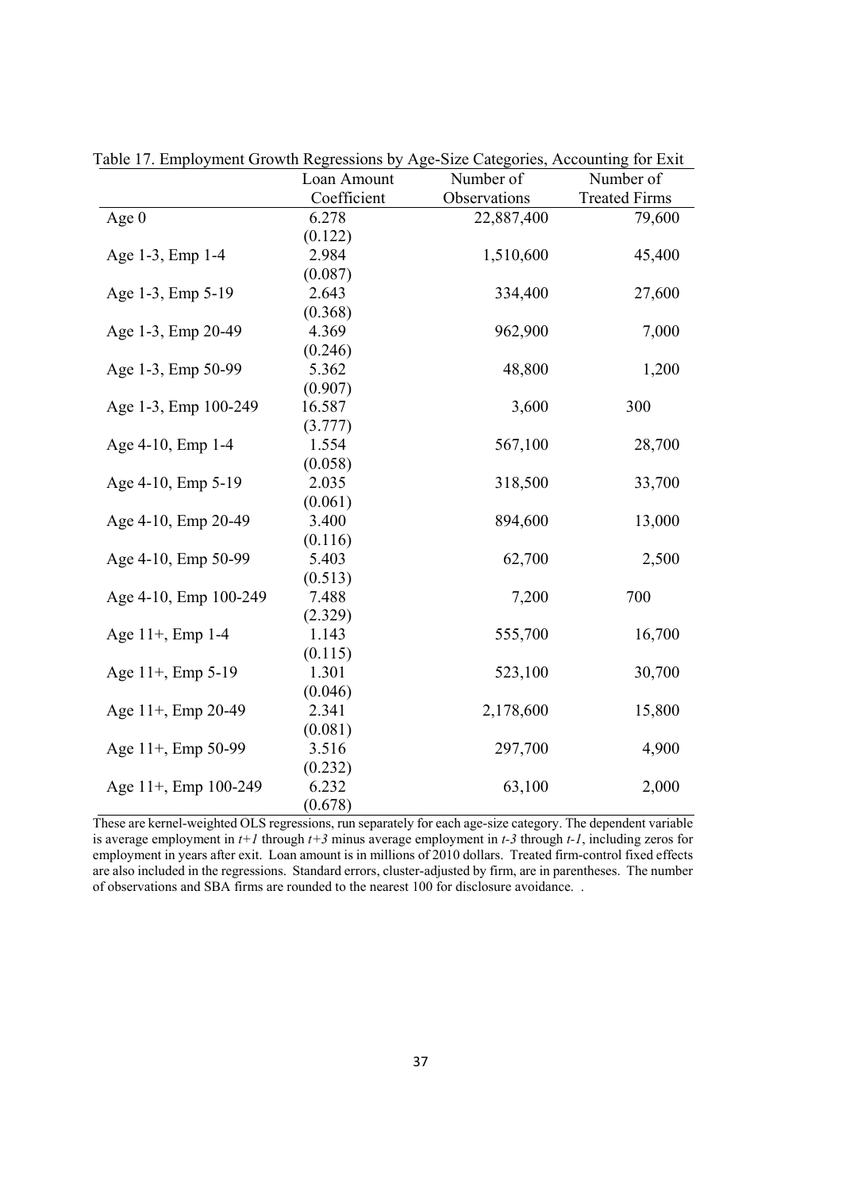Table 17. Employment Growth Regressions by Age-Size Categories, Accounting for Exit

| | Loan Amount Coefficient | Number of Observations | Number of Treated Firms |
|---|---|---|---|
| Age 0 | 6.278 | 22,887,400 | 79,600 |
| | (0.122) | | |
| Age 1-3, Emp 1-4 | 2.984 | 1,510,600 | 45,400 |
| | (0.087) | | |
| Age 1-3, Emp 5-19 | 2.643 | 334,400 | 27,600 |
| | (0.368) | | |
| Age 1-3, Emp 20-49 | 4.369 | 962,900 | 7,000 |
| | (0.246) | | |
| Age 1-3, Emp 50-99 | 5.362 | 48,800 | 1,200 |
| | (0.907) | | |
| Age 1-3, Emp 100-249 | 16.587 | 3,600 | 300 |
| | (3.777) | | |
| Age 4-10, Emp 1-4 | 1.554 | 567,100 | 28,700 |
| | (0.058) | | |
| Age 4-10, Emp 5-19 | 2.035 | 318,500 | 33,700 |
| | (0.061) | | |
| Age 4-10, Emp 20-49 | 3.400 | 894,600 | 13,000 |
| | (0.116) | | |
| Age 4-10, Emp 50-99 | 5.403 | 62,700 | 2,500 |
| | (0.513) | | |
| Age 4-10, Emp 100-249 | 7.488 | 7,200 | 700 |
| | (2.329) | | |
| Age 11+, Emp 1-4 | 1.143 | 555,700 | 16,700 |
| | (0.115) | | |
| Age 11+, Emp 5-19 | 1.301 | 523,100 | 30,700 |
| | (0.046) | | |
| Age 11+, Emp 20-49 | 2.341 | 2,178,600 | 15,800 |
| | (0.081) | | |
| Age 11+, Emp 50-99 | 3.516 | 297,700 | 4,900 |
| | (0.232) | | |
| Age 11+, Emp 100-249 | 6.232 | 63,100 | 2,000 |
| | (0.678) | | |

These are kernel-weighted OLS regressions, run separately for each age-size category. The dependent variable is average employment in $t+1$ through $t+3$ minus average employment in $t-3$ through $t-1$, including zeros for employment in years after exit. Loan amount is in millions of 2010 dollars. Treated firm-control fixed effects are also included in the regressions. Standard errors, cluster-adjusted by firm, are in parentheses. The number of observations and SBA firms are rounded to the nearest 100 for disclosure avoidance. .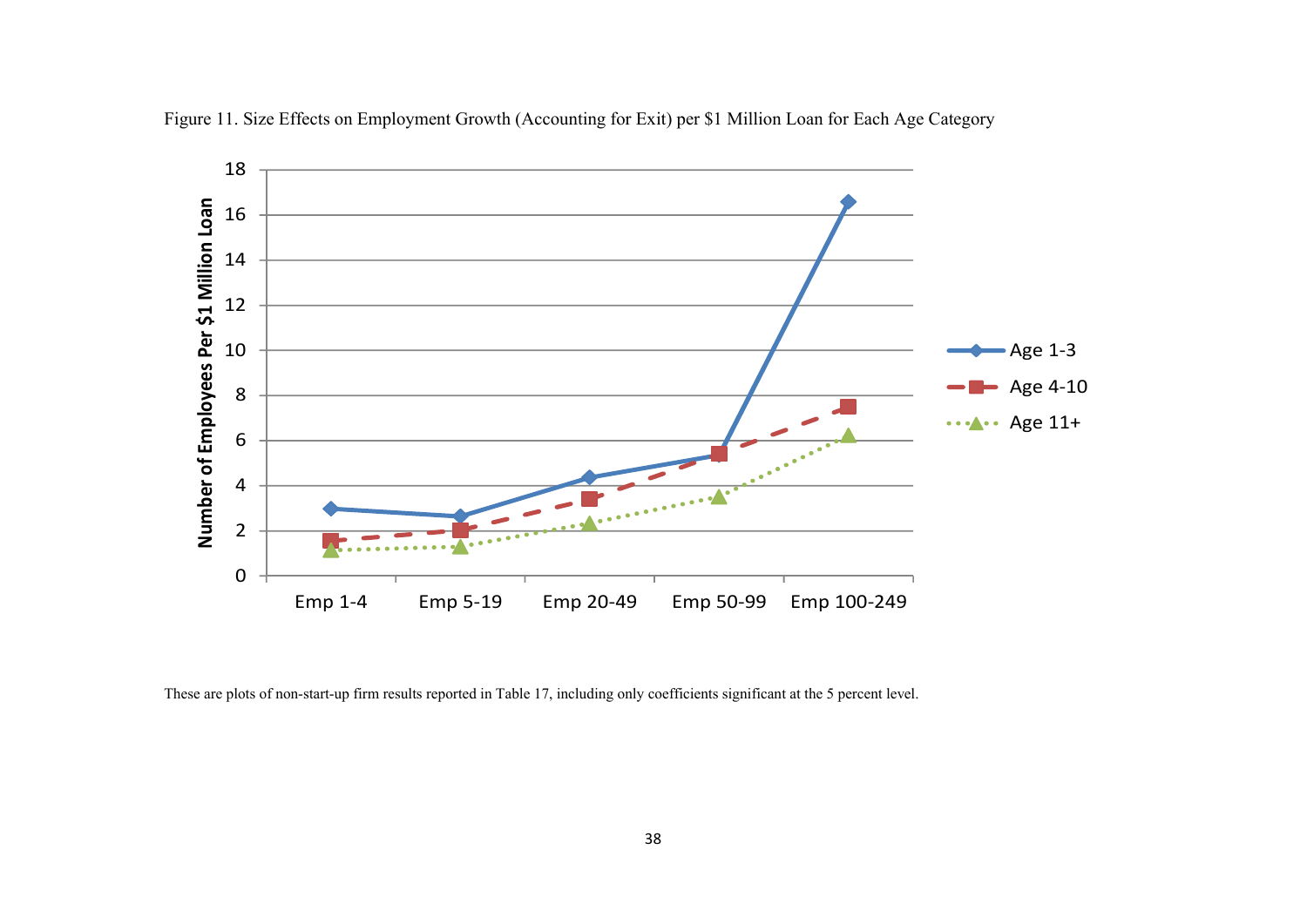Figure 11. Size Effects on Employment Growth (Accounting for Exit) per $1 Million Loan for Each Age Category

These are plots of non-start-up firm results reported in Table 17, including only coefficients significant at the 5 percent level.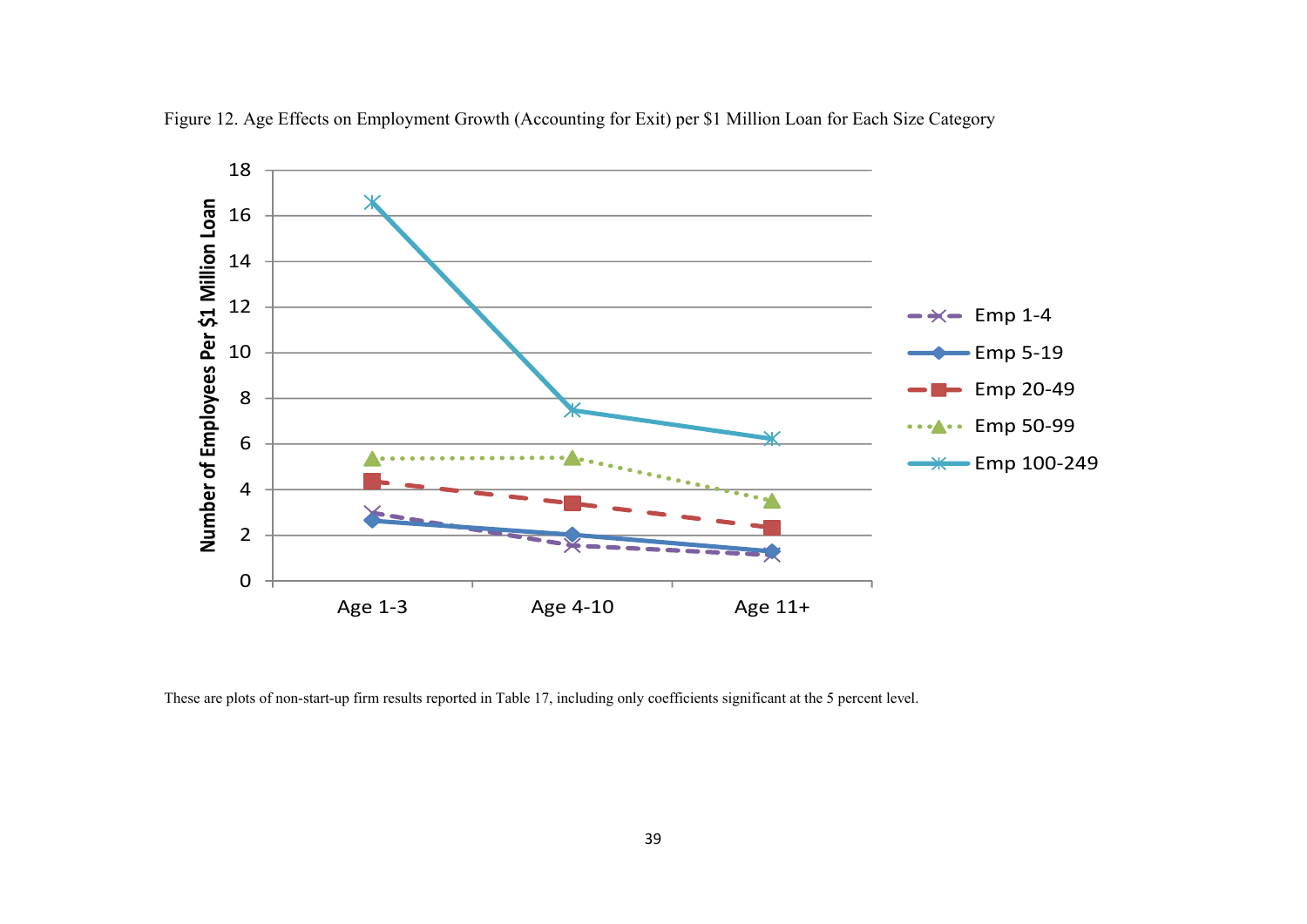Figure 12. Age Effects on Employment Growth (Accounting for Exit) per $1 Million Loan for Each Size Category

These are plots of non-start-up firm results reported in Table 17, including only coefficients significant at the 5 percent level.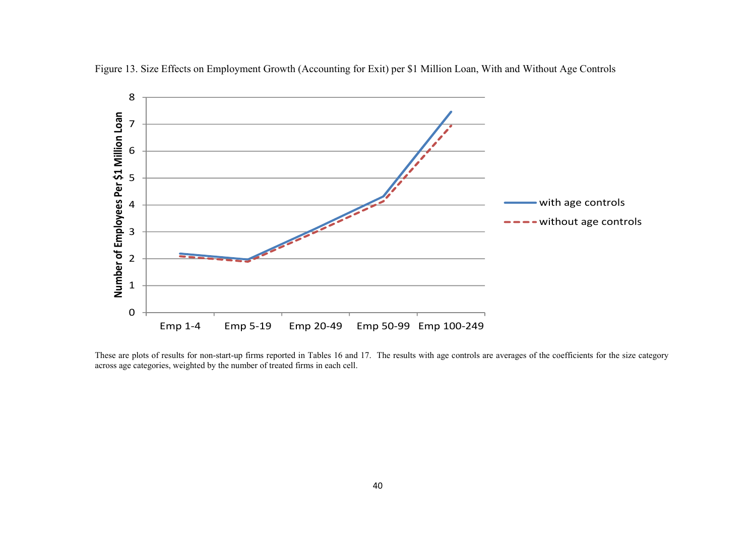Figure 13. Size Effects on Employment Growth (Accounting for Exit) per $1 Million Loan, With and Without Age Controls

These are plots of results for non-start-up firms reported in Tables 16 and 17. The results with age controls are averages of the coefficients for the size category across age categories, weighted by the number of treated firms in each cell.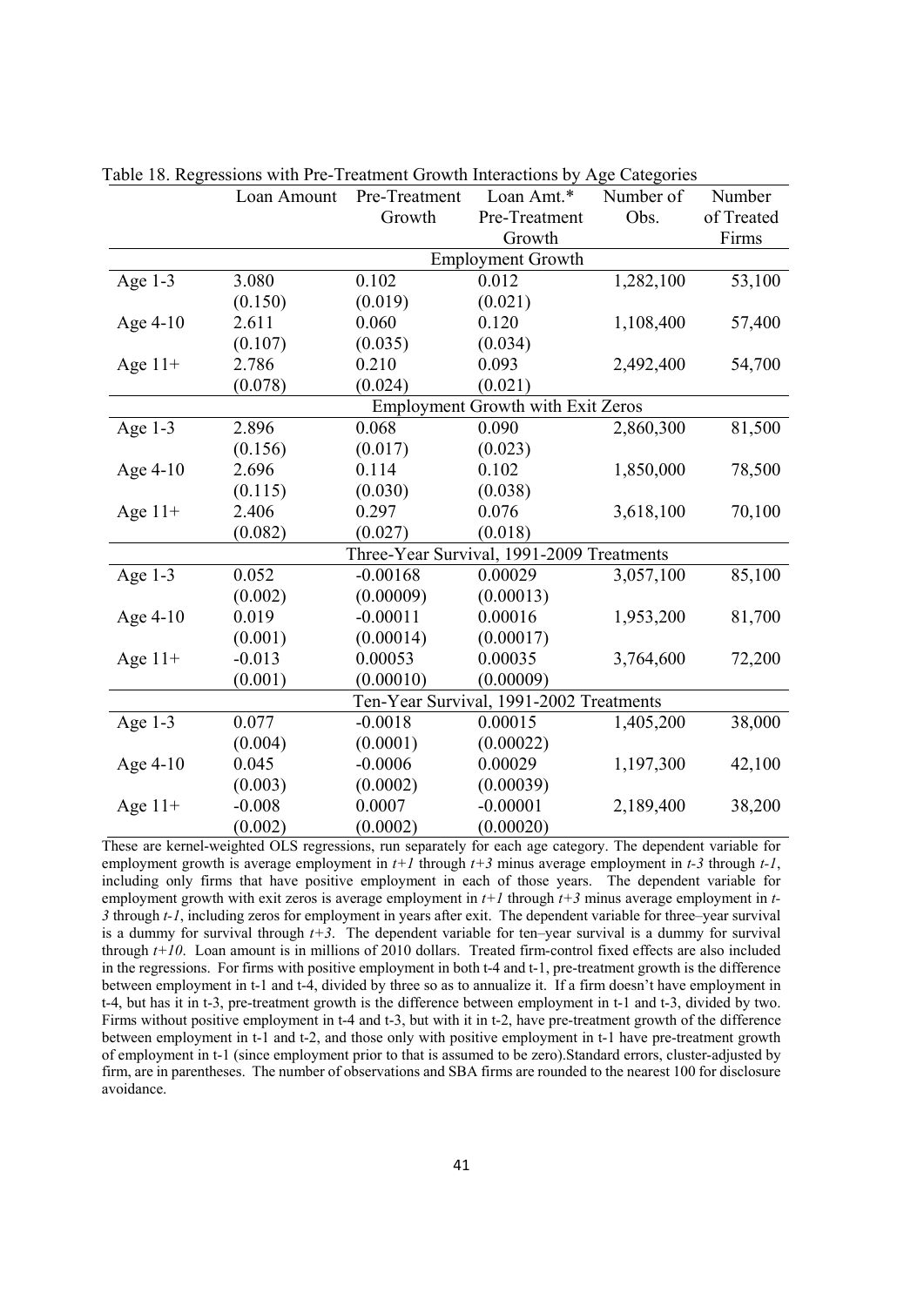Table 18. Regressions with Pre-Treatment Growth Interactions by Age Categories

| | Loan Amount | Pre-Treatment Growth | Loan Amt.* Pre-Treatment Growth | Number of Obs. | Number of Treated Firms |
|---|---|---|---|---|---|
| | | | **Employment Growth** | | |
| Age 1-3 | 3.080 | 0.102 | 0.012 | 1,282,100 | 53,100 |
| | (0.150) | (0.019) | (0.021) | | |
| Age 4-10 | 2.611 | 0.060 | 0.120 | 1,108,400 | 57,400 |
| | (0.107) | (0.035) | (0.034) | | |
| Age 11+ | 2.786 | 0.210 | 0.093 | 2,492,400 | 54,700 |
| | (0.078) | (0.024) | (0.021) | | |
| | | | **Employment Growth with Exit Zeros** | | |
| Age 1-3 | 2.896 | 0.068 | 0.090 | 2,860,300 | 81,500 |
| | (0.156) | (0.017) | (0.023) | | |
| Age 4-10 | 2.696 | 0.114 | 0.102 | 1,850,000 | 78,500 |
| | (0.115) | (0.030) | (0.038) | | |
| Age 11+ | 2.406 | 0.297 | 0.076 | 3,618,100 | 70,100 |
| | (0.082) | (0.027) | (0.018) | | |
| | | | **Three-Year Survival, 1991-2009 Treatments** | | |
| Age 1-3 | 0.052 | -0.00168 | 0.00029 | 3,057,100 | 85,100 |
| | (0.002) | (0.00009) | (0.00013) | | |
| Age 4-10 | 0.019 | -0.00011 | 0.00016 | 1,953,200 | 81,700 |
| | (0.001) | (0.00014) | (0.00017) | | |
| Age 11+ | -0.013 | 0.00053 | 0.00035 | 3,764,600 | 72,200 |
| | (0.001) | (0.00010) | (0.00009) | | |
| | | | **Ten-Year Survival, 1991-2002 Treatments** | | |
| Age 1-3 | 0.077 | -0.0018 | 0.00015 | 1,405,200 | 38,000 |
| | (0.004) | (0.0001) | (0.00022) | | |
| Age 4-10 | 0.045 | -0.0006 | 0.00029 | 1,197,300 | 42,100 |
| | (0.003) | (0.0002) | (0.00039) | | |
| Age 11+ | -0.008 | 0.0007 | -0.00001 | 2,189,400 | 38,200 |
| | (0.002) | (0.0002) | (0.00020) | | |

These are kernel-weighted OLS regressions, run separately for each age category. The dependent variable for employment growth is average employment in $t+1$ through $t+3$ minus average employment in $t$-$3$ through $t$-$1$, including only firms that have positive employment in each of those years. The dependent variable for employment growth with exit zeros is average employment in $t+1$ through $t+3$ minus average employment in $t$-$3$ through $t$-$1$, including zeros for employment in years after exit. The dependent variable for three–year survival is a dummy for survival through $t+3$. The dependent variable for ten–year survival is a dummy for survival through $t+10$. Loan amount is in millions of 2010 dollars. Treated firm-control fixed effects are also included in the regressions. For firms with positive employment in both t-4 and t-1, pre-treatment growth is the difference between employment in t-1 and t-4, divided by three so as to annualize it. If a firm doesn't have employment in t-4, but has it in t-3, pre-treatment growth is the difference between employment in t-1 and t-3, divided by two. Firms without positive employment in t-4 and t-3, but with it in t-2, have pre-treatment growth of the difference between employment in t-1 and t-2, and those only with positive employment in t-1 have pre-treatment growth of employment in t-1 (since employment prior to that is assumed to be zero).Standard errors, cluster-adjusted by firm, are in parentheses. The number of observations and SBA firms are rounded to the nearest 100 for disclosure avoidance.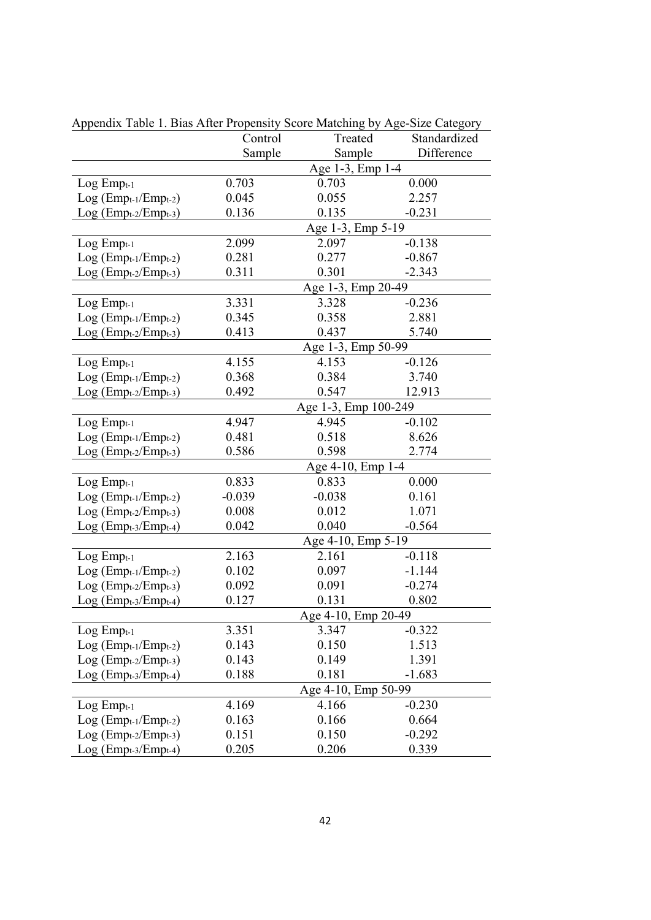Appendix Table 1. Bias After Propensity Score Matching by Age-Size Category

| | Control Sample | Treated Sample | Standardized Difference |
|---|---|---|---|
| | | Age 1-3, Emp 1-4 | |
| Log $Emp_{t-1}$ | 0.703 | 0.703 | 0.000 |
| Log $(Emp_{t-1}/Emp_{t-2})$ | 0.045 | 0.055 | 2.257 |
| Log $(Emp_{t-2}/Emp_{t-3})$ | 0.136 | 0.135 | -0.231 |
| | | Age 1-3, Emp 5-19 | |
| Log $Emp_{t-1}$ | 2.099 | 2.097 | -0.138 |
| Log $(Emp_{t-1}/Emp_{t-2})$ | 0.281 | 0.277 | -0.867 |
| Log $(Emp_{t-2}/Emp_{t-3})$ | 0.311 | 0.301 | -2.343 |
| | | Age 1-3, Emp 20-49 | |
| Log $Emp_{t-1}$ | 3.331 | 3.328 | -0.236 |
| Log $(Emp_{t-1}/Emp_{t-2})$ | 0.345 | 0.358 | 2.881 |
| Log $(Emp_{t-2}/Emp_{t-3})$ | 0.413 | 0.437 | 5.740 |
| | | Age 1-3, Emp 50-99 | |
| Log $Emp_{t-1}$ | 4.155 | 4.153 | -0.126 |
| Log $(Emp_{t-1}/Emp_{t-2})$ | 0.368 | 0.384 | 3.740 |
| Log $(Emp_{t-2}/Emp_{t-3})$ | 0.492 | 0.547 | 12.913 |
| | | Age 1-3, Emp 100-249 | |
| Log $Emp_{t-1}$ | 4.947 | 4.945 | -0.102 |
| Log $(Emp_{t-1}/Emp_{t-2})$ | 0.481 | 0.518 | 8.626 |
| Log $(Emp_{t-2}/Emp_{t-3})$ | 0.586 | 0.598 | 2.774 |
| | | Age 4-10, Emp 1-4 | |
| Log $Emp_{t-1}$ | 0.833 | 0.833 | 0.000 |
| Log $(Emp_{t-1}/Emp_{t-2})$ | -0.039 | -0.038 | 0.161 |
| Log $(Emp_{t-2}/Emp_{t-3})$ | 0.008 | 0.012 | 1.071 |
| Log $(Emp_{t-3}/Emp_{t-4})$ | 0.042 | 0.040 | -0.564 |
| | | Age 4-10, Emp 5-19 | |
| Log $Emp_{t-1}$ | 2.163 | 2.161 | -0.118 |
| Log $(Emp_{t-1}/Emp_{t-2})$ | 0.102 | 0.097 | -1.144 |
| Log $(Emp_{t-2}/Emp_{t-3})$ | 0.092 | 0.091 | -0.274 |
| Log $(Emp_{t-3}/Emp_{t-4})$ | 0.127 | 0.131 | 0.802 |
| | | Age 4-10, Emp 20-49 | |
| Log $Emp_{t-1}$ | 3.351 | 3.347 | -0.322 |
| Log $(Emp_{t-1}/Emp_{t-2})$ | 0.143 | 0.150 | 1.513 |
| Log $(Emp_{t-2}/Emp_{t-3})$ | 0.143 | 0.149 | 1.391 |
| Log $(Emp_{t-3}/Emp_{t-4})$ | 0.188 | 0.181 | -1.683 |
| | | Age 4-10, Emp 50-99 | |
| Log $Emp_{t-1}$ | 4.169 | 4.166 | -0.230 |
| Log $(Emp_{t-1}/Emp_{t-2})$ | 0.163 | 0.166 | 0.664 |
| Log $(Emp_{t-2}/Emp_{t-3})$ | 0.151 | 0.150 | -0.292 |
| Log $(Emp_{t-3}/Emp_{t-4})$ | 0.205 | 0.206 | 0.339 |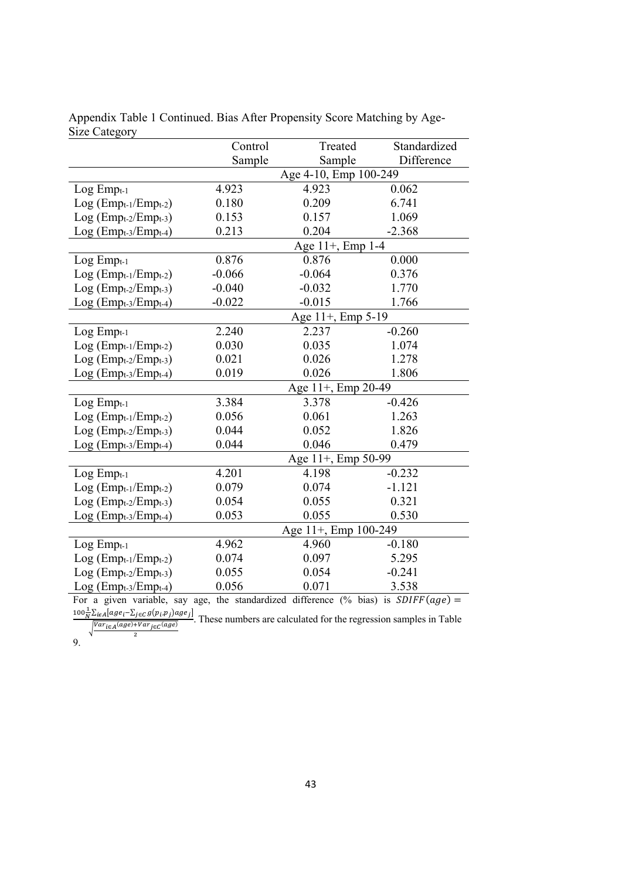Appendix Table 1 Continued. Bias After Propensity Score Matching by Age-Size Category

| | Control Sample | Treated Sample | Standardized Difference |
|---|---|---|---|
| | | Age 4-10, Emp 100-249 | |
| Log $Emp_{t-1}$ | 4.923 | 4.923 | 0.062 |
| Log ($Emp_{t-1}/Emp_{t-2}$) | 0.180 | 0.209 | 6.741 |
| Log ($Emp_{t-2}/Emp_{t-3}$) | 0.153 | 0.157 | 1.069 |
| Log ($Emp_{t-3}/Emp_{t-4}$) | 0.213 | 0.204 | -2.368 |
| | | Age 11+, Emp 1-4 | |
| Log $Emp_{t-1}$ | 0.876 | 0.876 | 0.000 |
| Log ($Emp_{t-1}/Emp_{t-2}$) | -0.066 | -0.064 | 0.376 |
| Log ($Emp_{t-2}/Emp_{t-3}$) | -0.040 | -0.032 | 1.770 |
| Log ($Emp_{t-3}/Emp_{t-4}$) | -0.022 | -0.015 | 1.766 |
| | | Age 11+, Emp 5-19 | |
| Log $Emp_{t-1}$ | 2.240 | 2.237 | -0.260 |
| Log ($Emp_{t-1}/Emp_{t-2}$) | 0.030 | 0.035 | 1.074 |
| Log ($Emp_{t-2}/Emp_{t-3}$) | 0.021 | 0.026 | 1.278 |
| Log ($Emp_{t-3}/Emp_{t-4}$) | 0.019 | 0.026 | 1.806 |
| | | Age 11+, Emp 20-49 | |
| Log $Emp_{t-1}$ | 3.384 | 3.378 | -0.426 |
| Log ($Emp_{t-1}/Emp_{t-2}$) | 0.056 | 0.061 | 1.263 |
| Log ($Emp_{t-2}/Emp_{t-3}$) | 0.044 | 0.052 | 1.826 |
| Log ($Emp_{t-3}/Emp_{t-4}$) | 0.044 | 0.046 | 0.479 |
| | | Age 11+, Emp 50-99 | |
| Log $Emp_{t-1}$ | 4.201 | 4.198 | -0.232 |
| Log ($Emp_{t-1}/Emp_{t-2}$) | 0.079 | 0.074 | -1.121 |
| Log ($Emp_{t-2}/Emp_{t-3}$) | 0.054 | 0.055 | 0.321 |
| Log ($Emp_{t-3}/Emp_{t-4}$) | 0.053 | 0.055 | 0.530 |
| | | Age 11+, Emp 100-249 | |
| Log $Emp_{t-1}$ | 4.962 | 4.960 | -0.180 |
| Log ($Emp_{t-1}/Emp_{t-2}$) | 0.074 | 0.097 | 5.295 |
| Log ($Emp_{t-2}/Emp_{t-3}$) | 0.055 | 0.054 | -0.241 |
| Log ($Emp_{t-3}/Emp_{t-4}$) | 0.056 | 0.071 | 3.538 |

For a given variable, say age, the standardized difference (% bias) is $SDIFF(age) = \frac{100\frac{1}{N}\sum_{i\in A}[age_i - \sum_{j\in C} g(p_i p_j) age_j]}{\sqrt{\frac{Var_{i\in A}(age)+Var_{j\in C}(age)}{2}}}$. These numbers are calculated for the regression samples in Table 9.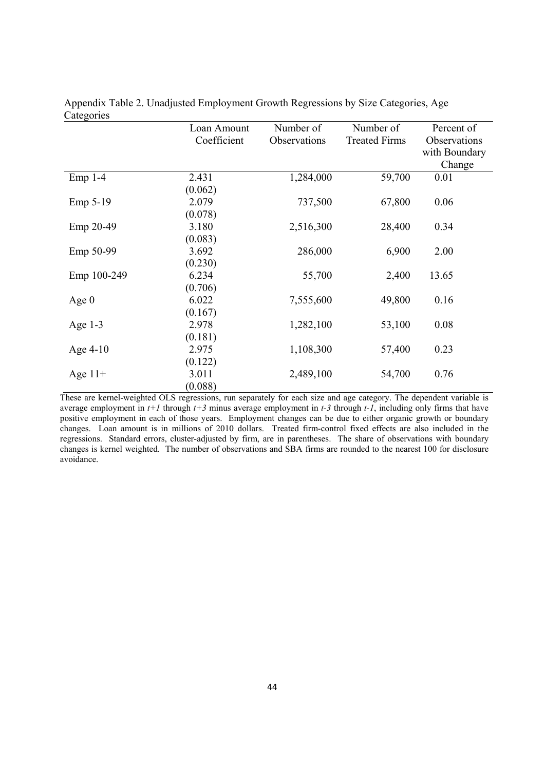Appendix Table 2. Unadjusted Employment Growth Regressions by Size Categories, Age Categories

| | Loan Amount Coefficient | Number of Observations | Number of Treated Firms | Percent of Observations with Boundary Change |
|---|---|---|---|---|
| Emp 1-4 | 2.431 | 1,284,000 | 59,700 | 0.01 |
| | (0.062) | | | |
| Emp 5-19 | 2.079 | 737,500 | 67,800 | 0.06 |
| | (0.078) | | | |
| Emp 20-49 | 3.180 | 2,516,300 | 28,400 | 0.34 |
| | (0.083) | | | |
| Emp 50-99 | 3.692 | 286,000 | 6,900 | 2.00 |
| | (0.230) | | | |
| Emp 100-249 | 6.234 | 55,700 | 2,400 | 13.65 |
| | (0.706) | | | |
| Age 0 | 6.022 | 7,555,600 | 49,800 | 0.16 |
| | (0.167) | | | |
| Age 1-3 | 2.978 | 1,282,100 | 53,100 | 0.08 |
| | (0.181) | | | |
| Age 4-10 | 2.975 | 1,108,300 | 57,400 | 0.23 |
| | (0.122) | | | |
| Age 11+ | 3.011 | 2,489,100 | 54,700 | 0.76 |
| | (0.088) | | | |

These are kernel-weighted OLS regressions, run separately for each size and age category. The dependent variable is average employment in *t+1* through *t+3* minus average employment in *t-3* through *t-1*, including only firms that have positive employment in each of those years. Employment changes can be due to either organic growth or boundary changes. Loan amount is in millions of 2010 dollars. Treated firm-control fixed effects are also included in the regressions. Standard errors, cluster-adjusted by firm, are in parentheses. The share of observations with boundary changes is kernel weighted. The number of observations and SBA firms are rounded to the nearest 100 for disclosure avoidance.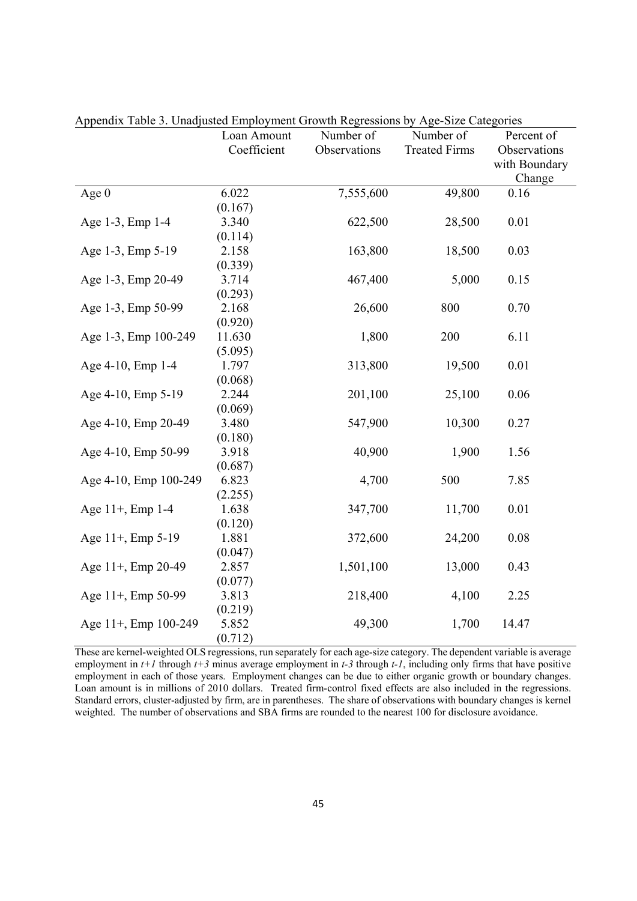Appendix Table 3. Unadjusted Employment Growth Regressions by Age-Size Categories

| | Loan Amount Coefficient | Number of Observations | Number of Treated Firms | Percent of Observations with Boundary Change |
|---|---|---|---|---|
| Age 0 | 6.022 | 7,555,600 | 49,800 | 0.16 |
| | (0.167) | | | |
| Age 1-3, Emp 1-4 | 3.340 | 622,500 | 28,500 | 0.01 |
| | (0.114) | | | |
| Age 1-3, Emp 5-19 | 2.158 | 163,800 | 18,500 | 0.03 |
| | (0.339) | | | |
| Age 1-3, Emp 20-49 | 3.714 | 467,400 | 5,000 | 0.15 |
| | (0.293) | | | |
| Age 1-3, Emp 50-99 | 2.168 | 26,600 | 800 | 0.70 |
| | (0.920) | | | |
| Age 1-3, Emp 100-249 | 11.630 | 1,800 | 200 | 6.11 |
| | (5.095) | | | |
| Age 4-10, Emp 1-4 | 1.797 | 313,800 | 19,500 | 0.01 |
| | (0.068) | | | |
| Age 4-10, Emp 5-19 | 2.244 | 201,100 | 25,100 | 0.06 |
| | (0.069) | | | |
| Age 4-10, Emp 20-49 | 3.480 | 547,900 | 10,300 | 0.27 |
| | (0.180) | | | |
| Age 4-10, Emp 50-99 | 3.918 | 40,900 | 1,900 | 1.56 |
| | (0.687) | | | |
| Age 4-10, Emp 100-249 | 6.823 | 4,700 | 500 | 7.85 |
| | (2.255) | | | |
| Age 11+, Emp 1-4 | 1.638 | 347,700 | 11,700 | 0.01 |
| | (0.120) | | | |
| Age 11+, Emp 5-19 | 1.881 | 372,600 | 24,200 | 0.08 |
| | (0.047) | | | |
| Age 11+, Emp 20-49 | 2.857 | 1,501,100 | 13,000 | 0.43 |
| | (0.077) | | | |
| Age 11+, Emp 50-99 | 3.813 | 218,400 | 4,100 | 2.25 |
| | (0.219) | | | |
| Age 11+, Emp 100-249 | 5.852 | 49,300 | 1,700 | 14.47 |
| | (0.712) | | | |

These are kernel-weighted OLS regressions, run separately for each age-size category. The dependent variable is average employment in $t+1$ through $t+3$ minus average employment in $t-3$ through $t-1$, including only firms that have positive employment in each of those years. Employment changes can be due to either organic growth or boundary changes. Loan amount is in millions of 2010 dollars. Treated firm-control fixed effects are also included in the regressions. Standard errors, cluster-adjusted by firm, are in parentheses. The share of observations with boundary changes is kernel weighted. The number of observations and SBA firms are rounded to the nearest 100 for disclosure avoidance.